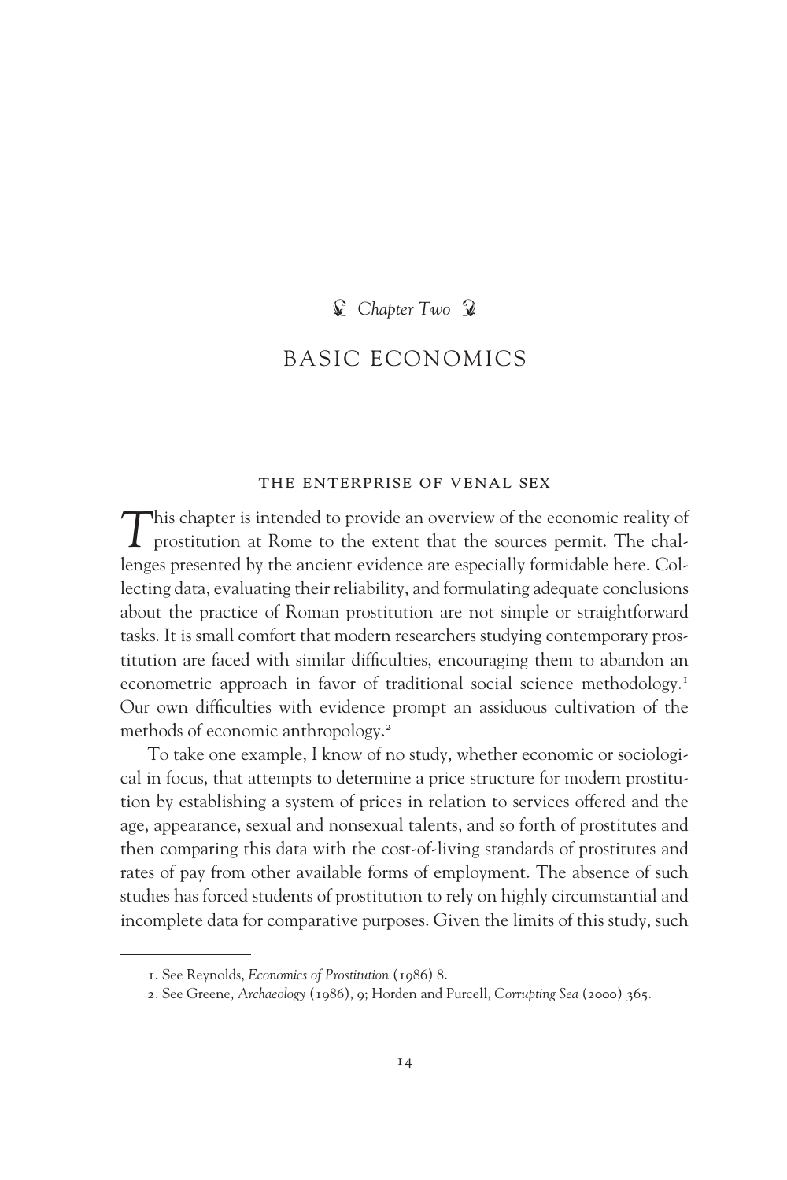## *Chapter Two*

# BASIC ECONOMICS

### THE ENTERPRISE OF VENAL SEX

This chapter is intended to provide an overview of the economic reality of prostitution at Rome to the extent that the sources permit. The challenges presented by the ancient evidence are especially formidable here. Collecting data, evaluating their reliability, and formulating adequate conclusions about the practice of Roman prostitution are not simple or straightforward tasks. It is small comfort that modern researchers studying contemporary prostitution are faced with similar difficulties, encouraging them to abandon an econometric approach in favor of traditional social science methodology.[1] Our own difficulties with evidence prompt an assiduous cultivation of the methods of economic anthropology.[2]

To take one example, I know of no study, whether economic or sociological in focus, that attempts to determine a price structure for modern prostitution by establishing a system of prices in relation to services offered and the age, appearance, sexual and nonsexual talents, and so forth of prostitutes and then comparing this data with the cost-of-living standards of prostitutes and rates of pay from other available forms of employment. The absence of such studies has forced students of prostitution to rely on highly circumstantial and incomplete data for comparative purposes. Given the limits of this study, such

---

1. See Reynolds, *Economics of Prostitution* (1986) 8.
2. See Greene, *Archaeology* (1986), 9; Horden and Purcell, *Corrupting Sea* (2000) 365.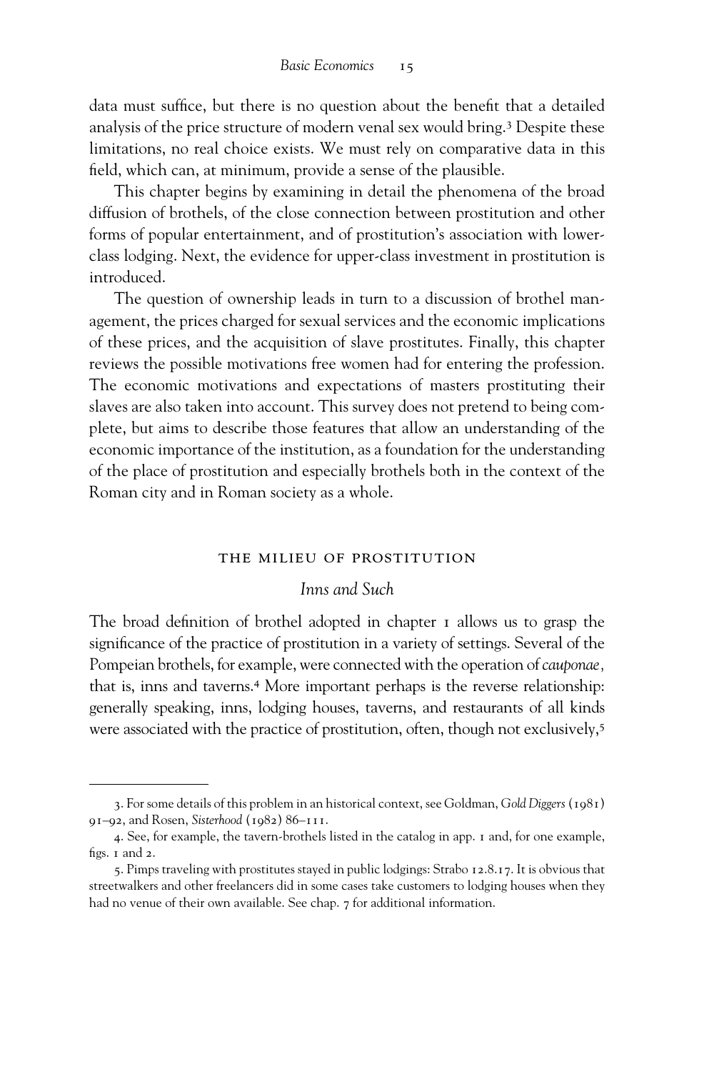data must suffice, but there is no question about the benefit that a detailed analysis of the price structure of modern venal sex would bring.[3] Despite these limitations, no real choice exists. We must rely on comparative data in this field, which can, at minimum, provide a sense of the plausible.

This chapter begins by examining in detail the phenomena of the broad diffusion of brothels, of the close connection between prostitution and other forms of popular entertainment, and of prostitution's association with lower-class lodging. Next, the evidence for upper-class investment in prostitution is introduced.

The question of ownership leads in turn to a discussion of brothel management, the prices charged for sexual services and the economic implications of these prices, and the acquisition of slave prostitutes. Finally, this chapter reviews the possible motivations free women had for entering the profession. The economic motivations and expectations of masters prostituting their slaves are also taken into account. This survey does not pretend to being complete, but aims to describe those features that allow an understanding of the economic importance of the institution, as a foundation for the understanding of the place of prostitution and especially brothels both in the context of the Roman city and in Roman society as a whole.

## THE MILIEU OF PROSTITUTION

### *Inns and Such*

The broad definition of brothel adopted in chapter 1 allows us to grasp the significance of the practice of prostitution in a variety of settings. Several of the Pompeian brothels, for example, were connected with the operation of *cauponae*, that is, inns and taverns.[4] More important perhaps is the reverse relationship: generally speaking, inns, lodging houses, taverns, and restaurants of all kinds were associated with the practice of prostitution, often, though not exclusively,[5]

---

3. For some details of this problem in an historical context, see Goldman, *Gold Diggers* (1981) 91–92, and Rosen, *Sisterhood* (1982) 86–111.

4. See, for example, the tavern-brothels listed in the catalog in app. 1 and, for one example, figs. 1 and 2.

5. Pimps traveling with prostitutes stayed in public lodgings: Strabo 12.8.17. It is obvious that streetwalkers and other freelancers did in some cases take customers to lodging houses when they had no venue of their own available. See chap. 7 for additional information.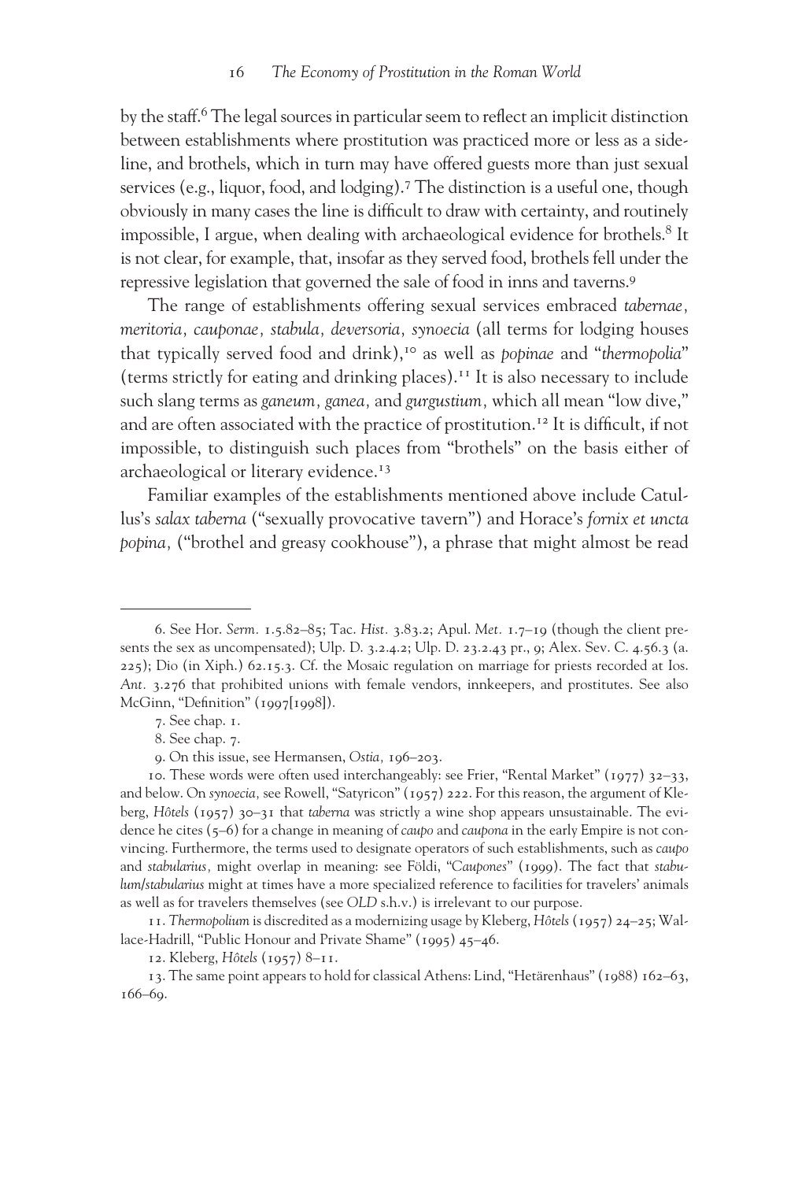by the staff.[6] The legal sources in particular seem to reflect an implicit distinction between establishments where prostitution was practiced more or less as a sideline, and brothels, which in turn may have offered guests more than just sexual services (e.g., liquor, food, and lodging).[7] The distinction is a useful one, though obviously in many cases the line is difficult to draw with certainty, and routinely impossible, I argue, when dealing with archaeological evidence for brothels.[8] It is not clear, for example, that, insofar as they served food, brothels fell under the repressive legislation that governed the sale of food in inns and taverns.[9]

The range of establishments offering sexual services embraced *tabernae, meritoria, cauponae, stabula, deversoria, synoecia* (all terms for lodging houses that typically served food and drink),[10] as well as *popinae* and "*thermopolia*" (terms strictly for eating and drinking places).[11] It is also necessary to include such slang terms as *ganeum, ganea,* and *gurgustium,* which all mean "low dive," and are often associated with the practice of prostitution.[12] It is difficult, if not impossible, to distinguish such places from "brothels" on the basis either of archaeological or literary evidence.[13]

Familiar examples of the establishments mentioned above include Catullus's *salax taberna* ("sexually provocative tavern") and Horace's *fornix et uncta popina,* ("brothel and greasy cookhouse"), a phrase that might almost be read

---

6. See Hor. *Serm.* 1.5.82–85; Tac. *Hist.* 3.83.2; Apul. *Met.* 1.7–19 (though the client presents the sex as uncompensated); Ulp. D. 3.2.4.2; Ulp. D. 23.2.43 pr., 9; Alex. Sev. C. 4.56.3 (a. 225); Dio (in Xiph.) 62.15.3. Cf. the Mosaic regulation on marriage for priests recorded at Ios. *Ant.* 3.276 that prohibited unions with female vendors, innkeepers, and prostitutes. See also McGinn, "Definition" (1997[1998]).

7. See chap. 1.

8. See chap. 7.

9. On this issue, see Hermansen, *Ostia,* 196–203.

10. These words were often used interchangeably: see Frier, "Rental Market" (1977) 32–33, and below. On *synoecia,* see Rowell, "Satyricon" (1957) 222. For this reason, the argument of Kleberg, *Hôtels* (1957) 30–31 that *taberna* was strictly a wine shop appears unsustainable. The evidence he cites (5–6) for a change in meaning of *caupo* and *caupona* in the early Empire is not convincing. Furthermore, the terms used to designate operators of such establishments, such as *caupo* and *stabularius,* might overlap in meaning: see Földi, "*Caupones*" (1999). The fact that *stabulum/stabularius* might at times have a more specialized reference to facilities for travelers' animals as well as for travelers themselves (see *OLD* s.h.v.) is irrelevant to our purpose.

11. *Thermopolium* is discredited as a modernizing usage by Kleberg, *Hôtels* (1957) 24–25; Wallace-Hadrill, "Public Honour and Private Shame" (1995) 45–46.

12. Kleberg, *Hôtels* (1957) 8–11.

13. The same point appears to hold for classical Athens: Lind, "Hetärenhaus" (1988) 162–63, 166–69.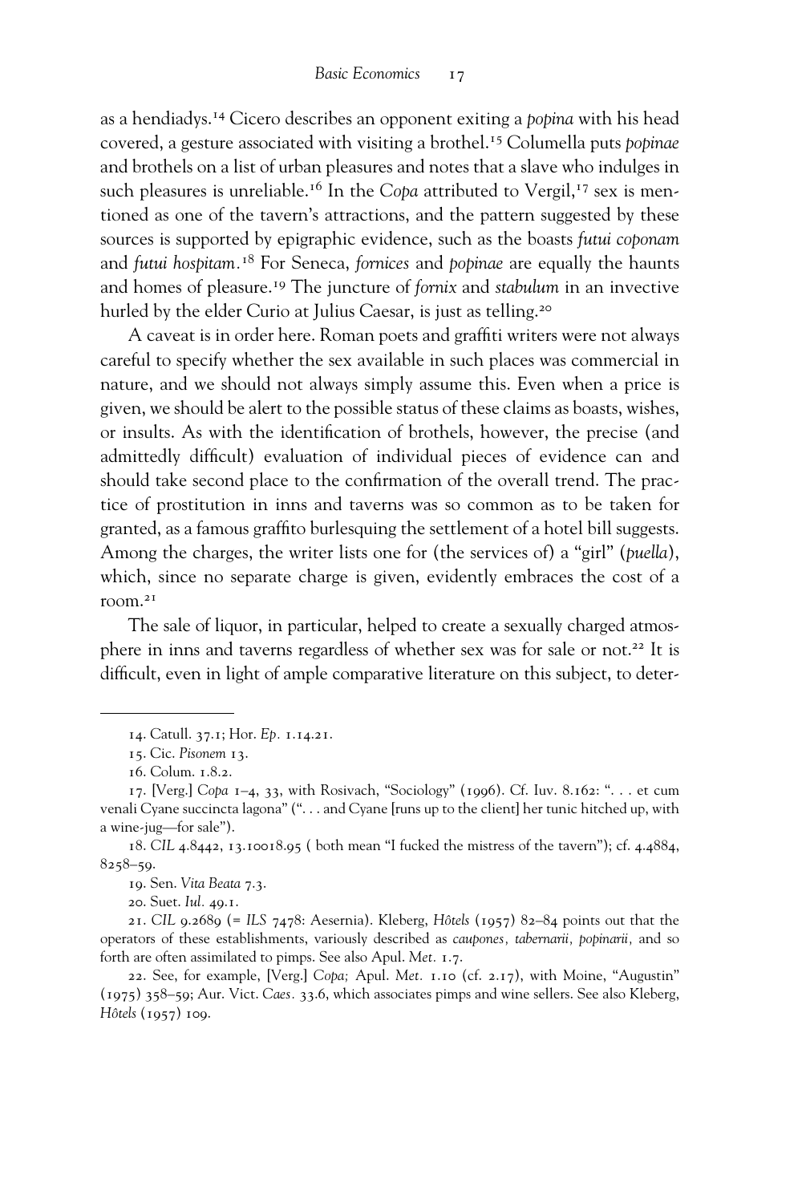as a hendiadys.[14] Cicero describes an opponent exiting a *popina* with his head covered, a gesture associated with visiting a brothel.[15] Columella puts *popinae* and brothels on a list of urban pleasures and notes that a slave who indulges in such pleasures is unreliable.[16] In the *Copa* attributed to Vergil,[17] sex is mentioned as one of the tavern's attractions, and the pattern suggested by these sources is supported by epigraphic evidence, such as the boasts *futui coponam* and *futui hospitam*.[18] For Seneca, *fornices* and *popinae* are equally the haunts and homes of pleasure.[19] The juncture of *fornix* and *stabulum* in an invective hurled by the elder Curio at Julius Caesar, is just as telling.[20]

A caveat is in order here. Roman poets and graffiti writers were not always careful to specify whether the sex available in such places was commercial in nature, and we should not always simply assume this. Even when a price is given, we should be alert to the possible status of these claims as boasts, wishes, or insults. As with the identification of brothels, however, the precise (and admittedly difficult) evaluation of individual pieces of evidence can and should take second place to the confirmation of the overall trend. The practice of prostitution in inns and taverns was so common as to be taken for granted, as a famous graffito burlesquing the settlement of a hotel bill suggests. Among the charges, the writer lists one for (the services of) a "girl" (*puella*), which, since no separate charge is given, evidently embraces the cost of a room.[21]

The sale of liquor, in particular, helped to create a sexually charged atmosphere in inns and taverns regardless of whether sex was for sale or not.[22] It is difficult, even in light of ample comparative literature on this subject, to deter-

---

14. Catull. 37.1; Hor. *Ep.* 1.14.21.

15. Cic. *Pisonem* 13.

16. Colum. 1.8.2.

17. [Verg.] *Copa* 1–4, 33, with Rosivach, "Sociology" (1996). Cf. Iuv. 8.162: ". . . et cum venali Cyane succincta lagona" (". . . and Cyane [runs up to the client] her tunic hitched up, with a wine-jug—for sale").

18. *CIL* 4.8442, 13.10018.95 ( both mean "I fucked the mistress of the tavern"); cf. 4.4884, 8258–59.

19. Sen. *Vita Beata* 7.3.

20. Suet. *Iul.* 49.1.

21. *CIL* 9.2689 (= *ILS* 7478: Aesernia). Kleberg, *Hôtels* (1957) 82–84 points out that the operators of these establishments, variously described as *caupones, tabernarii, popinarii,* and so forth are often assimilated to pimps. See also Apul. *Met.* 1.7.

22. See, for example, [Verg.] *Copa;* Apul. *Met.* 1.10 (cf. 2.17), with Moine, "Augustin" (1975) 358–59; Aur. Vict. *Caes.* 33.6, which associates pimps and wine sellers. See also Kleberg, *Hôtels* (1957) 109.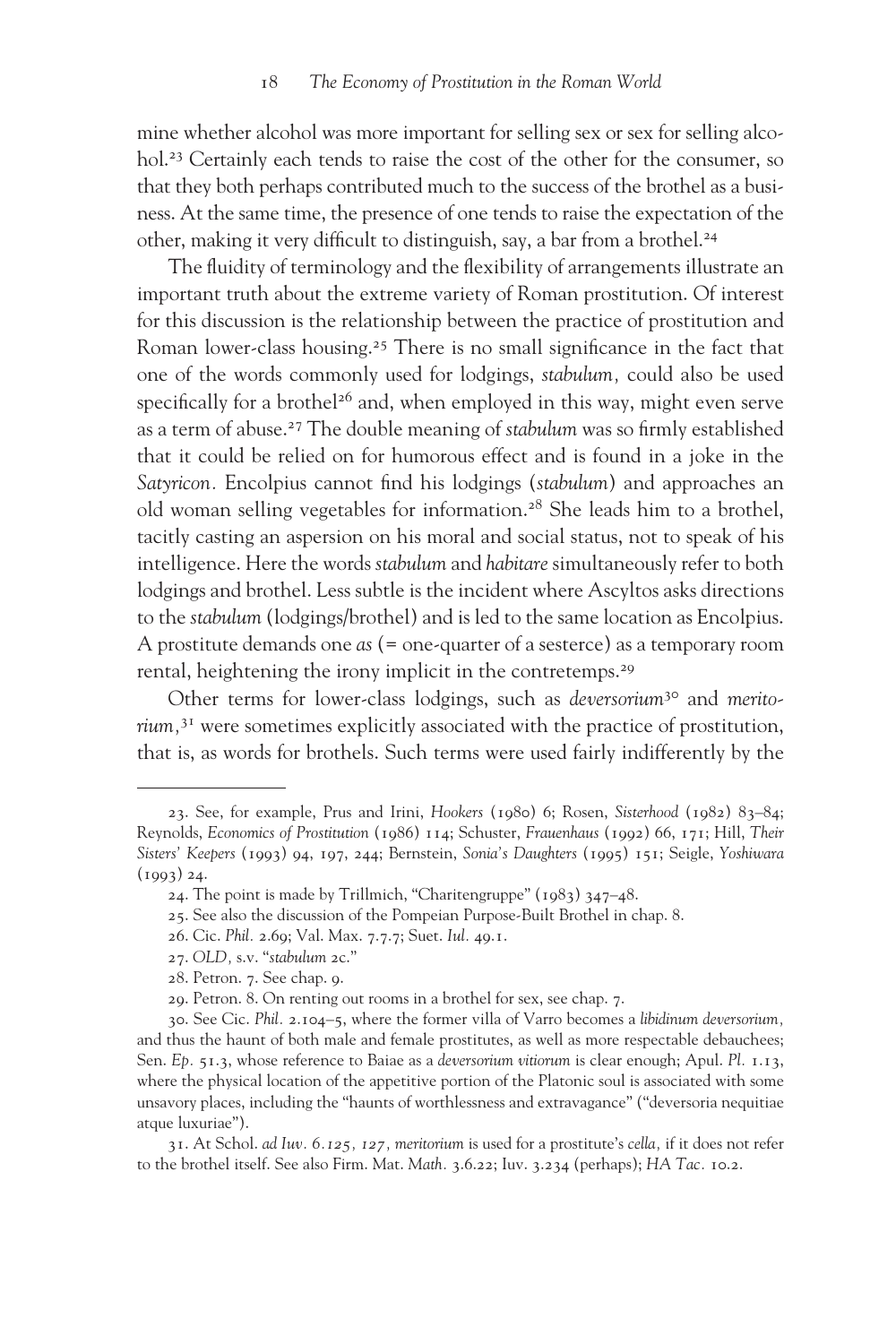mine whether alcohol was more important for selling sex or sex for selling alcohol.[23] Certainly each tends to raise the cost of the other for the consumer, so that they both perhaps contributed much to the success of the brothel as a business. At the same time, the presence of one tends to raise the expectation of the other, making it very difficult to distinguish, say, a bar from a brothel.[24]

The fluidity of terminology and the flexibility of arrangements illustrate an important truth about the extreme variety of Roman prostitution. Of interest for this discussion is the relationship between the practice of prostitution and Roman lower-class housing.[25] There is no small significance in the fact that one of the words commonly used for lodgings, *stabulum,* could also be used specifically for a brothel[26] and, when employed in this way, might even serve as a term of abuse.[27] The double meaning of *stabulum* was so firmly established that it could be relied on for humorous effect and is found in a joke in the *Satyricon.* Encolpius cannot find his lodgings (*stabulum*) and approaches an old woman selling vegetables for information.[28] She leads him to a brothel, tacitly casting an aspersion on his moral and social status, not to speak of his intelligence. Here the words *stabulum* and *habitare* simultaneously refer to both lodgings and brothel. Less subtle is the incident where Ascyltos asks directions to the *stabulum* (lodgings/brothel) and is led to the same location as Encolpius. A prostitute demands one *as* (= one-quarter of a sesterce) as a temporary room rental, heightening the irony implicit in the contretemps.[29]

Other terms for lower-class lodgings, such as *deversorium*[30] and *meritorium,*[31] were sometimes explicitly associated with the practice of prostitution, that is, as words for brothels. Such terms were used fairly indifferently by the

---

23. See, for example, Prus and Irini, *Hookers* (1980) 6; Rosen, *Sisterhood* (1982) 83–84; Reynolds, *Economics of Prostitution* (1986) 114; Schuster, *Frauenhaus* (1992) 66, 171; Hill, *Their Sisters' Keepers* (1993) 94, 197, 244; Bernstein, *Sonia's Daughters* (1995) 151; Seigle, *Yoshiwara* (1993) 24.

24. The point is made by Trillmich, "Charitengruppe" (1983) 347–48.

25. See also the discussion of the Pompeian Purpose-Built Brothel in chap. 8.

26. Cic. *Phil.* 2.69; Val. Max. 7.7.7; Suet. *Iul.* 49.1.

27. *OLD,* s.v. "*stabulum* 2c."

28. Petron. 7. See chap. 9.

29. Petron. 8. On renting out rooms in a brothel for sex, see chap. 7.

30. See Cic. *Phil.* 2.104–5, where the former villa of Varro becomes a *libidinum deversorium,* and thus the haunt of both male and female prostitutes, as well as more respectable debauchees; Sen. *Ep.* 51.3, whose reference to Baiae as a *deversorium vitiorum* is clear enough; Apul. *Pl.* 1.13, where the physical location of the appetitive portion of the Platonic soul is associated with some unsavory places, including the "haunts of worthlessness and extravagance" ("deversoria nequitiae atque luxuriae").

31. At Schol. *ad Iuv. 6.125, 127, meritorium* is used for a prostitute's *cella,* if it does not refer to the brothel itself. See also Firm. Mat. *Math.* 3.6.22; Iuv. 3.234 (perhaps); *HA Tac.* 10.2.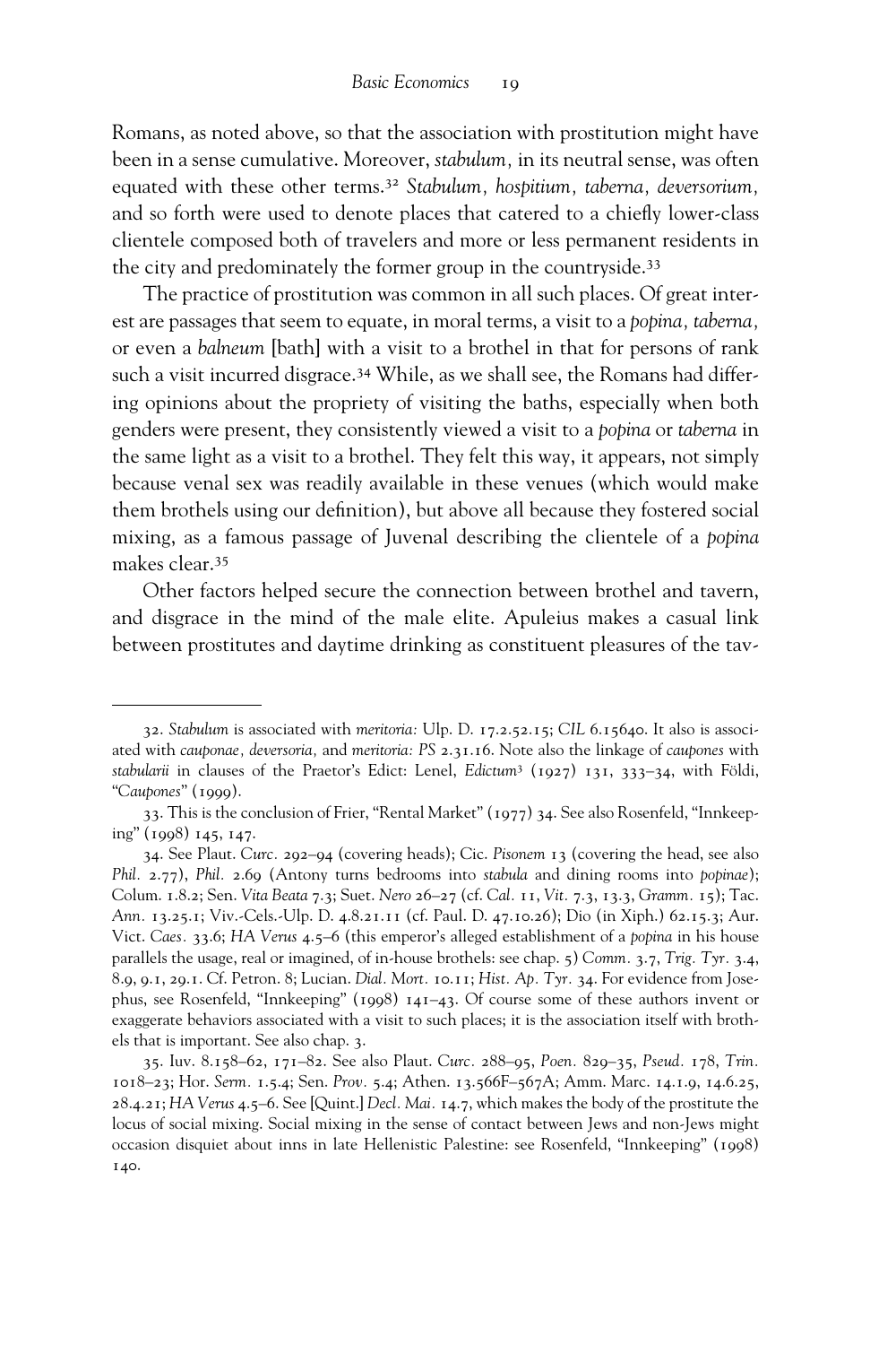Romans, as noted above, so that the association with prostitution might have been in a sense cumulative. Moreover, *stabulum,* in its neutral sense, was often equated with these other terms.[32] *Stabulum, hospitium, taberna, deversorium,* and so forth were used to denote places that catered to a chiefly lower-class clientele composed both of travelers and more or less permanent residents in the city and predominately the former group in the countryside.[33]

The practice of prostitution was common in all such places. Of great interest are passages that seem to equate, in moral terms, a visit to a *popina, taberna,* or even a *balneum* [bath] with a visit to a brothel in that for persons of rank such a visit incurred disgrace.[34] While, as we shall see, the Romans had differing opinions about the propriety of visiting the baths, especially when both genders were present, they consistently viewed a visit to a *popina* or *taberna* in the same light as a visit to a brothel. They felt this way, it appears, not simply because venal sex was readily available in these venues (which would make them brothels using our definition), but above all because they fostered social mixing, as a famous passage of Juvenal describing the clientele of a *popina* makes clear.[35]

Other factors helped secure the connection between brothel and tavern, and disgrace in the mind of the male elite. Apuleius makes a casual link between prostitutes and daytime drinking as constituent pleasures of the tav-

---

32. *Stabulum* is associated with *meritoria:* Ulp. D. 17.2.52.15; *CIL* 6.15640. It also is associated with *cauponae, deversoria,* and *meritoria: PS* 2.31.16. Note also the linkage of *caupones* with *stabularii* in clauses of the Praetor's Edict: Lenel, *Edictum*³ (1927) 131, 333–34, with Földi, "*Caupones*" (1999).

33. This is the conclusion of Frier, "Rental Market" (1977) 34. See also Rosenfeld, "Innkeeping" (1998) 145, 147.

34. See Plaut. *Curc.* 292–94 (covering heads); Cic. *Pisonem* 13 (covering the head, see also *Phil.* 2.77), *Phil.* 2.69 (Antony turns bedrooms into *stabula* and dining rooms into *popinae*); Colum. 1.8.2; Sen. *Vita Beata* 7.3; Suet. *Nero* 26–27 (cf. *Cal.* 11, *Vit.* 7.3, 13.3, *Gramm.* 15); Tac. *Ann.* 13.25.1; Viv.-Cels.-Ulp. D. 4.8.21.11 (cf. Paul. D. 47.10.26); Dio (in Xiph.) 62.15.3; Aur. Vict. *Caes.* 33.6; *HA Verus* 4.5–6 (this emperor's alleged establishment of a *popina* in his house parallels the usage, real or imagined, of in-house brothels: see chap. 5) *Comm.* 3.7, *Trig. Tyr.* 3.4, 8.9, 9.1, 29.1. Cf. Petron. 8; Lucian. *Dial. Mort.* 10.11; *Hist. Ap. Tyr.* 34. For evidence from Josephus, see Rosenfeld, "Innkeeping" (1998) 141–43. Of course some of these authors invent or exaggerate behaviors associated with a visit to such places; it is the association itself with brothels that is important. See also chap. 3.

35. Iuv. 8.158–62, 171–82. See also Plaut. *Curc.* 288–95, *Poen.* 829–35, *Pseud.* 178, *Trin.* 1018–23; Hor. *Serm.* 1.5.4; Sen. *Prov.* 5.4; Athen. 13.566F–567A; Amm. Marc. 14.1.9, 14.6.25, 28.4.21; *HA Verus* 4.5–6. See [Quint.] *Decl. Mai.* 14.7, which makes the body of the prostitute the locus of social mixing. Social mixing in the sense of contact between Jews and non-Jews might occasion disquiet about inns in late Hellenistic Palestine: see Rosenfeld, "Innkeeping" (1998) 140.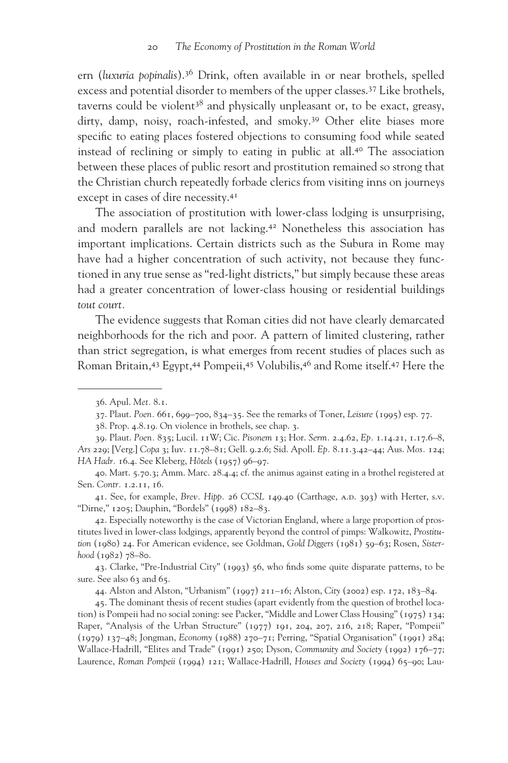ern (*luxuria popinalis*).[36] Drink, often available in or near brothels, spelled excess and potential disorder to members of the upper classes.[37] Like brothels, taverns could be violent[38] and physically unpleasant or, to be exact, greasy, dirty, damp, noisy, roach-infested, and smoky.[39] Other elite biases more specific to eating places fostered objections to consuming food while seated instead of reclining or simply to eating in public at all.[40] The association between these places of public resort and prostitution remained so strong that the Christian church repeatedly forbade clerics from visiting inns on journeys except in cases of dire necessity.[41]

The association of prostitution with lower-class lodging is unsurprising, and modern parallels are not lacking.[42] Nonetheless this association has important implications. Certain districts such as the Subura in Rome may have had a higher concentration of such activity, not because they functioned in any true sense as "red-light districts," but simply because these areas had a greater concentration of lower-class housing or residential buildings *tout court*.

The evidence suggests that Roman cities did not have clearly demarcated neighborhoods for the rich and poor. A pattern of limited clustering, rather than strict segregation, is what emerges from recent studies of places such as Roman Britain,[43] Egypt,[44] Pompeii,[45] Volubilis,[46] and Rome itself.[47] Here the

---

36. Apul. *Met.* 8.1.

37. Plaut. *Poen.* 661, 699–700, 834–35. See the remarks of Toner, *Leisure* (1995) esp. 77.

38. Prop. 4.8.19. On violence in brothels, see chap. 3.

39. Plaut. *Poen.* 835; Lucil. 11W; Cic. *Pisonem* 13; Hor. *Serm.* 2.4.62, *Ep.* 1.14.21, 1.17.6–8, *Ars* 229; [Verg.] *Copa* 3; Iuv. 11.78–81; Gell. 9.2.6; Sid. Apoll. *Ep.* 8.11.3.42–44; Aus. *Mos.* 124; *HA Hadr.* 16.4. See Kleberg, *Hôtels* (1957) 96–97.

40. Mart. 5.70.3; Amm. Marc. 28.4.4; cf. the animus against eating in a brothel registered at Sen. *Contr.* 1.2.11, 16.

41. See, for example, *Brev. Hipp.* 26 *CCSL* 149.40 (Carthage, A.D. 393) with Herter, s.v. "Dirne," 1205; Dauphin, "Bordels" (1998) 182–83.

42. Especially noteworthy is the case of Victorian England, where a large proportion of prostitutes lived in lower-class lodgings, apparently beyond the control of pimps: Walkowitz, *Prostitution* (1980) 24. For American evidence, see Goldman, *Gold Diggers* (1981) 59–63; Rosen, *Sisterhood* (1982) 78–80.

43. Clarke, "Pre-Industrial City" (1993) 56, who finds some quite disparate patterns, to be sure. See also 63 and 65.

44. Alston and Alston, "Urbanism" (1997) 211–16; Alston, *City* (2002) esp. 172, 183–84.

45. The dominant thesis of recent studies (apart evidently from the question of brothel location) is Pompeii had no social zoning: see Packer, "Middle and Lower Class Housing" (1975) 134; Raper, "Analysis of the Urban Structure" (1977) 191, 204, 207, 216, 218; Raper, "Pompeii" (1979) 137–48; Jongman, *Economy* (1988) 270–71; Perring, "Spatial Organisation" (1991) 284; Wallace-Hadrill, "Elites and Trade" (1991) 250; Dyson, *Community and Society* (1992) 176–77; Laurence, *Roman Pompeii* (1994) 121; Wallace-Hadrill, *Houses and Society* (1994) 65–90; Lau-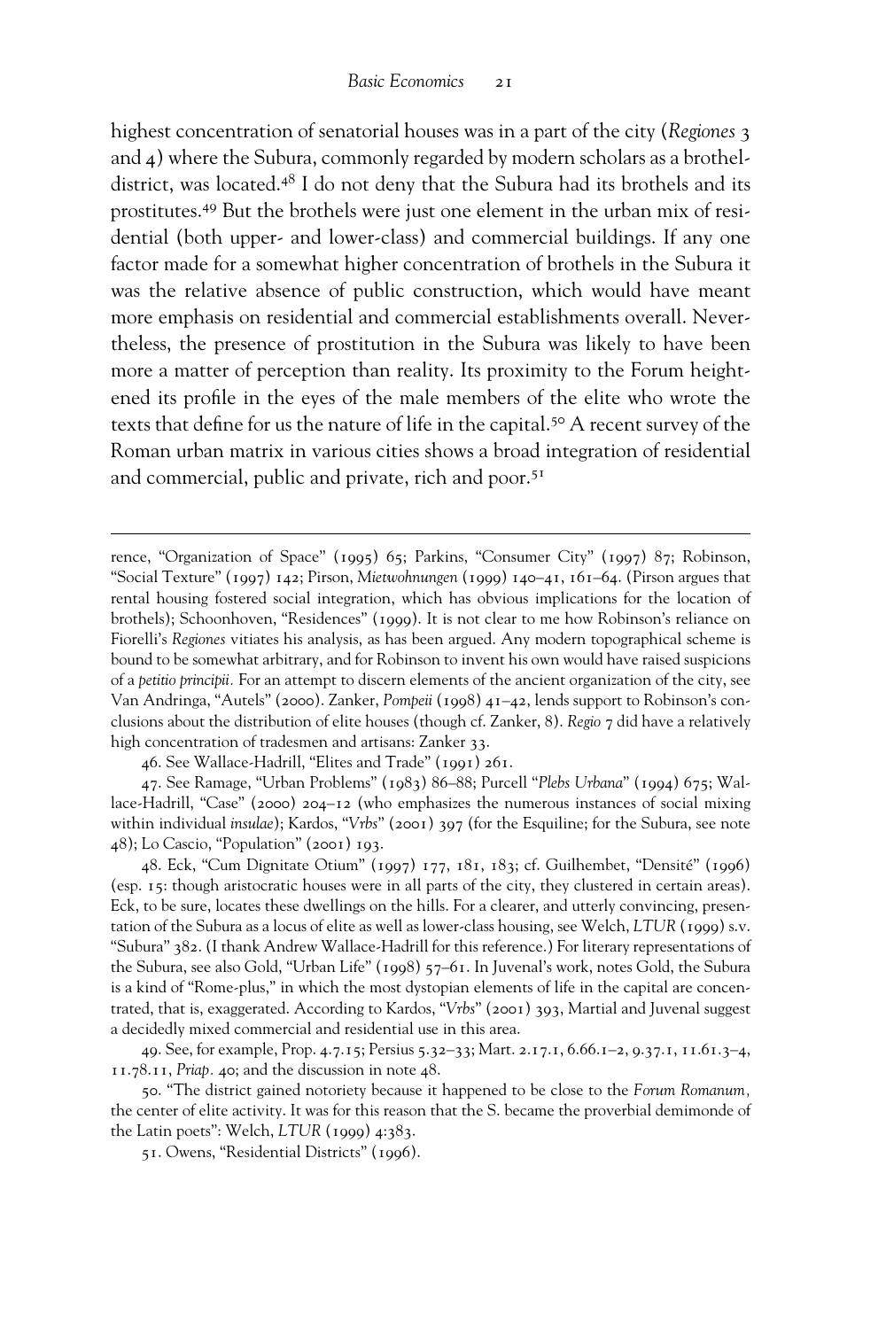highest concentration of senatorial houses was in a part of the city (*Regiones* 3 and 4) where the Subura, commonly regarded by modern scholars as a brothel-district, was located.[48] I do not deny that the Subura had its brothels and its prostitutes.[49] But the brothels were just one element in the urban mix of residential (both upper- and lower-class) and commercial buildings. If any one factor made for a somewhat higher concentration of brothels in the Subura it was the relative absence of public construction, which would have meant more emphasis on residential and commercial establishments overall. Nevertheless, the presence of prostitution in the Subura was likely to have been more a matter of perception than reality. Its proximity to the Forum heightened its profile in the eyes of the male members of the elite who wrote the texts that define for us the nature of life in the capital.[50] A recent survey of the Roman urban matrix in various cities shows a broad integration of residential and commercial, public and private, rich and poor.[51]

---

rence, "Organization of Space" (1995) 65; Parkins, "Consumer City" (1997) 87; Robinson, "Social Texture" (1997) 142; Pirson, *Mietwohnungen* (1999) 140–41, 161–64. (Pirson argues that rental housing fostered social integration, which has obvious implications for the location of brothels); Schoonhoven, "Residences" (1999). It is not clear to me how Robinson's reliance on Fiorelli's *Regiones* vitiates his analysis, as has been argued. Any modern topographical scheme is bound to be somewhat arbitrary, and for Robinson to invent his own would have raised suspicions of a *petitio principii.* For an attempt to discern elements of the ancient organization of the city, see Van Andringa, "Autels" (2000). Zanker, *Pompeii* (1998) 41–42, lends support to Robinson's conclusions about the distribution of elite houses (though cf. Zanker, 8). *Regio* 7 did have a relatively high concentration of tradesmen and artisans: Zanker 33.

46. See Wallace-Hadrill, "Elites and Trade" (1991) 261.

47. See Ramage, "Urban Problems" (1983) 86–88; Purcell "*Plebs Urbana*" (1994) 675; Wallace-Hadrill, "Case" (2000) 204–12 (who emphasizes the numerous instances of social mixing within individual *insulae*); Kardos, "*Vrbs*" (2001) 397 (for the Esquiline; for the Subura, see note 48); Lo Cascio, "Population" (2001) 193.

48. Eck, "Cum Dignitate Otium" (1997) 177, 181, 183; cf. Guilhembet, "Densité" (1996) (esp. 15: though aristocratic houses were in all parts of the city, they clustered in certain areas). Eck, to be sure, locates these dwellings on the hills. For a clearer, and utterly convincing, presentation of the Subura as a locus of elite as well as lower-class housing, see Welch, *LTUR* (1999) s.v. "Subura" 382. (I thank Andrew Wallace-Hadrill for this reference.) For literary representations of the Subura, see also Gold, "Urban Life" (1998) 57–61. In Juvenal's work, notes Gold, the Subura is a kind of "Rome-plus," in which the most dystopian elements of life in the capital are concentrated, that is, exaggerated. According to Kardos, "*Vrbs*" (2001) 393, Martial and Juvenal suggest a decidedly mixed commercial and residential use in this area.

49. See, for example, Prop. 4.7.15; Persius 5.32–33; Mart. 2.17.1, 6.66.1–2, 9.37.1, 11.61.3–4, 11.78.11, *Priap.* 40; and the discussion in note 48.

50. "The district gained notoriety because it happened to be close to the *Forum Romanum*, the center of elite activity. It was for this reason that the S. became the proverbial demimonde of the Latin poets": Welch, *LTUR* (1999) 4:383.

51. Owens, "Residential Districts" (1996).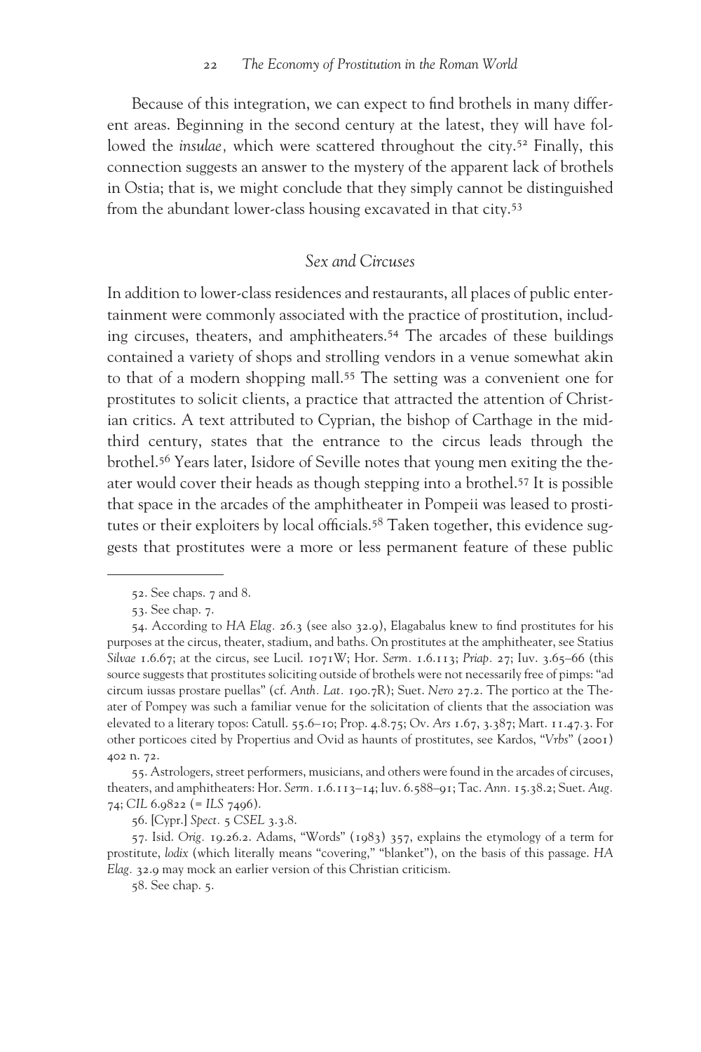Because of this integration, we can expect to find brothels in many different areas. Beginning in the second century at the latest, they will have followed the *insulae,* which were scattered throughout the city.[52] Finally, this connection suggests an answer to the mystery of the apparent lack of brothels in Ostia; that is, we might conclude that they simply cannot be distinguished from the abundant lower-class housing excavated in that city.[53]

## *Sex and Circuses*

In addition to lower-class residences and restaurants, all places of public entertainment were commonly associated with the practice of prostitution, including circuses, theaters, and amphitheaters.[54] The arcades of these buildings contained a variety of shops and strolling vendors in a venue somewhat akin to that of a modern shopping mall.[55] The setting was a convenient one for prostitutes to solicit clients, a practice that attracted the attention of Christian critics. A text attributed to Cyprian, the bishop of Carthage in the mid-third century, states that the entrance to the circus leads through the brothel.[56] Years later, Isidore of Seville notes that young men exiting the theater would cover their heads as though stepping into a brothel.[57] It is possible that space in the arcades of the amphitheater in Pompeii was leased to prostitutes or their exploiters by local officials.[58] Taken together, this evidence suggests that prostitutes were a more or less permanent feature of these public

---

52. See chaps. 7 and 8.

53. See chap. 7.

54. According to *HA Elag.* 26.3 (see also 32.9), Elagabalus knew to find prostitutes for his purposes at the circus, theater, stadium, and baths. On prostitutes at the amphitheater, see Statius *Silvae* 1.6.67; at the circus, see Lucil. 1071W; Hor. *Serm.* 1.6.113; *Priap.* 27; Iuv. 3.65–66 (this source suggests that prostitutes soliciting outside of brothels were not necessarily free of pimps: "ad circum iussas prostare puellas" (cf. *Anth. Lat.* 190.7R); Suet. *Nero* 27.2. The portico at the Theater of Pompey was such a familiar venue for the solicitation of clients that the association was elevated to a literary topos: Catull. 55.6–10; Prop. 4.8.75; Ov. *Ars* 1.67, 3.387; Mart. 11.47.3. For other porticoes cited by Propertius and Ovid as haunts of prostitutes, see Kardos, "*Vrbs*" (2001) 402 n. 72.

55. Astrologers, street performers, musicians, and others were found in the arcades of circuses, theaters, and amphitheaters: Hor. *Serm.* 1.6.113–14; Iuv. 6.588–91; Tac. *Ann.* 15.38.2; Suet. *Aug.* 74; *CIL* 6.9822 (= *ILS* 7496).

56. [Cypr.] *Spect.* 5 *CSEL* 3.3.8.

57. Isid. *Orig.* 19.26.2. Adams, "Words" (1983) 357, explains the etymology of a term for prostitute, *lodix* (which literally means "covering," "blanket"), on the basis of this passage. *HA Elag.* 32.9 may mock an earlier version of this Christian criticism.

58. See chap. 5.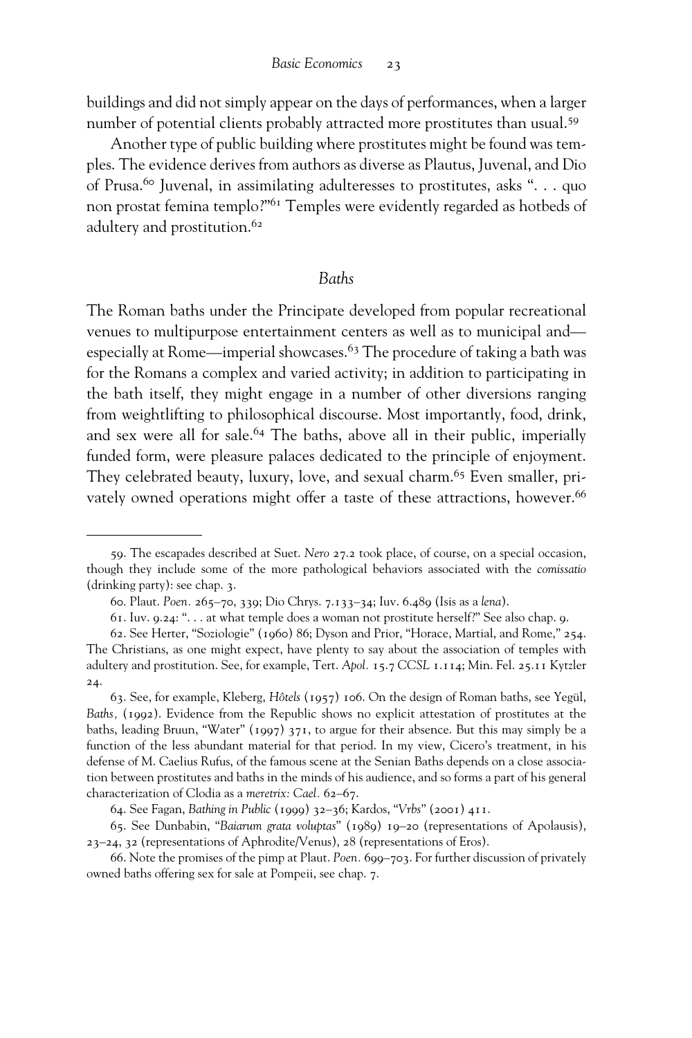buildings and did not simply appear on the days of performances, when a larger number of potential clients probably attracted more prostitutes than usual.[59]

Another type of public building where prostitutes might be found was temples. The evidence derives from authors as diverse as Plautus, Juvenal, and Dio of Prusa.[60] Juvenal, in assimilating adulteresses to prostitutes, asks ". . . quo non prostat femina templo?"[61] Temples were evidently regarded as hotbeds of adultery and prostitution.[62]

## *Baths*

The Roman baths under the Principate developed from popular recreational venues to multipurpose entertainment centers as well as to municipal and—especially at Rome—imperial showcases.[63] The procedure of taking a bath was for the Romans a complex and varied activity; in addition to participating in the bath itself, they might engage in a number of other diversions ranging from weightlifting to philosophical discourse. Most importantly, food, drink, and sex were all for sale.[64] The baths, above all in their public, imperially funded form, were pleasure palaces dedicated to the principle of enjoyment. They celebrated beauty, luxury, love, and sexual charm.[65] Even smaller, privately owned operations might offer a taste of these attractions, however.[66]

---

59. The escapades described at Suet. *Nero* 27.2 took place, of course, on a special occasion, though they include some of the more pathological behaviors associated with the *comissatio* (drinking party): see chap. 3.

60. Plaut. *Poen.* 265–70, 339; Dio Chrys. 7.133–34; Iuv. 6.489 (Isis as a *lena*).

61. Iuv. 9.24: ". . . at what temple does a woman not prostitute herself?" See also chap. 9.

62. See Herter, "Soziologie" (1960) 86; Dyson and Prior, "Horace, Martial, and Rome," 254. The Christians, as one might expect, have plenty to say about the association of temples with adultery and prostitution. See, for example, Tert. *Apol.* 15.7 *CCSL* 1.114; Min. Fel. 25.11 Kytzler 24.

63. See, for example, Kleberg, *Hôtels* (1957) 106. On the design of Roman baths, see Yegül, *Baths*, (1992). Evidence from the Republic shows no explicit attestation of prostitutes at the baths, leading Bruun, "Water" (1997) 371, to argue for their absence. But this may simply be a function of the less abundant material for that period. In my view, Cicero's treatment, in his defense of M. Caelius Rufus, of the famous scene at the Senian Baths depends on a close association between prostitutes and baths in the minds of his audience, and so forms a part of his general characterization of Clodia as a *meretrix: Cael.* 62–67.

64. See Fagan, *Bathing in Public* (1999) 32–36; Kardos, "*Vrbs*" (2001) 411.

65. See Dunbabin, "*Baiarum grata voluptas*" (1989) 19–20 (representations of Apolausis), 23–24, 32 (representations of Aphrodite/Venus), 28 (representations of Eros).

66. Note the promises of the pimp at Plaut. *Poen.* 699–703. For further discussion of privately owned baths offering sex for sale at Pompeii, see chap. 7.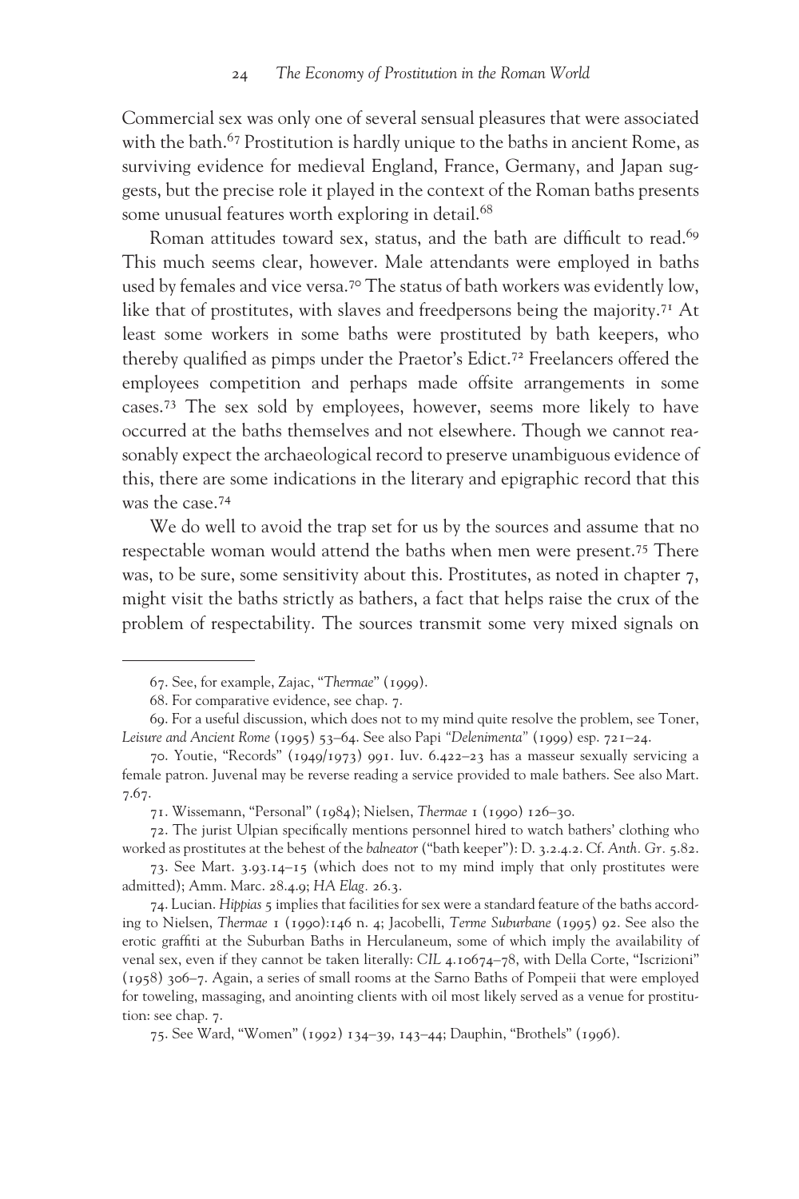Commercial sex was only one of several sensual pleasures that were associated with the bath.[67] Prostitution is hardly unique to the baths in ancient Rome, as surviving evidence for medieval England, France, Germany, and Japan suggests, but the precise role it played in the context of the Roman baths presents some unusual features worth exploring in detail.[68]

Roman attitudes toward sex, status, and the bath are difficult to read.[69] This much seems clear, however. Male attendants were employed in baths used by females and vice versa.[70] The status of bath workers was evidently low, like that of prostitutes, with slaves and freedpersons being the majority.[71] At least some workers in some baths were prostituted by bath keepers, who thereby qualified as pimps under the Praetor's Edict.[72] Freelancers offered the employees competition and perhaps made offsite arrangements in some cases.[73] The sex sold by employees, however, seems more likely to have occurred at the baths themselves and not elsewhere. Though we cannot reasonably expect the archaeological record to preserve unambiguous evidence of this, there are some indications in the literary and epigraphic record that this was the case.[74]

We do well to avoid the trap set for us by the sources and assume that no respectable woman would attend the baths when men were present.[75] There was, to be sure, some sensitivity about this. Prostitutes, as noted in chapter 7, might visit the baths strictly as bathers, a fact that helps raise the crux of the problem of respectability. The sources transmit some very mixed signals on

---

67. See, for example, Zajac, "*Thermae*" (1999).

68. For comparative evidence, see chap. 7.

69. For a useful discussion, which does not to my mind quite resolve the problem, see Toner, *Leisure and Ancient Rome* (1995) 53–64. See also Papi "*Delenimenta*" (1999) esp. 721–24.

70. Youtie, "Records" (1949/1973) 991. Iuv. 6.422–23 has a masseur sexually servicing a female patron. Juvenal may be reverse reading a service provided to male bathers. See also Mart. 7.67.

71. Wissemann, "Personal" (1984); Nielsen, *Thermae* 1 (1990) 126–30.

72. The jurist Ulpian specifically mentions personnel hired to watch bathers' clothing who worked as prostitutes at the behest of the *balneator* ("bath keeper"): D. 3.2.4.2. Cf. *Anth. Gr.* 5.82.

73. See Mart. 3.93.14–15 (which does not to my mind imply that only prostitutes were admitted); Amm. Marc. 28.4.9; *HA Elag.* 26.3.

74. Lucian. *Hippias* 5 implies that facilities for sex were a standard feature of the baths according to Nielsen, *Thermae* 1 (1990):146 n. 4; Jacobelli, *Terme Suburbane* (1995) 92. See also the erotic graffiti at the Suburban Baths in Herculaneum, some of which imply the availability of venal sex, even if they cannot be taken literally: *CIL* 4.10674–78, with Della Corte, "Iscrizioni" (1958) 306–7. Again, a series of small rooms at the Sarno Baths of Pompeii that were employed for toweling, massaging, and anointing clients with oil most likely served as a venue for prostitution: see chap. 7.

75. See Ward, "Women" (1992) 134–39, 143–44; Dauphin, "Brothels" (1996).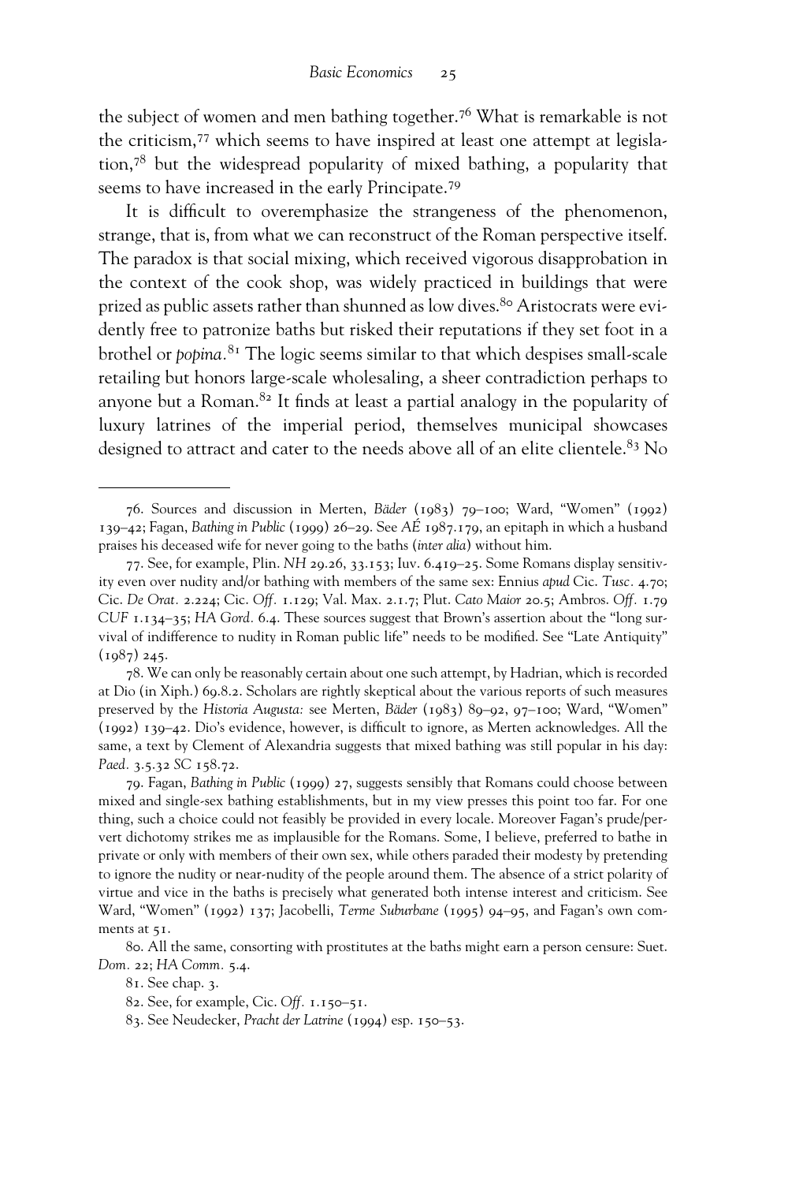the subject of women and men bathing together.[76] What is remarkable is not the criticism,[77] which seems to have inspired at least one attempt at legislation,[78] but the widespread popularity of mixed bathing, a popularity that seems to have increased in the early Principate.[79]

It is difficult to overemphasize the strangeness of the phenomenon, strange, that is, from what we can reconstruct of the Roman perspective itself. The paradox is that social mixing, which received vigorous disapprobation in the context of the cook shop, was widely practiced in buildings that were prized as public assets rather than shunned as low dives.[80] Aristocrats were evidently free to patronize baths but risked their reputations if they set foot in a brothel or *popina*.[81] The logic seems similar to that which despises small-scale retailing but honors large-scale wholesaling, a sheer contradiction perhaps to anyone but a Roman.[82] It finds at least a partial analogy in the popularity of luxury latrines of the imperial period, themselves municipal showcases designed to attract and cater to the needs above all of an elite clientele.[83] No

---

76. Sources and discussion in Merten, *Bäder* (1983) 79–100; Ward, "Women" (1992) 139–42; Fagan, *Bathing in Public* (1999) 26–29. See *AÉ* 1987.179, an epitaph in which a husband praises his deceased wife for never going to the baths (*inter alia*) without him.

77. See, for example, Plin. *NH* 29.26, 33.153; Iuv. 6.419–25. Some Romans display sensitivity even over nudity and/or bathing with members of the same sex: Ennius *apud* Cic. *Tusc.* 4.70; Cic. *De Orat.* 2.224; Cic. *Off.* 1.129; Val. Max. 2.1.7; Plut. *Cato Maior* 20.5; Ambros. *Off.* 1.79 *CUF* 1.134–35; *HA Gord.* 6.4. These sources suggest that Brown's assertion about the "long survival of indifference to nudity in Roman public life" needs to be modified. See "Late Antiquity" (1987) 245.

78. We can only be reasonably certain about one such attempt, by Hadrian, which is recorded at Dio (in Xiph.) 69.8.2. Scholars are rightly skeptical about the various reports of such measures preserved by the *Historia Augusta:* see Merten, *Bäder* (1983) 89–92, 97–100; Ward, "Women" (1992) 139–42. Dio's evidence, however, is difficult to ignore, as Merten acknowledges. All the same, a text by Clement of Alexandria suggests that mixed bathing was still popular in his day: *Paed.* 3.5.32 *SC* 158.72.

79. Fagan, *Bathing in Public* (1999) 27, suggests sensibly that Romans could choose between mixed and single-sex bathing establishments, but in my view presses this point too far. For one thing, such a choice could not feasibly be provided in every locale. Moreover Fagan's prude/pervert dichotomy strikes me as implausible for the Romans. Some, I believe, preferred to bathe in private or only with members of their own sex, while others paraded their modesty by pretending to ignore the nudity or near-nudity of the people around them. The absence of a strict polarity of virtue and vice in the baths is precisely what generated both intense interest and criticism. See Ward, "Women" (1992) 137; Jacobelli, *Terme Suburbane* (1995) 94–95, and Fagan's own comments at 51.

80. All the same, consorting with prostitutes at the baths might earn a person censure: Suet. *Dom.* 22; *HA Comm.* 5.4.

81. See chap. 3.

82. See, for example, Cic. *Off.* 1.150–51.

83. See Neudecker, *Pracht der Latrine* (1994) esp. 150–53.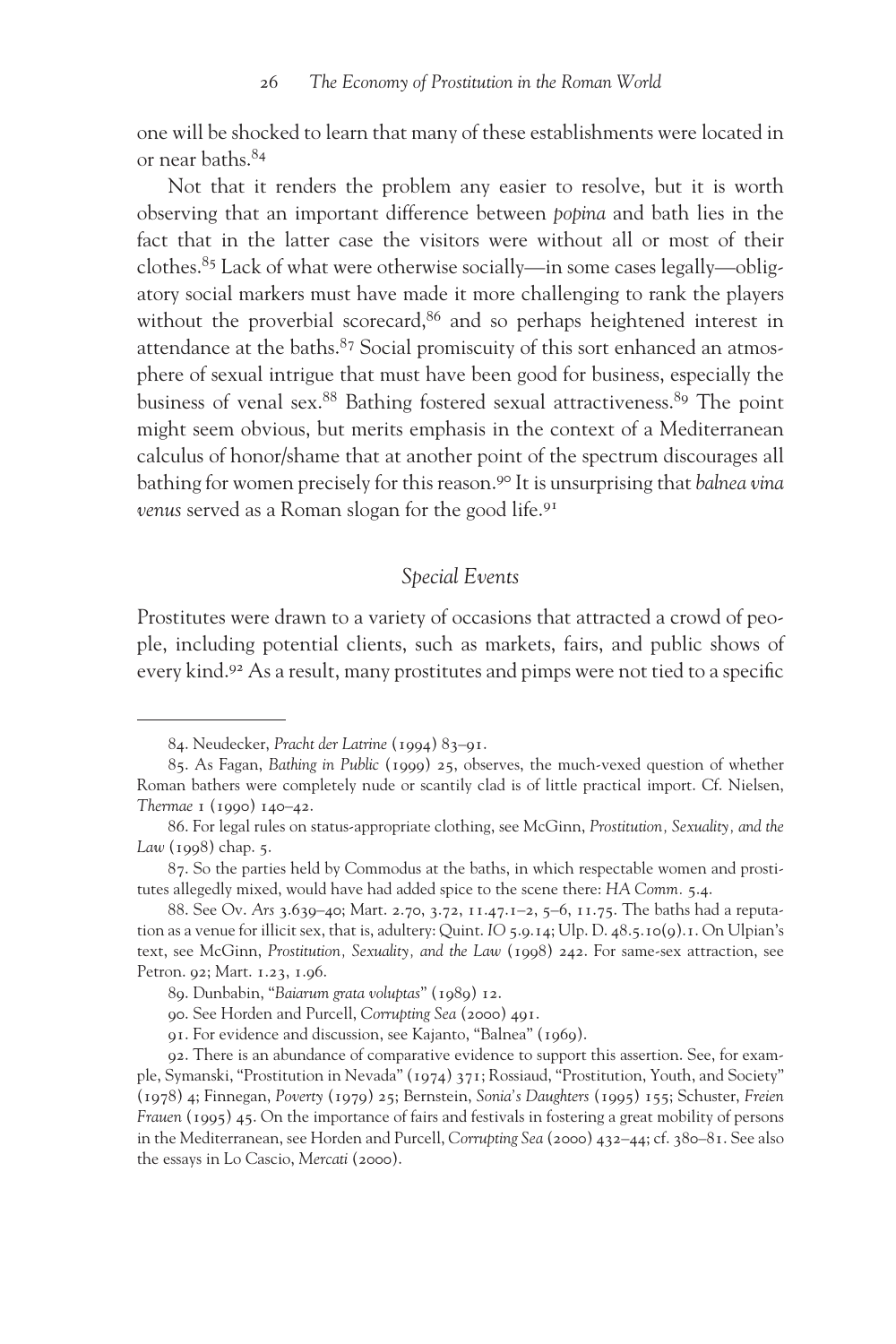one will be shocked to learn that many of these establishments were located in or near baths.[84]

Not that it renders the problem any easier to resolve, but it is worth observing that an important difference between *popina* and bath lies in the fact that in the latter case the visitors were without all or most of their clothes.[85] Lack of what were otherwise socially—in some cases legally—obligatory social markers must have made it more challenging to rank the players without the proverbial scorecard,[86] and so perhaps heightened interest in attendance at the baths.[87] Social promiscuity of this sort enhanced an atmosphere of sexual intrigue that must have been good for business, especially the business of venal sex.[88] Bathing fostered sexual attractiveness.[89] The point might seem obvious, but merits emphasis in the context of a Mediterranean calculus of honor/shame that at another point of the spectrum discourages all bathing for women precisely for this reason.[90] It is unsurprising that *balnea vina venus* served as a Roman slogan for the good life.[91]

## *Special Events*

Prostitutes were drawn to a variety of occasions that attracted a crowd of people, including potential clients, such as markets, fairs, and public shows of every kind.[92] As a result, many prostitutes and pimps were not tied to a specific

---

84. Neudecker, *Pracht der Latrine* (1994) 83–91.

85. As Fagan, *Bathing in Public* (1999) 25, observes, the much-vexed question of whether Roman bathers were completely nude or scantily clad is of little practical import. Cf. Nielsen, *Thermae* 1 (1990) 140–42.

86. For legal rules on status-appropriate clothing, see McGinn, *Prostitution, Sexuality, and the Law* (1998) chap. 5.

87. So the parties held by Commodus at the baths, in which respectable women and prostitutes allegedly mixed, would have had added spice to the scene there: *HA Comm.* 5.4.

88. See Ov. *Ars* 3.639–40; Mart. 2.70, 3.72, 11.47.1–2, 5–6, 11.75. The baths had a reputation as a venue for illicit sex, that is, adultery: Quint. *IO* 5.9.14; Ulp. D. 48.5.10(9).1. On Ulpian's text, see McGinn, *Prostitution, Sexuality, and the Law* (1998) 242. For same-sex attraction, see Petron. 92; Mart. 1.23, 1.96.

89. Dunbabin, "*Baiarum grata voluptas*" (1989) 12.

90. See Horden and Purcell, *Corrupting Sea* (2000) 491.

91. For evidence and discussion, see Kajanto, "Balnea" (1969).

92. There is an abundance of comparative evidence to support this assertion. See, for example, Symanski, "Prostitution in Nevada" (1974) 371; Rossiaud, "Prostitution, Youth, and Society" (1978) 4; Finnegan, *Poverty* (1979) 25; Bernstein, *Sonia's Daughters* (1995) 155; Schuster, *Freien Frauen* (1995) 45. On the importance of fairs and festivals in fostering a great mobility of persons in the Mediterranean, see Horden and Purcell, *Corrupting Sea* (2000) 432–44; cf. 380–81. See also the essays in Lo Cascio, *Mercati* (2000).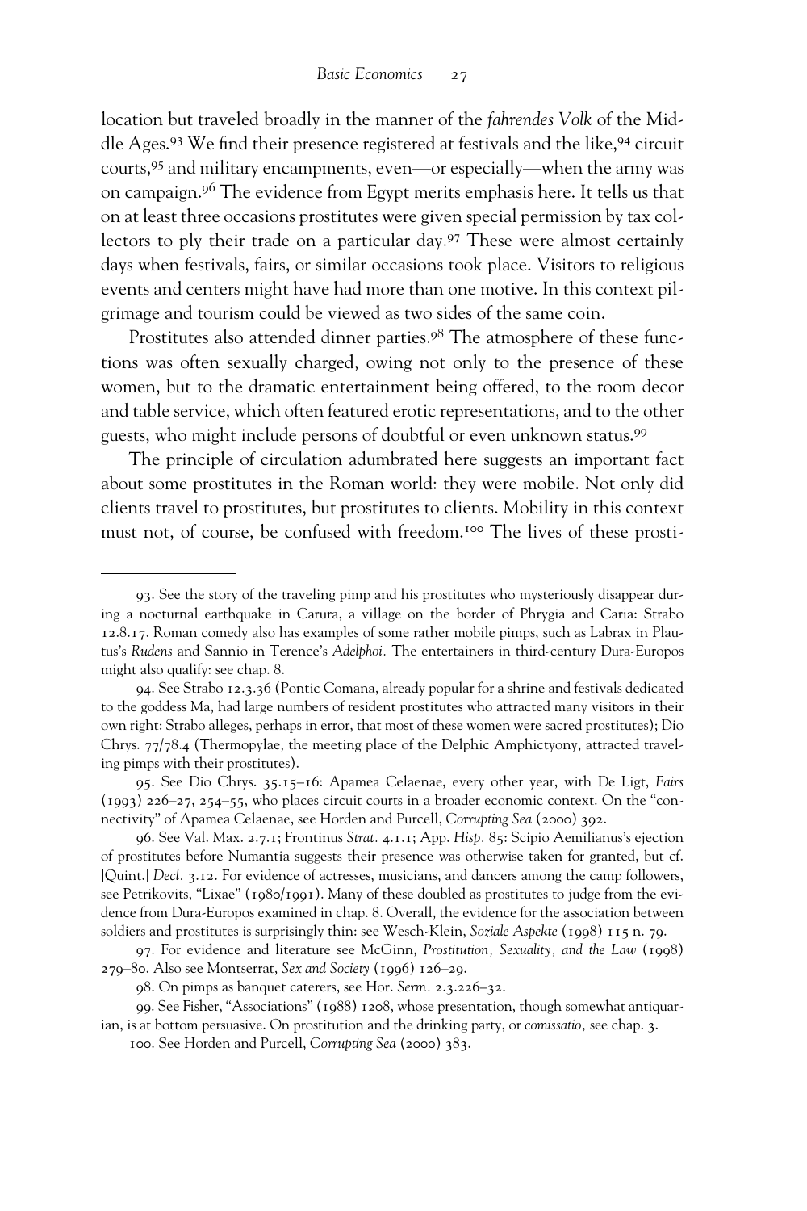location but traveled broadly in the manner of the *fahrendes Volk* of the Middle Ages.[93] We find their presence registered at festivals and the like,[94] circuit courts,[95] and military encampments, even—or especially—when the army was on campaign.[96] The evidence from Egypt merits emphasis here. It tells us that on at least three occasions prostitutes were given special permission by tax collectors to ply their trade on a particular day.[97] These were almost certainly days when festivals, fairs, or similar occasions took place. Visitors to religious events and centers might have had more than one motive. In this context pilgrimage and tourism could be viewed as two sides of the same coin.

Prostitutes also attended dinner parties.[98] The atmosphere of these functions was often sexually charged, owing not only to the presence of these women, but to the dramatic entertainment being offered, to the room decor and table service, which often featured erotic representations, and to the other guests, who might include persons of doubtful or even unknown status.[99]

The principle of circulation adumbrated here suggests an important fact about some prostitutes in the Roman world: they were mobile. Not only did clients travel to prostitutes, but prostitutes to clients. Mobility in this context must not, of course, be confused with freedom.[100] The lives of these prosti-

---

93. See the story of the traveling pimp and his prostitutes who mysteriously disappear during a nocturnal earthquake in Carura, a village on the border of Phrygia and Caria: Strabo 12.8.17. Roman comedy also has examples of some rather mobile pimps, such as Labrax in Plautus's *Rudens* and Sannio in Terence's *Adelphoi.* The entertainers in third-century Dura-Europos might also qualify: see chap. 8.

94. See Strabo 12.3.36 (Pontic Comana, already popular for a shrine and festivals dedicated to the goddess Ma, had large numbers of resident prostitutes who attracted many visitors in their own right: Strabo alleges, perhaps in error, that most of these women were sacred prostitutes); Dio Chrys. 77/78.4 (Thermopylae, the meeting place of the Delphic Amphictyony, attracted traveling pimps with their prostitutes).

95. See Dio Chrys. 35.15–16: Apamea Celaenae, every other year, with De Ligt, *Fairs* (1993) 226–27, 254–55, who places circuit courts in a broader economic context. On the "connectivity" of Apamea Celaenae, see Horden and Purcell, *Corrupting Sea* (2000) 392.

96. See Val. Max. 2.7.1; Frontinus *Strat.* 4.1.1; App. *Hisp.* 85: Scipio Aemilianus's ejection of prostitutes before Numantia suggests their presence was otherwise taken for granted, but cf. [Quint.] *Decl.* 3.12. For evidence of actresses, musicians, and dancers among the camp followers, see Petrikovits, "Lixae" (1980/1991). Many of these doubled as prostitutes to judge from the evidence from Dura-Europos examined in chap. 8. Overall, the evidence for the association between soldiers and prostitutes is surprisingly thin: see Wesch-Klein, *Soziale Aspekte* (1998) 115 n. 79.

97. For evidence and literature see McGinn, *Prostitution, Sexuality, and the Law* (1998) 279–80. Also see Montserrat, *Sex and Society* (1996) 126–29.

98. On pimps as banquet caterers, see Hor. *Serm.* 2.3.226–32.

99. See Fisher, "Associations" (1988) 1208, whose presentation, though somewhat antiquarian, is at bottom persuasive. On prostitution and the drinking party, or *comissatio,* see chap. 3.

100. See Horden and Purcell, *Corrupting Sea* (2000) 383.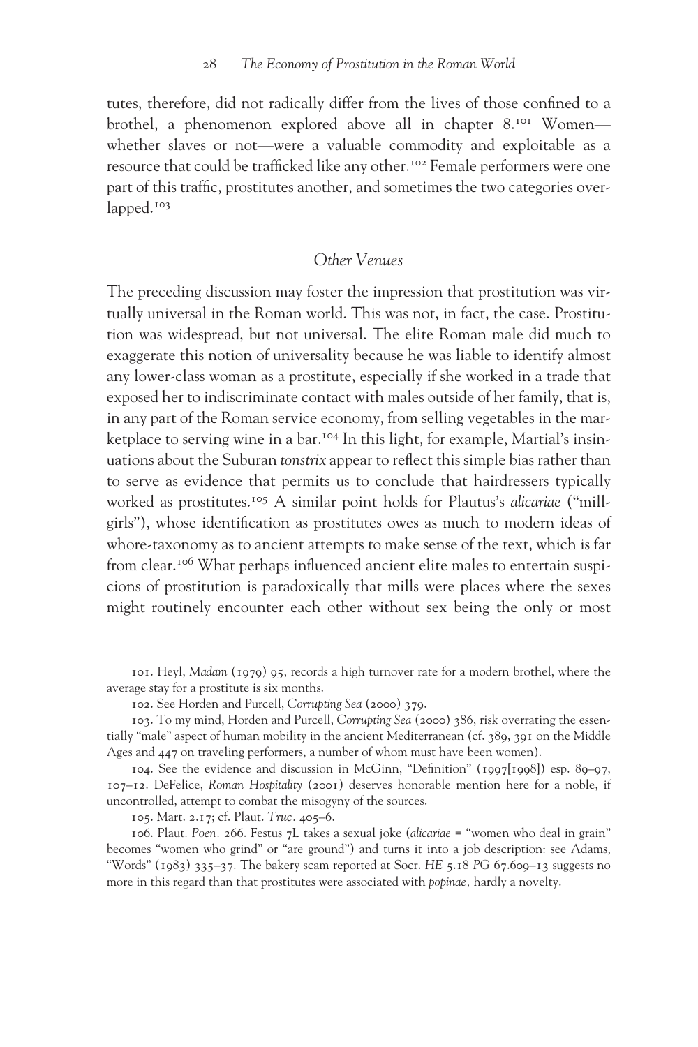tutes, therefore, did not radically differ from the lives of those confined to a brothel, a phenomenon explored above all in chapter 8.[101] Women—whether slaves or not—were a valuable commodity and exploitable as a resource that could be trafficked like any other.[102] Female performers were one part of this traffic, prostitutes another, and sometimes the two categories overlapped.[103]

## *Other Venues*

The preceding discussion may foster the impression that prostitution was virtually universal in the Roman world. This was not, in fact, the case. Prostitution was widespread, but not universal. The elite Roman male did much to exaggerate this notion of universality because he was liable to identify almost any lower-class woman as a prostitute, especially if she worked in a trade that exposed her to indiscriminate contact with males outside of her family, that is, in any part of the Roman service economy, from selling vegetables in the marketplace to serving wine in a bar.[104] In this light, for example, Martial's insinuations about the Suburan *tonstrix* appear to reflect this simple bias rather than to serve as evidence that permits us to conclude that hairdressers typically worked as prostitutes.[105] A similar point holds for Plautus's *alicariae* ("mill-girls"), whose identification as prostitutes owes as much to modern ideas of whore-taxonomy as to ancient attempts to make sense of the text, which is far from clear.[106] What perhaps influenced ancient elite males to entertain suspicions of prostitution is paradoxically that mills were places where the sexes might routinely encounter each other without sex being the only or most

---

101. Heyl, *Madam* (1979) 95, records a high turnover rate for a modern brothel, where the average stay for a prostitute is six months.

102. See Horden and Purcell, *Corrupting Sea* (2000) 379.

103. To my mind, Horden and Purcell, *Corrupting Sea* (2000) 386, risk overrating the essentially "male" aspect of human mobility in the ancient Mediterranean (cf. 389, 391 on the Middle Ages and 447 on traveling performers, a number of whom must have been women).

104. See the evidence and discussion in McGinn, "Definition" (1997[1998]) esp. 89–97, 107–12. DeFelice, *Roman Hospitality* (2001) deserves honorable mention here for a noble, if uncontrolled, attempt to combat the misogyny of the sources.

105. Mart. 2.17; cf. Plaut. *Truc.* 405–6.

106. Plaut. *Poen.* 266. Festus 7L takes a sexual joke (*alicariae* = "women who deal in grain" becomes "women who grind" or "are ground") and turns it into a job description: see Adams, "Words" (1983) 335–37. The bakery scam reported at Socr. *HE* 5.18 *PG* 67.609–13 suggests no more in this regard than that prostitutes were associated with *popinae*, hardly a novelty.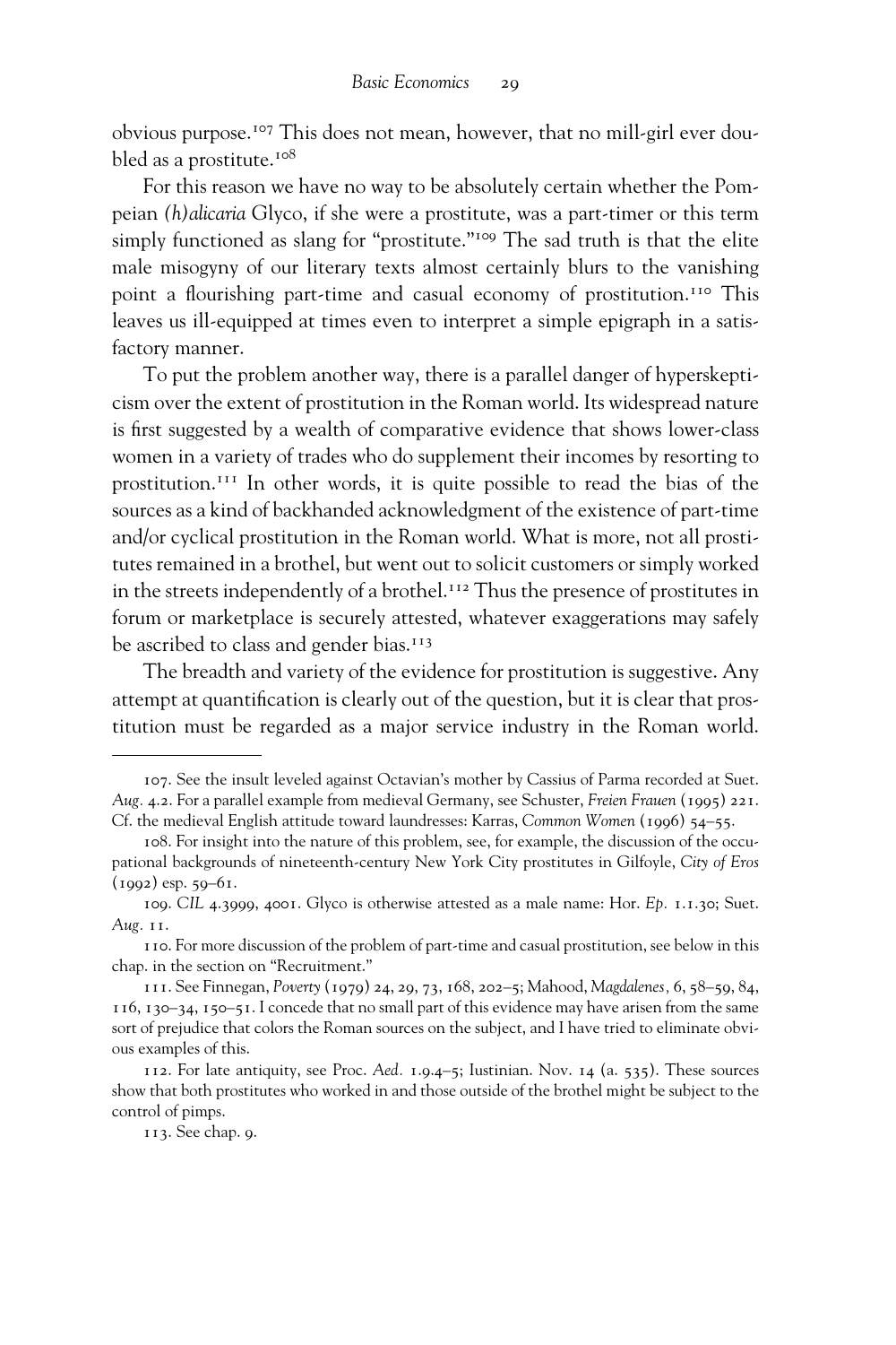obvious purpose.[107] This does not mean, however, that no mill-girl ever doubled as a prostitute.[108]

For this reason we have no way to be absolutely certain whether the Pompeian *(h)alicaria* Glyco, if she were a prostitute, was a part-timer or this term simply functioned as slang for "prostitute."[109] The sad truth is that the elite male misogyny of our literary texts almost certainly blurs to the vanishing point a flourishing part-time and casual economy of prostitution.[110] This leaves us ill-equipped at times even to interpret a simple epigraph in a satisfactory manner.

To put the problem another way, there is a parallel danger of hyperskepticism over the extent of prostitution in the Roman world. Its widespread nature is first suggested by a wealth of comparative evidence that shows lower-class women in a variety of trades who do supplement their incomes by resorting to prostitution.[111] In other words, it is quite possible to read the bias of the sources as a kind of backhanded acknowledgment of the existence of part-time and/or cyclical prostitution in the Roman world. What is more, not all prostitutes remained in a brothel, but went out to solicit customers or simply worked in the streets independently of a brothel.[112] Thus the presence of prostitutes in forum or marketplace is securely attested, whatever exaggerations may safely be ascribed to class and gender bias.[113]

The breadth and variety of the evidence for prostitution is suggestive. Any attempt at quantification is clearly out of the question, but it is clear that prostitution must be regarded as a major service industry in the Roman world.

---

107. See the insult leveled against Octavian's mother by Cassius of Parma recorded at Suet. *Aug.* 4.2. For a parallel example from medieval Germany, see Schuster, *Freien Frauen* (1995) 221. Cf. the medieval English attitude toward laundresses: Karras, *Common Women* (1996) 54–55.

108. For insight into the nature of this problem, see, for example, the discussion of the occupational backgrounds of nineteenth-century New York City prostitutes in Gilfoyle, *City of Eros* (1992) esp. 59–61.

109. *CIL* 4.3999, 4001. Glyco is otherwise attested as a male name: Hor. *Ep.* 1.1.30; Suet. *Aug.* 11.

110. For more discussion of the problem of part-time and casual prostitution, see below in this chap. in the section on "Recruitment."

111. See Finnegan, *Poverty* (1979) 24, 29, 73, 168, 202–5; Mahood, *Magdalenes*, 6, 58–59, 84, 116, 130–34, 150–51. I concede that no small part of this evidence may have arisen from the same sort of prejudice that colors the Roman sources on the subject, and I have tried to eliminate obvious examples of this.

112. For late antiquity, see Proc. *Aed.* 1.9.4–5; Iustinian. Nov. 14 (a. 535). These sources show that both prostitutes who worked in and those outside of the brothel might be subject to the control of pimps.

113. See chap. 9.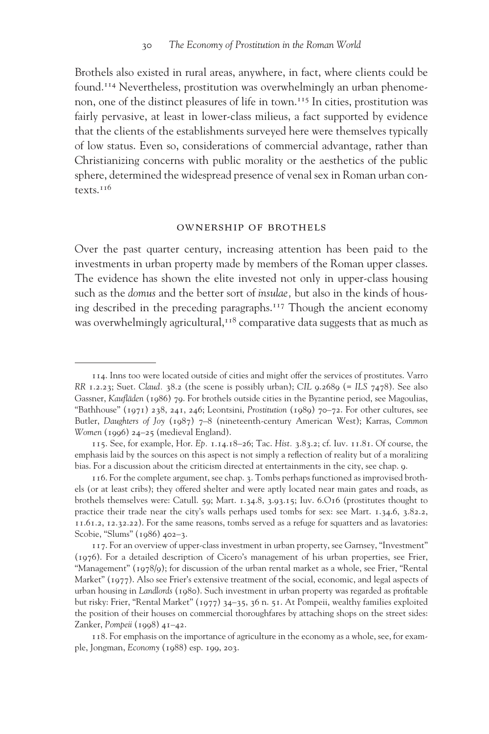Brothels also existed in rural areas, anywhere, in fact, where clients could be found.[114] Nevertheless, prostitution was overwhelmingly an urban phenomenon, one of the distinct pleasures of life in town.[115] In cities, prostitution was fairly pervasive, at least in lower-class milieus, a fact supported by evidence that the clients of the establishments surveyed here were themselves typically of low status. Even so, considerations of commercial advantage, rather than Christianizing concerns with public morality or the aesthetics of the public sphere, determined the widespread presence of venal sex in Roman urban contexts.[116]

## OWNERSHIP OF BROTHELS

Over the past quarter century, increasing attention has been paid to the investments in urban property made by members of the Roman upper classes. The evidence has shown the elite invested not only in upper-class housing such as the *domus* and the better sort of *insulae*, but also in the kinds of housing described in the preceding paragraphs.[117] Though the ancient economy was overwhelmingly agricultural,[118] comparative data suggests that as much as

---

114. Inns too were located outside of cities and might offer the services of prostitutes. Varro *RR* 1.2.23; Suet. *Claud.* 38.2 (the scene is possibly urban); *CIL* 9.2689 (= *ILS* 7478). See also Gassner, *Kaufläden* (1986) 79. For brothels outside cities in the Byzantine period, see Magoulias, "Bathhouse" (1971) 238, 241, 246; Leontsini, *Prostitution* (1989) 70–72. For other cultures, see Butler, *Daughters of Joy* (1987) 7–8 (nineteenth-century American West); Karras, *Common Women* (1996) 24–25 (medieval England).

115. See, for example, Hor. *Ep.* 1.14.18–26; Tac. *Hist.* 3.83.2; cf. Iuv. 11.81. Of course, the emphasis laid by the sources on this aspect is not simply a reflection of reality but of a moralizing bias. For a discussion about the criticism directed at entertainments in the city, see chap. 9.

116. For the complete argument, see chap. 3. Tombs perhaps functioned as improvised brothels (or at least cribs); they offered shelter and were aptly located near main gates and roads, as brothels themselves were: Catull. 59; Mart. 1.34.8, 3.93.15; Iuv. 6.O16 (prostitutes thought to practice their trade near the city's walls perhaps used tombs for sex: see Mart. 1.34.6, 3.82.2, 11.61.2, 12.32.22). For the same reasons, tombs served as a refuge for squatters and as lavatories: Scobie, "Slums" (1986) 402–3.

117. For an overview of upper-class investment in urban property, see Garnsey, "Investment" (1976). For a detailed description of Cicero's management of his urban properties, see Frier, "Management" (1978/9); for discussion of the urban rental market as a whole, see Frier, "Rental Market" (1977). Also see Frier's extensive treatment of the social, economic, and legal aspects of urban housing in *Landlords* (1980). Such investment in urban property was regarded as profitable but risky: Frier, "Rental Market" (1977) 34–35, 36 n. 51. At Pompeii, wealthy families exploited the position of their houses on commercial thoroughfares by attaching shops on the street sides: Zanker, *Pompeii* (1998) 41–42.

118. For emphasis on the importance of agriculture in the economy as a whole, see, for example, Jongman, *Economy* (1988) esp. 199, 203.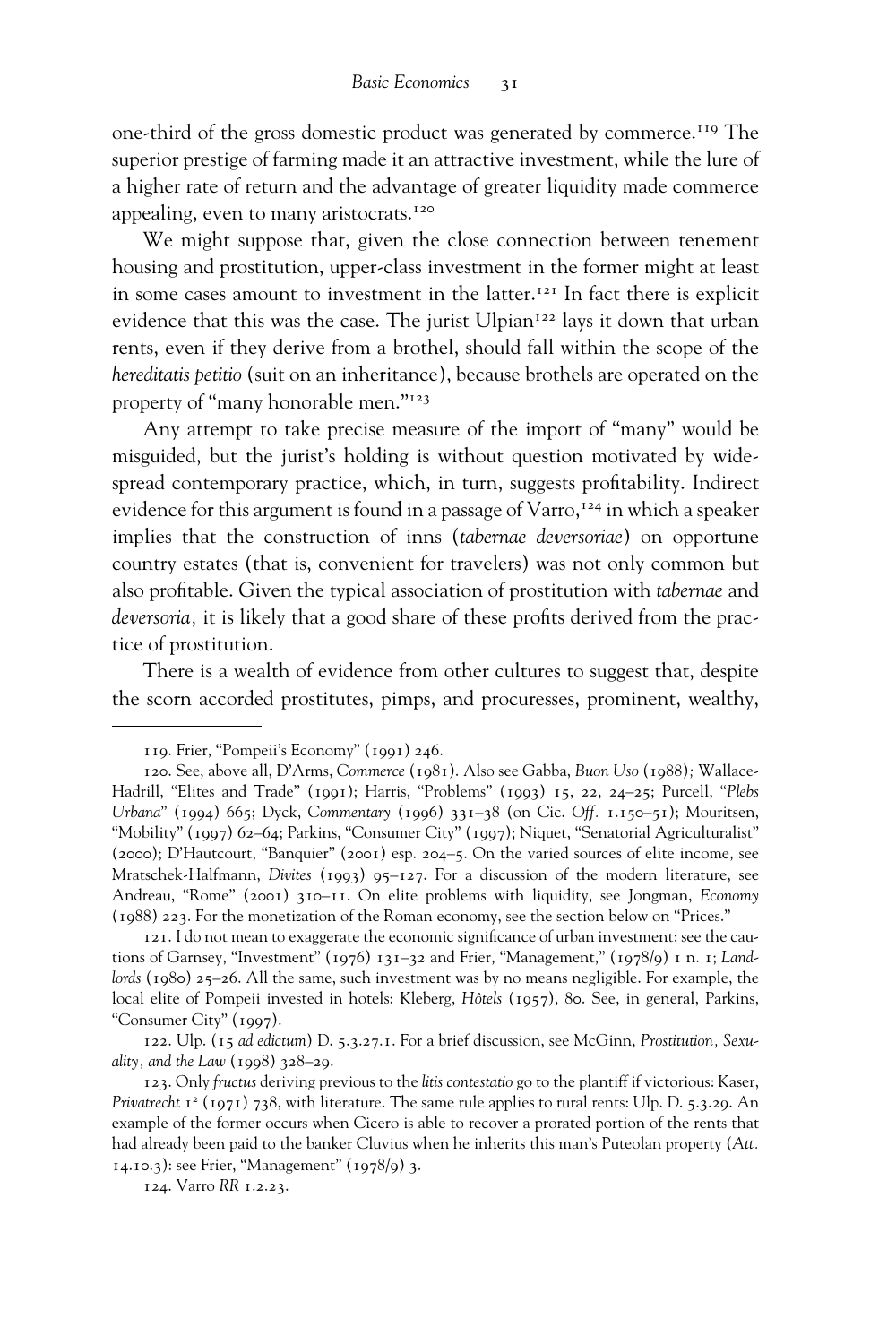one-third of the gross domestic product was generated by commerce.[119] The superior prestige of farming made it an attractive investment, while the lure of a higher rate of return and the advantage of greater liquidity made commerce appealing, even to many aristocrats.[120]

We might suppose that, given the close connection between tenement housing and prostitution, upper-class investment in the former might at least in some cases amount to investment in the latter.[121] In fact there is explicit evidence that this was the case. The jurist Ulpian[122] lays it down that urban rents, even if they derive from a brothel, should fall within the scope of the *hereditatis petitio* (suit on an inheritance), because brothels are operated on the property of "many honorable men."[123]

Any attempt to take precise measure of the import of "many" would be misguided, but the jurist's holding is without question motivated by widespread contemporary practice, which, in turn, suggests profitability. Indirect evidence for this argument is found in a passage of Varro,[124] in which a speaker implies that the construction of inns (*tabernae deversoriae*) on opportune country estates (that is, convenient for travelers) was not only common but also profitable. Given the typical association of prostitution with *tabernae* and *deversoria*, it is likely that a good share of these profits derived from the practice of prostitution.

There is a wealth of evidence from other cultures to suggest that, despite the scorn accorded prostitutes, pimps, and procuresses, prominent, wealthy,

---

119. Frier, "Pompeii's Economy" (1991) 246.

120. See, above all, D'Arms, *Commerce* (1981). Also see Gabba, *Buon Uso* (1988); Wallace-Hadrill, "Elites and Trade" (1991); Harris, "Problems" (1993) 15, 22, 24–25; Purcell, "*Plebs Urbana*" (1994) 665; Dyck, *Commentary* (1996) 331–38 (on Cic. *Off.* 1.150–51); Mouritsen, "Mobility" (1997) 62–64; Parkins, "Consumer City" (1997); Niquet, "Senatorial Agriculturalist" (2000); D'Hautcourt, "Banquier" (2001) esp. 204–5. On the varied sources of elite income, see Mratschek-Halfmann, *Divites* (1993) 95–127. For a discussion of the modern literature, see Andreau, "Rome" (2001) 310–11. On elite problems with liquidity, see Jongman, *Economy* (1988) 223. For the monetization of the Roman economy, see the section below on "Prices."

121. I do not mean to exaggerate the economic significance of urban investment: see the cautions of Garnsey, "Investment" (1976) 131–32 and Frier, "Management," (1978/9) 1 n. 1; *Landlords* (1980) 25–26. All the same, such investment was by no means negligible. For example, the local elite of Pompeii invested in hotels: Kleberg, *Hôtels* (1957), 80. See, in general, Parkins, "Consumer City" (1997).

122. Ulp. (15 *ad edictum*) D. 5.3.27.1. For a brief discussion, see McGinn, *Prostitution, Sexuality, and the Law* (1998) 328–29.

123. Only *fructus* deriving previous to the *litis contestatio* go to the plantiff if victorious: Kaser, *Privatrecht* 1² (1971) 738, with literature. The same rule applies to rural rents: Ulp. D. 5.3.29. An example of the former occurs when Cicero is able to recover a prorated portion of the rents that had already been paid to the banker Cluvius when he inherits this man's Puteolan property (*Att.* 14.10.3): see Frier, "Management" (1978/9) 3.

124. Varro *RR* 1.2.23.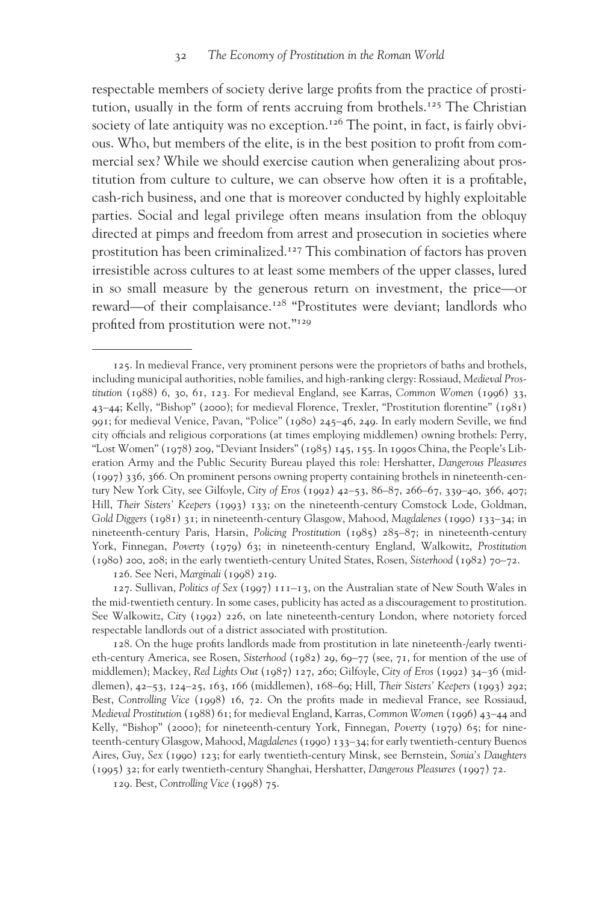respectable members of society derive large profits from the practice of prostitution, usually in the form of rents accruing from brothels.[125] The Christian society of late antiquity was no exception.[126] The point, in fact, is fairly obvious. Who, but members of the elite, is in the best position to profit from commercial sex? While we should exercise caution when generalizing about prostitution from culture to culture, we can observe how often it is a profitable, cash-rich business, and one that is moreover conducted by highly exploitable parties. Social and legal privilege often means insulation from the obloquy directed at pimps and freedom from arrest and prosecution in societies where prostitution has been criminalized.[127] This combination of factors has proven irresistible across cultures to at least some members of the upper classes, lured in so small measure by the generous return on investment, the price—or reward—of their complaisance.[128] "Prostitutes were deviant; landlords who profited from prostitution were not."[129]

---

125. In medieval France, very prominent persons were the proprietors of baths and brothels, including municipal authorities, noble families, and high-ranking clergy: Rossiaud, *Medieval Prostitution* (1988) 6, 30, 61, 123. For medieval England, see Karras, *Common Women* (1996) 33, 43–44; Kelly, "Bishop" (2000); for medieval Florence, Trexler, "Prostitution florentine" (1981) 991; for medieval Venice, Pavan, "Police" (1980) 245–46, 249. In early modern Seville, we find city officials and religious corporations (at times employing middlemen) owning brothels: Perry, "Lost Women" (1978) 209, "Deviant Insiders" (1985) 145, 155. In 1990s China, the People's Liberation Army and the Public Security Bureau played this role: Hershatter, *Dangerous Pleasures* (1997) 336, 366. On prominent persons owning property containing brothels in nineteenth-century New York City, see Gilfoyle, *City of Eros* (1992) 42–53, 86–87, 266–67, 339–40, 366, 407; Hill, *Their Sisters' Keepers* (1993) 133; on the nineteenth-century Comstock Lode, Goldman, *Gold Diggers* (1981) 31; in nineteenth-century Glasgow, Mahood, *Magdalenes* (1990) 133–34; in nineteenth-century Paris, Harsin, *Policing Prostitution* (1985) 285–87; in nineteenth-century York, Finnegan, *Poverty* (1979) 63; in nineteenth-century England, Walkowitz, *Prostitution* (1980) 200, 208; in the early twentieth-century United States, Rosen, *Sisterhood* (1982) 70–72.

126. See Neri, *Marginali* (1998) 219.

127. Sullivan, *Politics of Sex* (1997) 111–13, on the Australian state of New South Wales in the mid-twentieth century. In some cases, publicity has acted as a discouragement to prostitution. See Walkowitz, *City* (1992) 226, on late nineteenth-century London, where notoriety forced respectable landlords out of a district associated with prostitution.

128. On the huge profits landlords made from prostitution in late nineteenth-/early twentieth-century America, see Rosen, *Sisterhood* (1982) 29, 69–77 (see, 71, for mention of the use of middlemen); Mackey, *Red Lights Out* (1987) 127, 260; Gilfoyle, *City of Eros* (1992) 34–36 (middlemen), 42–53, 124–25, 163, 166 (middlemen), 168–69; Hill, *Their Sisters' Keepers* (1993) 292; Best, *Controlling Vice* (1998) 16, 72. On the profits made in medieval France, see Rossiaud, *Medieval Prostitution* (1988) 61; for medieval England, Karras, *Common Women* (1996) 43–44 and Kelly, "Bishop" (2000); for nineteenth-century York, Finnegan, *Poverty* (1979) 65; for nineteenth-century Glasgow, Mahood, *Magdalenes* (1990) 133–34; for early twentieth-century Buenos Aires, Guy, *Sex* (1990) 123; for early twentieth-century Minsk, see Bernstein, *Sonia's Daughters* (1995) 32; for early twentieth-century Shanghai, Hershatter, *Dangerous Pleasures* (1997) 72.

129. Best, *Controlling Vice* (1998) 75.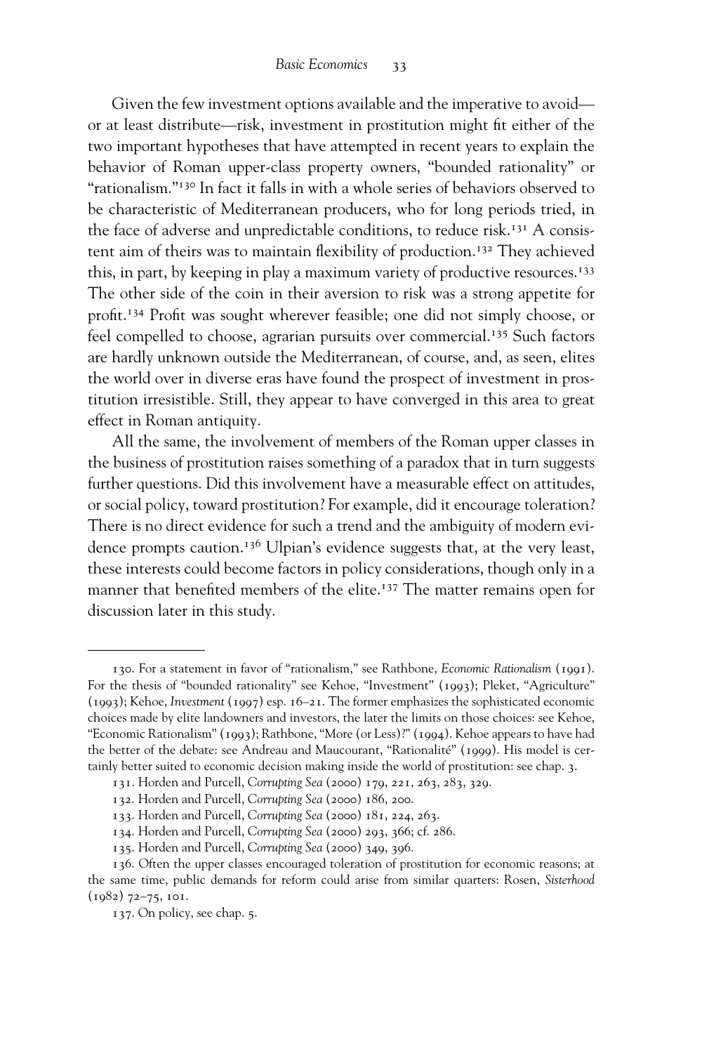Given the few investment options available and the imperative to avoid—or at least distribute—risk, investment in prostitution might fit either of the two important hypotheses that have attempted in recent years to explain the behavior of Roman upper-class property owners, "bounded rationality" or "rationalism."[130] In fact it falls in with a whole series of behaviors observed to be characteristic of Mediterranean producers, who for long periods tried, in the face of adverse and unpredictable conditions, to reduce risk.[131] A consistent aim of theirs was to maintain flexibility of production.[132] They achieved this, in part, by keeping in play a maximum variety of productive resources.[133] The other side of the coin in their aversion to risk was a strong appetite for profit.[134] Profit was sought wherever feasible; one did not simply choose, or feel compelled to choose, agrarian pursuits over commercial.[135] Such factors are hardly unknown outside the Mediterranean, of course, and, as seen, elites the world over in diverse eras have found the prospect of investment in prostitution irresistible. Still, they appear to have converged in this area to great effect in Roman antiquity.

All the same, the involvement of members of the Roman upper classes in the business of prostitution raises something of a paradox that in turn suggests further questions. Did this involvement have a measurable effect on attitudes, or social policy, toward prostitution? For example, did it encourage toleration? There is no direct evidence for such a trend and the ambiguity of modern evidence prompts caution.[136] Ulpian's evidence suggests that, at the very least, these interests could become factors in policy considerations, though only in a manner that benefited members of the elite.[137] The matter remains open for discussion later in this study.

---

130. For a statement in favor of "rationalism," see Rathbone, *Economic Rationalism* (1991). For the thesis of "bounded rationality" see Kehoe, "Investment" (1993); Pleket, "Agriculture" (1993); Kehoe, *Investment* (1997) esp. 16–21. The former emphasizes the sophisticated economic choices made by elite landowners and investors, the later the limits on those choices: see Kehoe, "Economic Rationalism" (1993); Rathbone, "More (or Less)?" (1994). Kehoe appears to have had the better of the debate: see Andreau and Maucourant, "Rationalité" (1999). His model is certainly better suited to economic decision making inside the world of prostitution: see chap. 3.

131. Horden and Purcell, *Corrupting Sea* (2000) 179, 221, 263, 283, 329.

132. Horden and Purcell, *Corrupting Sea* (2000) 186, 200.

133. Horden and Purcell, *Corrupting Sea* (2000) 181, 224, 263.

134. Horden and Purcell, *Corrupting Sea* (2000) 293, 366; cf. 286.

135. Horden and Purcell, *Corrupting Sea* (2000) 349, 396.

136. Often the upper classes encouraged toleration of prostitution for economic reasons; at the same time, public demands for reform could arise from similar quarters: Rosen, *Sisterhood* (1982) 72–75, 101.

137. On policy, see chap. 5.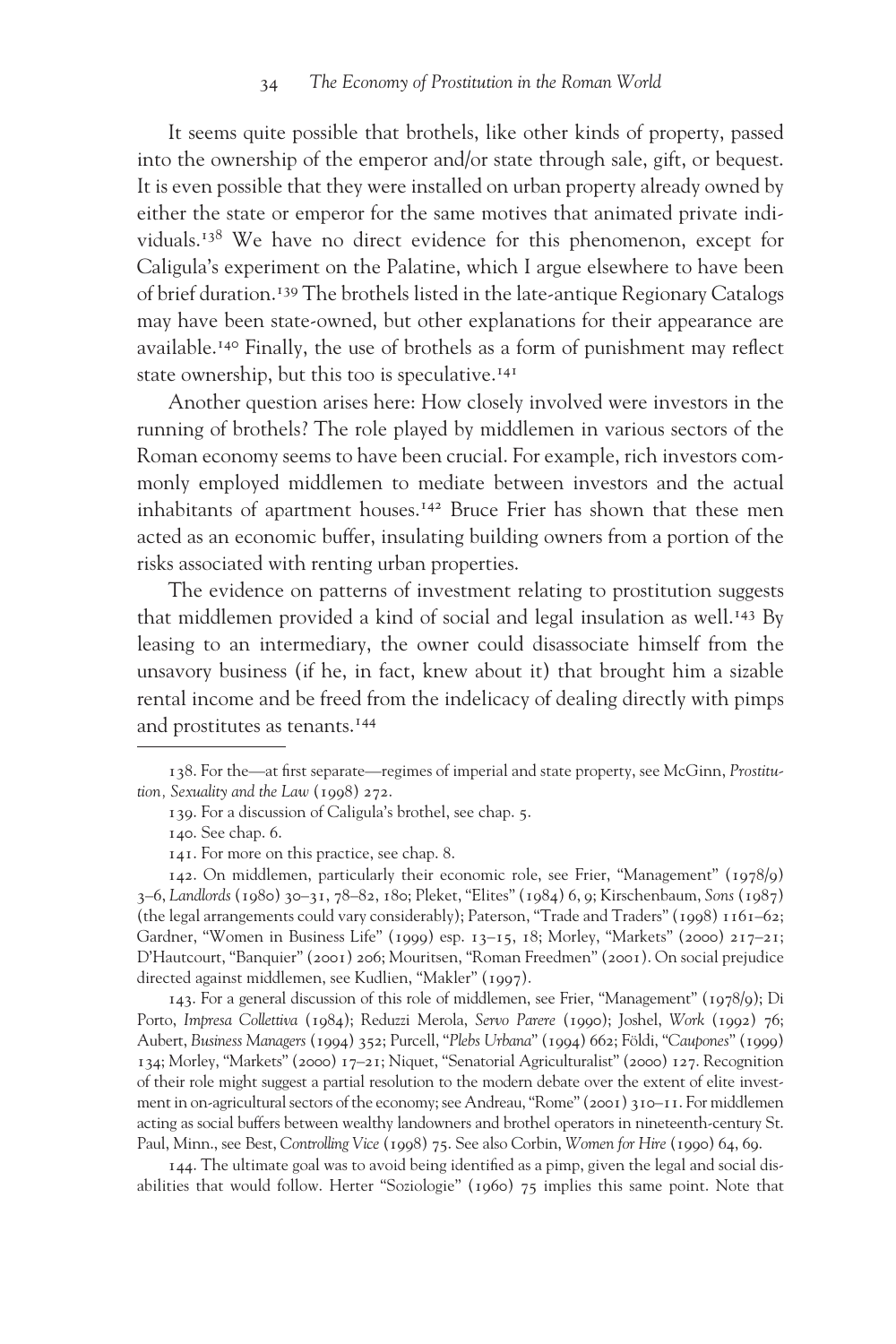It seems quite possible that brothels, like other kinds of property, passed into the ownership of the emperor and/or state through sale, gift, or bequest. It is even possible that they were installed on urban property already owned by either the state or emperor for the same motives that animated private individuals.[138] We have no direct evidence for this phenomenon, except for Caligula's experiment on the Palatine, which I argue elsewhere to have been of brief duration.[139] The brothels listed in the late-antique Regionary Catalogs may have been state-owned, but other explanations for their appearance are available.[140] Finally, the use of brothels as a form of punishment may reflect state ownership, but this too is speculative.[141]

Another question arises here: How closely involved were investors in the running of brothels? The role played by middlemen in various sectors of the Roman economy seems to have been crucial. For example, rich investors commonly employed middlemen to mediate between investors and the actual inhabitants of apartment houses.[142] Bruce Frier has shown that these men acted as an economic buffer, insulating building owners from a portion of the risks associated with renting urban properties.

The evidence on patterns of investment relating to prostitution suggests that middlemen provided a kind of social and legal insulation as well.[143] By leasing to an intermediary, the owner could disassociate himself from the unsavory business (if he, in fact, knew about it) that brought him a sizable rental income and be freed from the indelicacy of dealing directly with pimps and prostitutes as tenants.[144]

---

138. For the—at first separate—regimes of imperial and state property, see McGinn, *Prostitution, Sexuality and the Law* (1998) 272.

139. For a discussion of Caligula's brothel, see chap. 5.

140. See chap. 6.

141. For more on this practice, see chap. 8.

142. On middlemen, particularly their economic role, see Frier, "Management" (1978/9) 3–6, *Landlords* (1980) 30–31, 78–82, 180; Pleket, "Elites" (1984) 6, 9; Kirschenbaum, *Sons* (1987) (the legal arrangements could vary considerably); Paterson, "Trade and Traders" (1998) 1161–62; Gardner, "Women in Business Life" (1999) esp. 13–15, 18; Morley, "Markets" (2000) 217–21; D'Hautcourt, "Banquier" (2001) 206; Mouritsen, "Roman Freedmen" (2001). On social prejudice directed against middlemen, see Kudlien, "Makler" (1997).

143. For a general discussion of this role of middlemen, see Frier, "Management" (1978/9); Di Porto, *Impresa Collettiva* (1984); Reduzzi Merola, *Servo Parere* (1990); Joshel, *Work* (1992) 76; Aubert, *Business Managers* (1994) 352; Purcell, "*Plebs Urbana*" (1994) 662; Földi, "*Caupones*" (1999) 134; Morley, "Markets" (2000) 17–21; Niquet, "Senatorial Agriculturalist" (2000) 127. Recognition of their role might suggest a partial resolution to the modern debate over the extent of elite investment in on-agricultural sectors of the economy; see Andreau, "Rome" (2001) 310–11. For middlemen acting as social buffers between wealthy landowners and brothel operators in nineteenth-century St. Paul, Minn., see Best, *Controlling Vice* (1998) 75. See also Corbin, *Women for Hire* (1990) 64, 69.

144. The ultimate goal was to avoid being identified as a pimp, given the legal and social disabilities that would follow. Herter "Soziologie" (1960) 75 implies this same point. Note that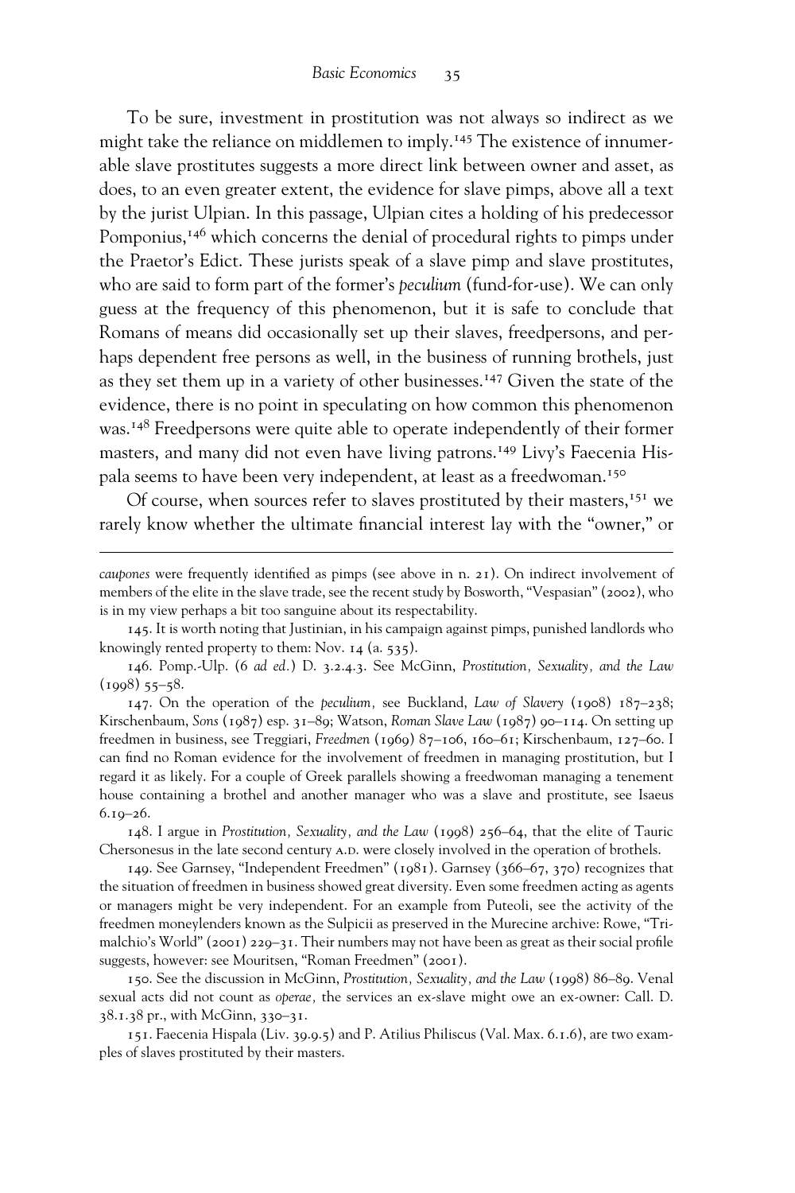To be sure, investment in prostitution was not always so indirect as we might take the reliance on middlemen to imply.[145] The existence of innumerable slave prostitutes suggests a more direct link between owner and asset, as does, to an even greater extent, the evidence for slave pimps, above all a text by the jurist Ulpian. In this passage, Ulpian cites a holding of his predecessor Pomponius,[146] which concerns the denial of procedural rights to pimps under the Praetor's Edict. These jurists speak of a slave pimp and slave prostitutes, who are said to form part of the former's *peculium* (fund-for-use). We can only guess at the frequency of this phenomenon, but it is safe to conclude that Romans of means did occasionally set up their slaves, freedpersons, and perhaps dependent free persons as well, in the business of running brothels, just as they set them up in a variety of other businesses.[147] Given the state of the evidence, there is no point in speculating on how common this phenomenon was.[148] Freedpersons were quite able to operate independently of their former masters, and many did not even have living patrons.[149] Livy's Faecenia Hispala seems to have been very independent, at least as a freedwoman.[150]

Of course, when sources refer to slaves prostituted by their masters,[151] we rarely know whether the ultimate financial interest lay with the "owner," or

---

*caupones* were frequently identified as pimps (see above in n. 21). On indirect involvement of members of the elite in the slave trade, see the recent study by Bosworth, "Vespasian" (2002), who is in my view perhaps a bit too sanguine about its respectability.

145. It is worth noting that Justinian, in his campaign against pimps, punished landlords who knowingly rented property to them: Nov. 14 (a. 535).

146. Pomp.-Ulp. (6 *ad ed.*) D. 3.2.4.3. See McGinn, *Prostitution, Sexuality, and the Law* (1998) 55–58.

147. On the operation of the *peculium*, see Buckland, *Law of Slavery* (1908) 187–238; Kirschenbaum, *Sons* (1987) esp. 31–89; Watson, *Roman Slave Law* (1987) 90–114. On setting up freedmen in business, see Treggiari, *Freedmen* (1969) 87–106, 160–61; Kirschenbaum, 127–60. I can find no Roman evidence for the involvement of freedmen in managing prostitution, but I regard it as likely. For a couple of Greek parallels showing a freedwoman managing a tenement house containing a brothel and another manager who was a slave and prostitute, see Isaeus 6.19–26.

148. I argue in *Prostitution, Sexuality, and the Law* (1998) 256–64, that the elite of Tauric Chersonesus in the late second century A.D. were closely involved in the operation of brothels.

149. See Garnsey, "Independent Freedmen" (1981). Garnsey (366–67, 370) recognizes that the situation of freedmen in business showed great diversity. Even some freedmen acting as agents or managers might be very independent. For an example from Puteoli, see the activity of the freedmen moneylenders known as the Sulpicii as preserved in the Murecine archive: Rowe, "Trimalchio's World" (2001) 229–31. Their numbers may not have been as great as their social profile suggests, however: see Mouritsen, "Roman Freedmen" (2001).

150. See the discussion in McGinn, *Prostitution, Sexuality, and the Law* (1998) 86–89. Venal sexual acts did not count as *operae*, the services an ex-slave might owe an ex-owner: Call. D. 38.1.38 pr., with McGinn, 330–31.

151. Faecenia Hispala (Liv. 39.9.5) and P. Atilius Philiscus (Val. Max. 6.1.6), are two examples of slaves prostituted by their masters.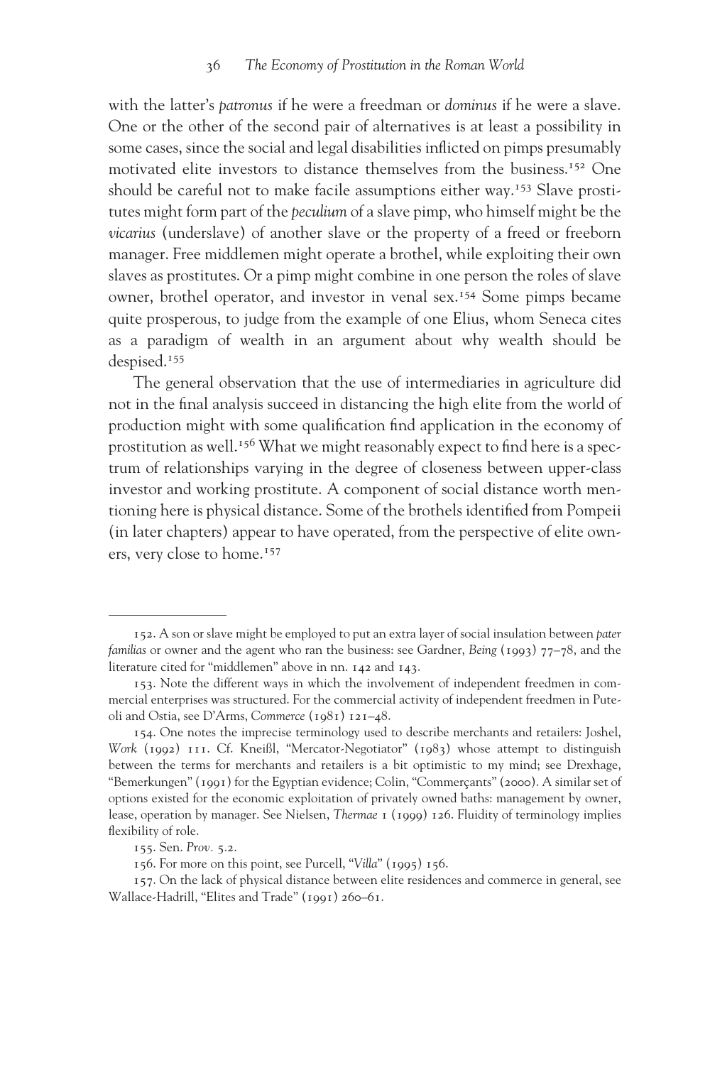with the latter's *patronus* if he were a freedman or *dominus* if he were a slave. One or the other of the second pair of alternatives is at least a possibility in some cases, since the social and legal disabilities inflicted on pimps presumably motivated elite investors to distance themselves from the business.[152] One should be careful not to make facile assumptions either way.[153] Slave prostitutes might form part of the *peculium* of a slave pimp, who himself might be the *vicarius* (underslave) of another slave or the property of a freed or freeborn manager. Free middlemen might operate a brothel, while exploiting their own slaves as prostitutes. Or a pimp might combine in one person the roles of slave owner, brothel operator, and investor in venal sex.[154] Some pimps became quite prosperous, to judge from the example of one Elius, whom Seneca cites as a paradigm of wealth in an argument about why wealth should be despised.[155]

The general observation that the use of intermediaries in agriculture did not in the final analysis succeed in distancing the high elite from the world of production might with some qualification find application in the economy of prostitution as well.[156] What we might reasonably expect to find here is a spectrum of relationships varying in the degree of closeness between upper-class investor and working prostitute. A component of social distance worth mentioning here is physical distance. Some of the brothels identified from Pompeii (in later chapters) appear to have operated, from the perspective of elite owners, very close to home.[157]

---

152. A son or slave might be employed to put an extra layer of social insulation between *pater familias* or owner and the agent who ran the business: see Gardner, *Being* (1993) 77–78, and the literature cited for "middlemen" above in nn. 142 and 143.

153. Note the different ways in which the involvement of independent freedmen in commercial enterprises was structured. For the commercial activity of independent freedmen in Puteoli and Ostia, see D'Arms, *Commerce* (1981) 121–48.

154. One notes the imprecise terminology used to describe merchants and retailers: Joshel, *Work* (1992) 111. Cf. Kneißl, "Mercator-Negotiator" (1983) whose attempt to distinguish between the terms for merchants and retailers is a bit optimistic to my mind; see Drexhage, "Bemerkungen" (1991) for the Egyptian evidence; Colin, "Commerçants" (2000). A similar set of options existed for the economic exploitation of privately owned baths: management by owner, lease, operation by manager. See Nielsen, *Thermae* 1 (1999) 126. Fluidity of terminology implies flexibility of role.

155. Sen. *Prov.* 5.2.

156. For more on this point, see Purcell, "*Villa*" (1995) 156.

157. On the lack of physical distance between elite residences and commerce in general, see Wallace-Hadrill, "Elites and Trade" (1991) 260–61.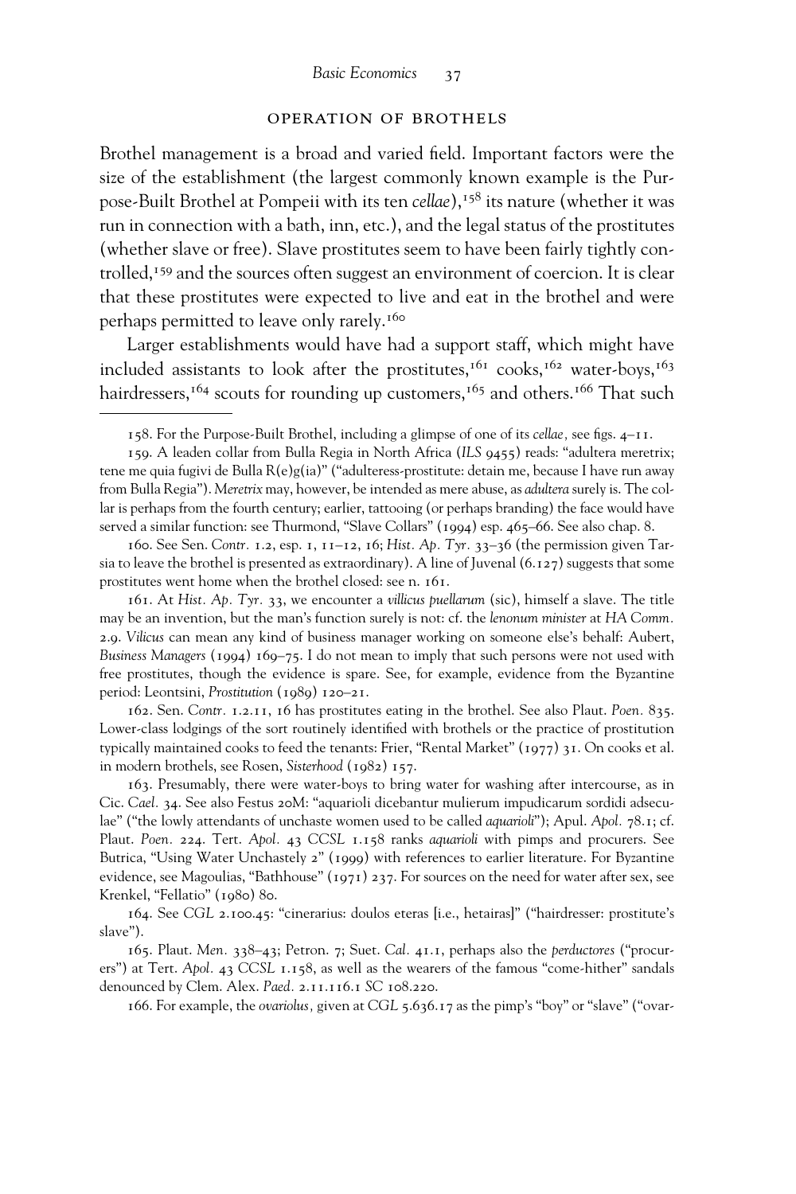## OPERATION OF BROTHELS

Brothel management is a broad and varied field. Important factors were the size of the establishment (the largest commonly known example is the Purpose-Built Brothel at Pompeii with its ten *cellae*),[158] its nature (whether it was run in connection with a bath, inn, etc.), and the legal status of the prostitutes (whether slave or free). Slave prostitutes seem to have been fairly tightly controlled,[159] and the sources often suggest an environment of coercion. It is clear that these prostitutes were expected to live and eat in the brothel and were perhaps permitted to leave only rarely.[160]

Larger establishments would have had a support staff, which might have included assistants to look after the prostitutes,[161] cooks,[162] water-boys,[163] hairdressers,[164] scouts for rounding up customers,[165] and others.[166] That such

---

158. For the Purpose-Built Brothel, including a glimpse of one of its *cellae*, see figs. 4–11.

159. A leaden collar from Bulla Regia in North Africa (*ILS* 9455) reads: "adultera meretrix; tene me quia fugivi de Bulla R(e)g(ia)" ("adulteress-prostitute: detain me, because I have run away from Bulla Regia"). *Meretrix* may, however, be intended as mere abuse, as *adultera* surely is. The collar is perhaps from the fourth century; earlier, tattooing (or perhaps branding) the face would have served a similar function: see Thurmond, "Slave Collars" (1994) esp. 465–66. See also chap. 8.

160. See Sen. *Contr.* 1.2, esp. 1, 11–12, 16; *Hist. Ap. Tyr.* 33–36 (the permission given Tarsia to leave the brothel is presented as extraordinary). A line of Juvenal (6.127) suggests that some prostitutes went home when the brothel closed: see n. 161.

161. At *Hist. Ap. Tyr.* 33, we encounter a *villicus puellarum* (sic), himself a slave. The title may be an invention, but the man's function surely is not: cf. the *lenonum minister* at *HA Comm.* 2.9. *Vilicus* can mean any kind of business manager working on someone else's behalf: Aubert, *Business Managers* (1994) 169–75. I do not mean to imply that such persons were not used with free prostitutes, though the evidence is spare. See, for example, evidence from the Byzantine period: Leontsini, *Prostitution* (1989) 120–21.

162. Sen. *Contr.* 1.2.11, 16 has prostitutes eating in the brothel. See also Plaut. *Poen.* 835. Lower-class lodgings of the sort routinely identified with brothels or the practice of prostitution typically maintained cooks to feed the tenants: Frier, "Rental Market" (1977) 31. On cooks et al. in modern brothels, see Rosen, *Sisterhood* (1982) 157.

163. Presumably, there were water-boys to bring water for washing after intercourse, as in Cic. *Cael.* 34. See also Festus 20M: "aquarioli dicebantur mulierum impudicarum sordidi adseculae" ("the lowly attendants of unchaste women used to be called *aquarioli*"); Apul. *Apol.* 78.1; cf. Plaut. *Poen.* 224. Tert. *Apol.* 43 *CCSL* 1.158 ranks *aquarioli* with pimps and procurers. See Butrica, "Using Water Unchastely 2" (1999) with references to earlier literature. For Byzantine evidence, see Magoulias, "Bathhouse" (1971) 237. For sources on the need for water after sex, see Krenkel, "Fellatio" (1980) 80.

164. See *CGL* 2.100.45: "cinerarius: doulos eteras [i.e., hetairas]" ("hairdresser: prostitute's slave").

165. Plaut. *Men.* 338–43; Petron. 7; Suet. *Cal.* 41.1, perhaps also the *perductores* ("procurers") at Tert. *Apol.* 43 *CCSL* 1.158, as well as the wearers of the famous "come-hither" sandals denounced by Clem. Alex. *Paed.* 2.11.116.1 *SC* 108.220.

166. For example, the *ovariolus*, given at *CGL* 5.636.17 as the pimp's "boy" or "slave" ("ovar-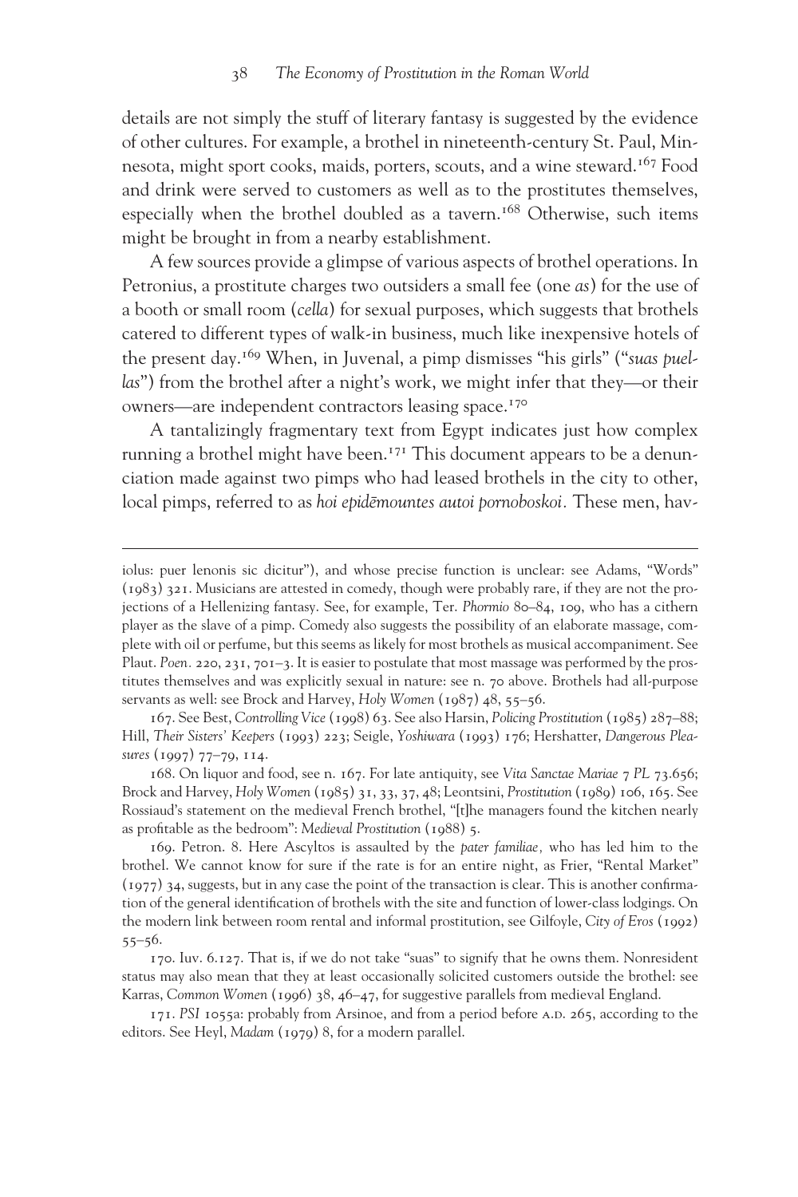details are not simply the stuff of literary fantasy is suggested by the evidence of other cultures. For example, a brothel in nineteenth-century St. Paul, Minnesota, might sport cooks, maids, porters, scouts, and a wine steward.[167] Food and drink were served to customers as well as to the prostitutes themselves, especially when the brothel doubled as a tavern.[168] Otherwise, such items might be brought in from a nearby establishment.

A few sources provide a glimpse of various aspects of brothel operations. In Petronius, a prostitute charges two outsiders a small fee (one *as*) for the use of a booth or small room (*cella*) for sexual purposes, which suggests that brothels catered to different types of walk-in business, much like inexpensive hotels of the present day.[169] When, in Juvenal, a pimp dismisses "his girls" ("*suas puellas*") from the brothel after a night's work, we might infer that they—or their owners—are independent contractors leasing space.[170]

A tantalizingly fragmentary text from Egypt indicates just how complex running a brothel might have been.[171] This document appears to be a denunciation made against two pimps who had leased brothels in the city to other, local pimps, referred to as *hoi epidēmountes autoi pornoboskoi.* These men, hav-

---

iolus: puer lenonis sic dicitur"), and whose precise function is unclear: see Adams, "Words" (1983) 321. Musicians are attested in comedy, though were probably rare, if they are not the projections of a Hellenizing fantasy. See, for example, Ter. *Phormio* 80–84, 109, who has a cithern player as the slave of a pimp. Comedy also suggests the possibility of an elaborate massage, complete with oil or perfume, but this seems as likely for most brothels as musical accompaniment. See Plaut. *Poen.* 220, 231, 701–3. It is easier to postulate that most massage was performed by the prostitutes themselves and was explicitly sexual in nature: see n. 70 above. Brothels had all-purpose servants as well: see Brock and Harvey, *Holy Women* (1987) 48, 55–56.

167. See Best, *Controlling Vice* (1998) 63. See also Harsin, *Policing Prostitution* (1985) 287–88; Hill, *Their Sisters' Keepers* (1993) 223; Seigle, *Yoshiwara* (1993) 176; Hershatter, *Dangerous Pleasures* (1997) 77–79, 114.

168. On liquor and food, see n. 167. For late antiquity, see *Vita Sanctae Mariae* 7 *PL* 73.656; Brock and Harvey, *Holy Women* (1985) 31, 33, 37, 48; Leontsini, *Prostitution* (1989) 106, 165. See Rossiaud's statement on the medieval French brothel, "[t]he managers found the kitchen nearly as profitable as the bedroom": *Medieval Prostitution* (1988) 5.

169. Petron. 8. Here Ascyltos is assaulted by the *pater familiae,* who has led him to the brothel. We cannot know for sure if the rate is for an entire night, as Frier, "Rental Market" (1977) 34, suggests, but in any case the point of the transaction is clear. This is another confirmation of the general identification of brothels with the site and function of lower-class lodgings. On the modern link between room rental and informal prostitution, see Gilfoyle, *City of Eros* (1992) 55–56.

170. Iuv. 6.127. That is, if we do not take "suas" to signify that he owns them. Nonresident status may also mean that they at least occasionally solicited customers outside the brothel: see Karras, *Common Women* (1996) 38, 46–47, for suggestive parallels from medieval England.

171. *PSI* 1055a: probably from Arsinoe, and from a period before A.D. 265, according to the editors. See Heyl, *Madam* (1979) 8, for a modern parallel.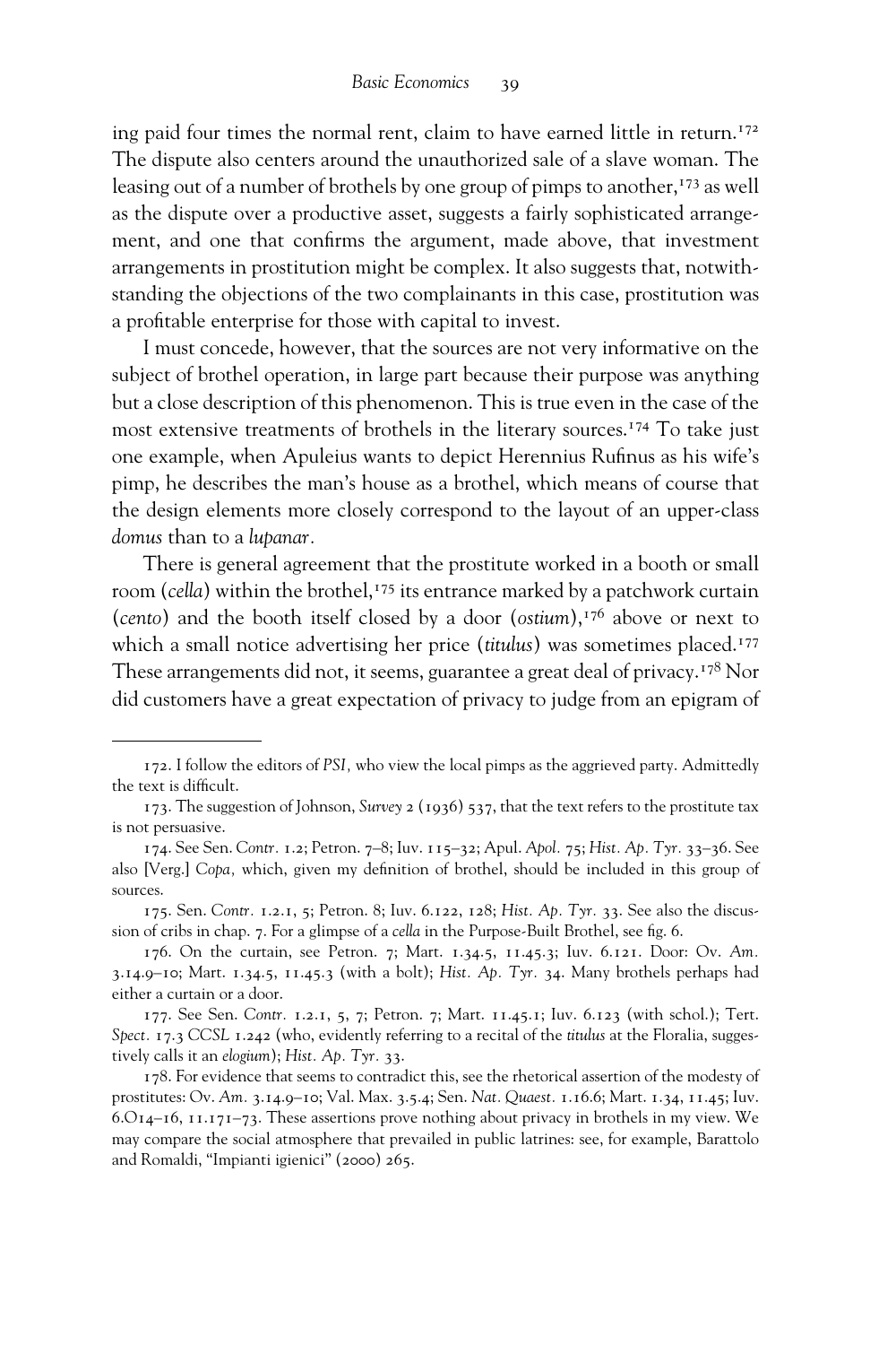ing paid four times the normal rent, claim to have earned little in return.[172] The dispute also centers around the unauthorized sale of a slave woman. The leasing out of a number of brothels by one group of pimps to another,[173] as well as the dispute over a productive asset, suggests a fairly sophisticated arrangement, and one that confirms the argument, made above, that investment arrangements in prostitution might be complex. It also suggests that, notwithstanding the objections of the two complainants in this case, prostitution was a profitable enterprise for those with capital to invest.

I must concede, however, that the sources are not very informative on the subject of brothel operation, in large part because their purpose was anything but a close description of this phenomenon. This is true even in the case of the most extensive treatments of brothels in the literary sources.[174] To take just one example, when Apuleius wants to depict Herennius Rufinus as his wife's pimp, he describes the man's house as a brothel, which means of course that the design elements more closely correspond to the layout of an upper-class *domus* than to a *lupanar*.

There is general agreement that the prostitute worked in a booth or small room (*cella*) within the brothel,[175] its entrance marked by a patchwork curtain (*cento*) and the booth itself closed by a door (*ostium*),[176] above or next to which a small notice advertising her price (*titulus*) was sometimes placed.[177] These arrangements did not, it seems, guarantee a great deal of privacy.[178] Nor did customers have a great expectation of privacy to judge from an epigram of

---

172. I follow the editors of *PSI,* who view the local pimps as the aggrieved party. Admittedly the text is difficult.

173. The suggestion of Johnson, *Survey* 2 (1936) 537, that the text refers to the prostitute tax is not persuasive.

174. See Sen. *Contr.* 1.2; Petron. 7–8; Iuv. 115–32; Apul. *Apol.* 75; *Hist. Ap. Tyr.* 33–36. See also [Verg.] *Copa,* which, given my definition of brothel, should be included in this group of sources.

175. Sen. *Contr.* 1.2.1, 5; Petron. 8; Iuv. 6.122, 128; *Hist. Ap. Tyr.* 33. See also the discussion of cribs in chap. 7. For a glimpse of a *cella* in the Purpose-Built Brothel, see fig. 6.

176. On the curtain, see Petron. 7; Mart. 1.34.5, 11.45.3; Iuv. 6.121. Door: Ov. *Am.* 3.14.9–10; Mart. 1.34.5, 11.45.3 (with a bolt); *Hist. Ap. Tyr.* 34. Many brothels perhaps had either a curtain or a door.

177. See Sen. *Contr.* 1.2.1, 5, 7; Petron. 7; Mart. 11.45.1; Iuv. 6.123 (with schol.); Tert. *Spect.* 17.3 *CCSL* 1.242 (who, evidently referring to a recital of the *titulus* at the Floralia, suggestively calls it an *elogium*); *Hist. Ap. Tyr.* 33.

178. For evidence that seems to contradict this, see the rhetorical assertion of the modesty of prostitutes: Ov. *Am.* 3.14.9–10; Val. Max. 3.5.4; Sen. *Nat. Quaest.* 1.16.6; Mart. 1.34, 11.45; Iuv. 6.O14–16, 11.171–73. These assertions prove nothing about privacy in brothels in my view. We may compare the social atmosphere that prevailed in public latrines: see, for example, Barattolo and Romaldi, "Impianti igienici" (2000) 265.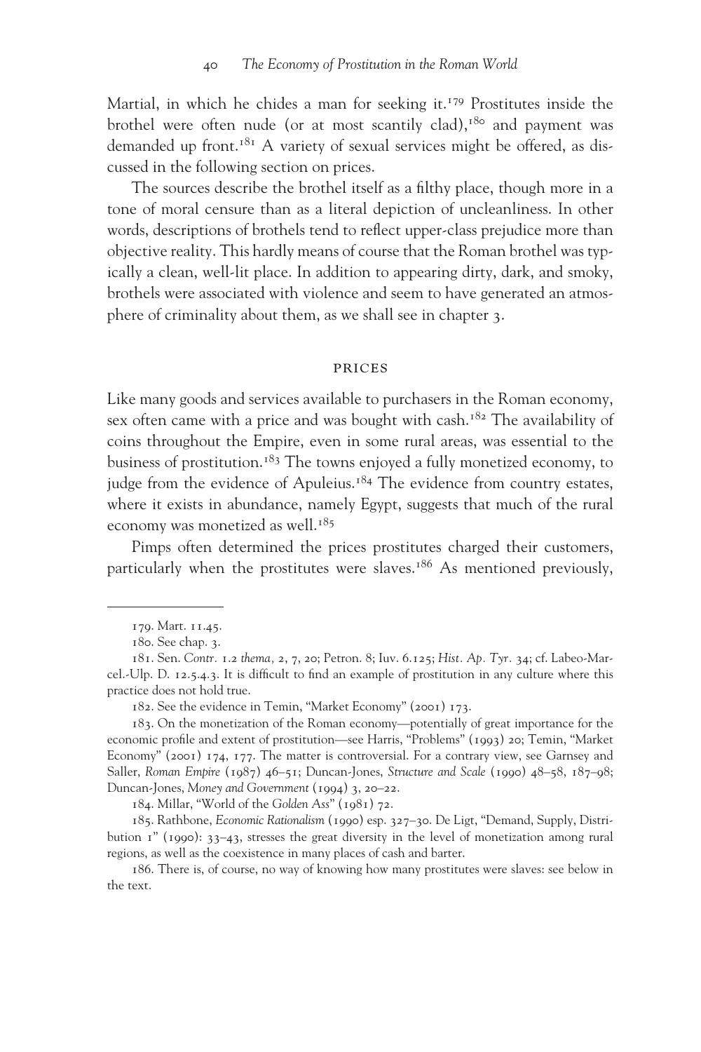Martial, in which he chides a man for seeking it.[179] Prostitutes inside the brothel were often nude (or at most scantily clad),[180] and payment was demanded up front.[181] A variety of sexual services might be offered, as discussed in the following section on prices.

The sources describe the brothel itself as a filthy place, though more in a tone of moral censure than as a literal depiction of uncleanliness. In other words, descriptions of brothels tend to reflect upper-class prejudice more than objective reality. This hardly means of course that the Roman brothel was typically a clean, well-lit place. In addition to appearing dirty, dark, and smoky, brothels were associated with violence and seem to have generated an atmosphere of criminality about them, as we shall see in chapter 3.

## PRICES

Like many goods and services available to purchasers in the Roman economy, sex often came with a price and was bought with cash.[182] The availability of coins throughout the Empire, even in some rural areas, was essential to the business of prostitution.[183] The towns enjoyed a fully monetized economy, to judge from the evidence of Apuleius.[184] The evidence from country estates, where it exists in abundance, namely Egypt, suggests that much of the rural economy was monetized as well.[185]

Pimps often determined the prices prostitutes charged their customers, particularly when the prostitutes were slaves.[186] As mentioned previously,

---

179. Mart. 11.45.

180. See chap. 3.

181. Sen. *Contr.* 1.2 *thema,* 2, 7, 20; Petron. 8; Iuv. 6.125; *Hist. Ap. Tyr.* 34; cf. Labeo-Marcel.-Ulp. D. 12.5.4.3. It is difficult to find an example of prostitution in any culture where this practice does not hold true.

182. See the evidence in Temin, "Market Economy" (2001) 173.

183. On the monetization of the Roman economy—potentially of great importance for the economic profile and extent of prostitution—see Harris, "Problems" (1993) 20; Temin, "Market Economy" (2001) 174, 177. The matter is controversial. For a contrary view, see Garnsey and Saller, *Roman Empire* (1987) 46–51; Duncan-Jones, *Structure and Scale* (1990) 48–58, 187–98; Duncan-Jones, *Money and Government* (1994) 3, 20–22.

184. Millar, "World of the *Golden Ass*" (1981) 72.

185. Rathbone, *Economic Rationalism* (1990) esp. 327–30. De Ligt, "Demand, Supply, Distribution 1" (1990): 33–43, stresses the great diversity in the level of monetization among rural regions, as well as the coexistence in many places of cash and barter.

186. There is, of course, no way of knowing how many prostitutes were slaves: see below in the text.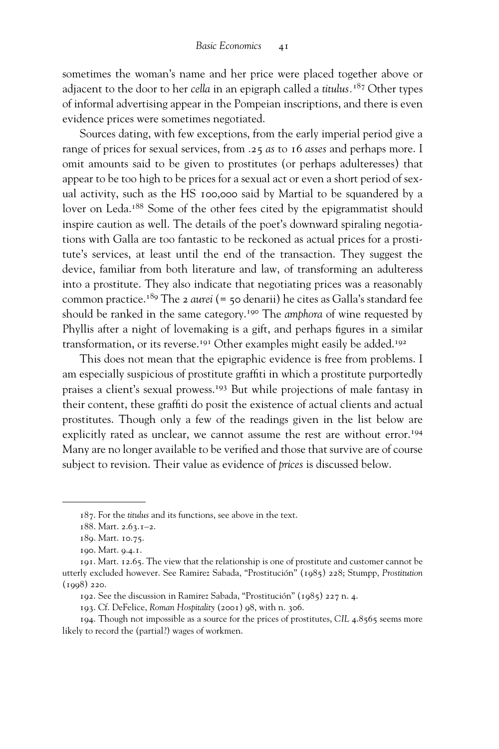sometimes the woman's name and her price were placed together above or adjacent to the door to her *cella* in an epigraph called a *titulus*.[187] Other types of informal advertising appear in the Pompeian inscriptions, and there is even evidence prices were sometimes negotiated.

Sources dating, with few exceptions, from the early imperial period give a range of prices for sexual services, from .25 *as* to 16 *asses* and perhaps more. I omit amounts said to be given to prostitutes (or perhaps adulteresses) that appear to be too high to be prices for a sexual act or even a short period of sexual activity, such as the HS 100,000 said by Martial to be squandered by a lover on Leda.[188] Some of the other fees cited by the epigrammatist should inspire caution as well. The details of the poet's downward spiraling negotiations with Galla are too fantastic to be reckoned as actual prices for a prostitute's services, at least until the end of the transaction. They suggest the device, familiar from both literature and law, of transforming an adulteress into a prostitute. They also indicate that negotiating prices was a reasonably common practice.[189] The 2 *aurei* (= 50 denarii) he cites as Galla's standard fee should be ranked in the same category.[190] The *amphora* of wine requested by Phyllis after a night of lovemaking is a gift, and perhaps figures in a similar transformation, or its reverse.[191] Other examples might easily be added.[192]

This does not mean that the epigraphic evidence is free from problems. I am especially suspicious of prostitute graffiti in which a prostitute purportedly praises a client's sexual prowess.[193] But while projections of male fantasy in their content, these graffiti do posit the existence of actual clients and actual prostitutes. Though only a few of the readings given in the list below are explicitly rated as unclear, we cannot assume the rest are without error.[194] Many are no longer available to be verified and those that survive are of course subject to revision. Their value as evidence of *prices* is discussed below.

---

187. For the *titulus* and its functions, see above in the text.

188. Mart. 2.63.1–2.

189. Mart. 10.75.

190. Mart. 9.4.1.

191. Mart. 12.65. The view that the relationship is one of prostitute and customer cannot be utterly excluded however. See Ramirez Sabada, "Prostitución" (1985) 228; Stumpp, *Prostitution* (1998) 220.

192. See the discussion in Ramirez Sabada, "Prostitución" (1985) 227 n. 4.

193. Cf. DeFelice, *Roman Hospitality* (2001) 98, with n. 306.

194. Though not impossible as a source for the prices of prostitutes, *CIL* 4.8565 seems more likely to record the (partial?) wages of workmen.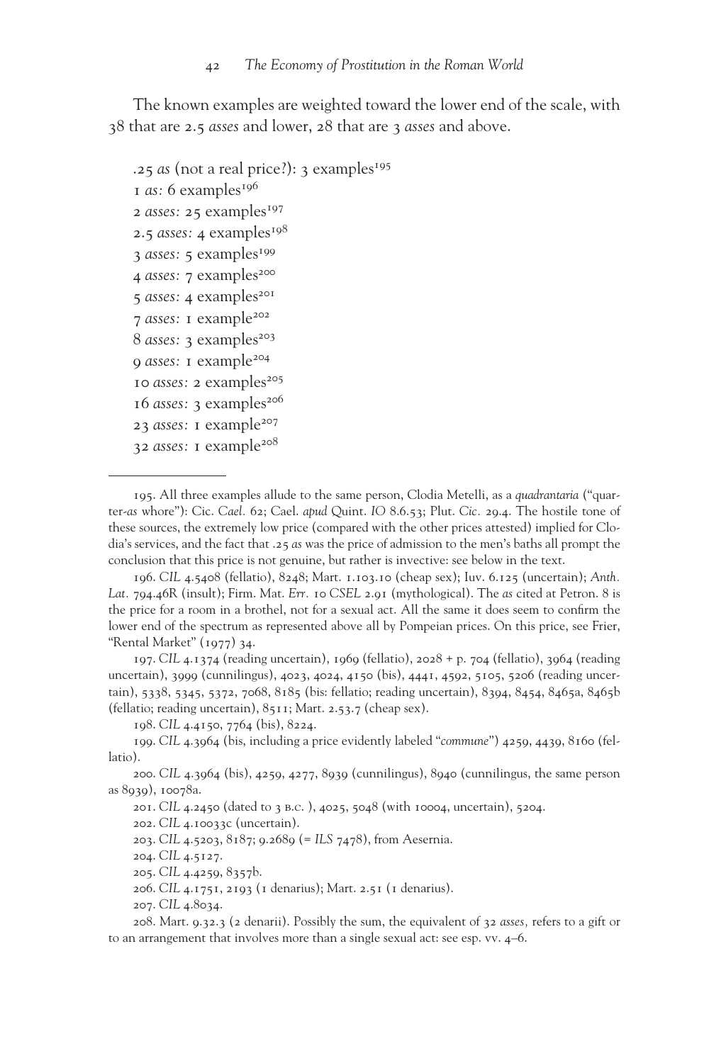The known examples are weighted toward the lower end of the scale, with 38 that are 2.5 *asses* and lower, 28 that are 3 *asses* and above.

.25 *as* (not a real price?): 3 examples[195]
1 *as:* 6 examples[196]
2 *asses:* 25 examples[197]
2.5 *asses:* 4 examples[198]
3 *asses:* 5 examples[199]
4 *asses:* 7 examples[200]
5 *asses:* 4 examples[201]
7 *asses:* 1 example[202]
8 *asses:* 3 examples[203]
9 *asses:* 1 example[204]
10 *asses:* 2 examples[205]
16 *asses:* 3 examples[206]
23 *asses:* 1 example[207]
32 *asses:* 1 example[208]

---

195. All three examples allude to the same person, Clodia Metelli, as a *quadrantaria* ("quarter-*as* whore"): Cic. *Cael.* 62; Cael. *apud* Quint. *IO* 8.6.53; Plut. *Cic.* 29.4. The hostile tone of these sources, the extremely low price (compared with the other prices attested) implied for Clodia's services, and the fact that .25 *as* was the price of admission to the men's baths all prompt the conclusion that this price is not genuine, but rather is invective: see below in the text.

196. *CIL* 4.5408 (fellatio), 8248; Mart. 1.103.10 (cheap sex); Iuv. 6.125 (uncertain); *Anth. Lat.* 794.46R (insult); Firm. Mat. *Err.* 10 *CSEL* 2.91 (mythological). The *as* cited at Petron. 8 is the price for a room in a brothel, not for a sexual act. All the same it does seem to confirm the lower end of the spectrum as represented above all by Pompeian prices. On this price, see Frier, "Rental Market" (1977) 34.

197. *CIL* 4.1374 (reading uncertain), 1969 (fellatio), 2028 + p. 704 (fellatio), 3964 (reading uncertain), 3999 (cunnilingus), 4023, 4024, 4150 (bis), 4441, 4592, 5105, 5206 (reading uncertain), 5338, 5345, 5372, 7068, 8185 (bis: fellatio; reading uncertain), 8394, 8454, 8465a, 8465b (fellatio; reading uncertain), 8511; Mart. 2.53.7 (cheap sex).

198. *CIL* 4.4150, 7764 (bis), 8224.

199. *CIL* 4.3964 (bis, including a price evidently labeled "*commune*") 4259, 4439, 8160 (fellatio).

200. *CIL* 4.3964 (bis), 4259, 4277, 8939 (cunnilingus), 8940 (cunnilingus, the same person as 8939), 10078a.

201. *CIL* 4.2450 (dated to 3 B.C. ), 4025, 5048 (with 10004, uncertain), 5204.

202. *CIL* 4.10033c (uncertain).

203. *CIL* 4.5203, 8187; 9.2689 (= *ILS* 7478), from Aesernia.

204. *CIL* 4.5127.

205. *CIL* 4.4259, 8357b.

206. *CIL* 4.1751, 2193 (1 denarius); Mart. 2.51 (1 denarius).

207. *CIL* 4.8034.

208. Mart. 9.32.3 (2 denarii). Possibly the sum, the equivalent of 32 *asses,* refers to a gift or to an arrangement that involves more than a single sexual act: see esp. vv. 4–6.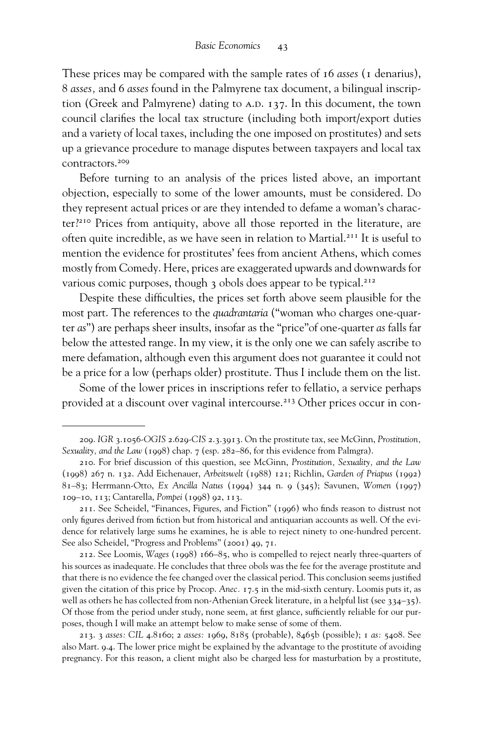These prices may be compared with the sample rates of 16 *asses* (1 denarius), 8 *asses*, and 6 *asses* found in the Palmyrene tax document, a bilingual inscription (Greek and Palmyrene) dating to A.D. 137. In this document, the town council clarifies the local tax structure (including both import/export duties and a variety of local taxes, including the one imposed on prostitutes) and sets up a grievance procedure to manage disputes between taxpayers and local tax contractors.[209]

Before turning to an analysis of the prices listed above, an important objection, especially to some of the lower amounts, must be considered. Do they represent actual prices or are they intended to defame a woman's character?[210] Prices from antiquity, above all those reported in the literature, are often quite incredible, as we have seen in relation to Martial.[211] It is useful to mention the evidence for prostitutes' fees from ancient Athens, which comes mostly from Comedy. Here, prices are exaggerated upwards and downwards for various comic purposes, though 3 obols does appear to be typical.[212]

Despite these difficulties, the prices set forth above seem plausible for the most part. The references to the *quadrantaria* ("woman who charges one-quarter *as*") are perhaps sheer insults, insofar as the "price"of one-quarter *as* falls far below the attested range. In my view, it is the only one we can safely ascribe to mere defamation, although even this argument does not guarantee it could not be a price for a low (perhaps older) prostitute. Thus I include them on the list.

Some of the lower prices in inscriptions refer to fellatio, a service perhaps provided at a discount over vaginal intercourse.[213] Other prices occur in con-

---

209. *IGR* 3.1056-*OGIS* 2.629-*CIS* 2.3.3913. On the prostitute tax, see McGinn, *Prostitution, Sexuality, and the Law* (1998) chap. 7 (esp. 282–86, for this evidence from Palmgra).

210. For brief discussion of this question, see McGinn, *Prostitution, Sexuality, and the Law* (1998) 267 n. 132. Add Eichenauer, *Arbeitswelt* (1988) 121; Richlin, *Garden of Priapus* (1992) 81–83; Herrmann-Otto, *Ex Ancilla Natus* (1994) 344 n. 9 (345); Savunen, *Women* (1997) 109–10, 113; Cantarella, *Pompei* (1998) 92, 113.

211. See Scheidel, "Finances, Figures, and Fiction" (1996) who finds reason to distrust not only figures derived from fiction but from historical and antiquarian accounts as well. Of the evidence for relatively large sums he examines, he is able to reject ninety to one-hundred percent. See also Scheidel, "Progress and Problems" (2001) 49, 71.

212. See Loomis, *Wages* (1998) 166–85, who is compelled to reject nearly three-quarters of his sources as inadequate. He concludes that three obols was the fee for the average prostitute and that there is no evidence the fee changed over the classical period. This conclusion seems justified given the citation of this price by Procop. *Anec.* 17.5 in the mid-sixth century. Loomis puts it, as well as others he has collected from non-Athenian Greek literature, in a helpful list (see 334–35). Of those from the period under study, none seem, at first glance, sufficiently reliable for our purposes, though I will make an attempt below to make sense of some of them.

213. 3 *asses*: *CIL* 4.8160; 2 *asses*: 1969, 8185 (probable), 8465b (possible); 1 *as*: 5408. See also Mart. 9.4. The lower price might be explained by the advantage to the prostitute of avoiding pregnancy. For this reason, a client might also be charged less for masturbation by a prostitute,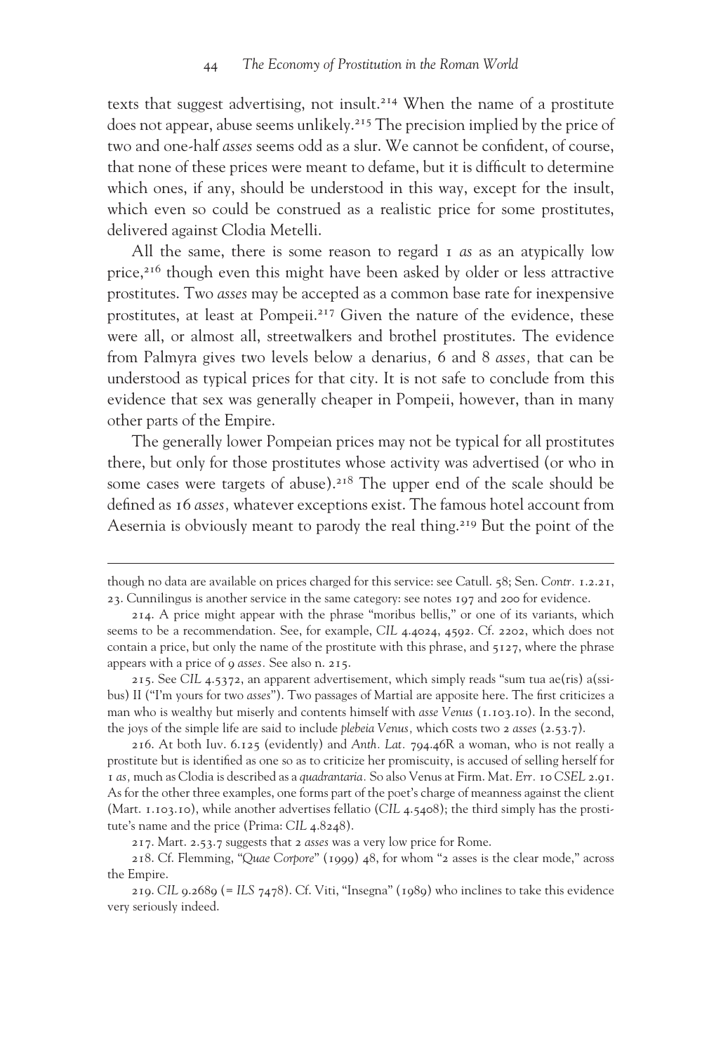texts that suggest advertising, not insult.[214] When the name of a prostitute does not appear, abuse seems unlikely.[215] The precision implied by the price of two and one-half *asses* seems odd as a slur. We cannot be confident, of course, that none of these prices were meant to defame, but it is difficult to determine which ones, if any, should be understood in this way, except for the insult, which even so could be construed as a realistic price for some prostitutes, delivered against Clodia Metelli.

All the same, there is some reason to regard 1 *as* as an atypically low price,[216] though even this might have been asked by older or less attractive prostitutes. Two *asses* may be accepted as a common base rate for inexpensive prostitutes, at least at Pompeii.[217] Given the nature of the evidence, these were all, or almost all, streetwalkers and brothel prostitutes. The evidence from Palmyra gives two levels below a denarius, 6 and 8 *asses*, that can be understood as typical prices for that city. It is not safe to conclude from this evidence that sex was generally cheaper in Pompeii, however, than in many other parts of the Empire.

The generally lower Pompeian prices may not be typical for all prostitutes there, but only for those prostitutes whose activity was advertised (or who in some cases were targets of abuse).[218] The upper end of the scale should be defined as 16 *asses*, whatever exceptions exist. The famous hotel account from Aesernia is obviously meant to parody the real thing.[219] But the point of the

---

though no data are available on prices charged for this service: see Catull. 58; Sen. *Contr.* 1.2.21, 23. Cunnilingus is another service in the same category: see notes 197 and 200 for evidence.

214. A price might appear with the phrase "moribus bellis," or one of its variants, which seems to be a recommendation. See, for example, *CIL* 4.4024, 4592. Cf. 2202, which does not contain a price, but only the name of the prostitute with this phrase, and 5127, where the phrase appears with a price of 9 *asses*. See also n. 215.

215. See *CIL* 4.5372, an apparent advertisement, which simply reads "sum tua ae(ris) a(ssibus) II ("I'm yours for two *asses*"). Two passages of Martial are apposite here. The first criticizes a man who is wealthy but miserly and contents himself with *asse Venus* (1.103.10). In the second, the joys of the simple life are said to include *plebeia Venus*, which costs two 2 *asses* (2.53.7).

216. At both Iuv. 6.125 (evidently) and *Anth. Lat.* 794.46R a woman, who is not really a prostitute but is identified as one so as to criticize her promiscuity, is accused of selling herself for 1 *as*, much as Clodia is described as a *quadrantaria*. So also Venus at Firm. Mat. *Err.* 10 *CSEL* 2.91. As for the other three examples, one forms part of the poet's charge of meanness against the client (Mart. 1.103.10), while another advertises fellatio (*CIL* 4.5408); the third simply has the prostitute's name and the price (Prima: *CIL* 4.8248).

217. Mart. 2.53.7 suggests that 2 *asses* was a very low price for Rome.

218. Cf. Flemming, "*Quae Corpore*" (1999) 48, for whom "2 asses is the clear mode," across the Empire.

219. *CIL* 9.2689 (= *ILS* 7478). Cf. Viti, "Insegna" (1989) who inclines to take this evidence very seriously indeed.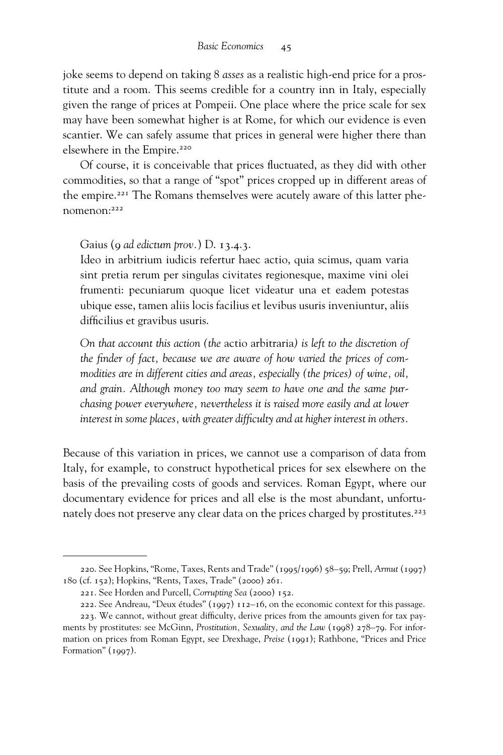joke seems to depend on taking 8 *asses* as a realistic high-end price for a prostitute and a room. This seems credible for a country inn in Italy, especially given the range of prices at Pompeii. One place where the price scale for sex may have been somewhat higher is at Rome, for which our evidence is even scantier. We can safely assume that prices in general were higher there than elsewhere in the Empire.[220]

Of course, it is conceivable that prices fluctuated, as they did with other commodities, so that a range of "spot" prices cropped up in different areas of the empire.[221] The Romans themselves were acutely aware of this latter phenomenon:[222]

> Gaius (9 *ad edictum prov.*) D. 13.4.3.
>
> Ideo in arbitrium iudicis refertur haec actio, quia scimus, quam varia sint pretia rerum per singulas civitates regionesque, maxime vini olei frumenti: pecuniarum quoque licet videatur una et eadem potestas ubique esse, tamen aliis locis facilius et levibus usuris inveniuntur, aliis difficilius et gravibus usuris.
>
> *On that account this action (the* actio arbitraria*) is left to the discretion of the finder of fact, because we are aware of how varied the prices of commodities are in different cities and areas, especially (the prices) of wine, oil, and grain. Although money too may seem to have one and the same purchasing power everywhere, nevertheless it is raised more easily and at lower interest in some places, with greater difficulty and at higher interest in others.*

Because of this variation in prices, we cannot use a comparison of data from Italy, for example, to construct hypothetical prices for sex elsewhere on the basis of the prevailing costs of goods and services. Roman Egypt, where our documentary evidence for prices and all else is the most abundant, unfortunately does not preserve any clear data on the prices charged by prostitutes.[223]

---

220. See Hopkins, "Rome, Taxes, Rents and Trade" (1995/1996) 58–59; Prell, *Armut* (1997) 180 (cf. 152); Hopkins, "Rents, Taxes, Trade" (2000) 261.

221. See Horden and Purcell, *Corrupting Sea* (2000) 152.

222. See Andreau, "Deux études" (1997) 112–16, on the economic context for this passage.

223. We cannot, without great difficulty, derive prices from the amounts given for tax payments by prostitutes: see McGinn, *Prostitution, Sexuality, and the Law* (1998) 278–79. For information on prices from Roman Egypt, see Drexhage, *Preise* (1991); Rathbone, "Prices and Price Formation" (1997).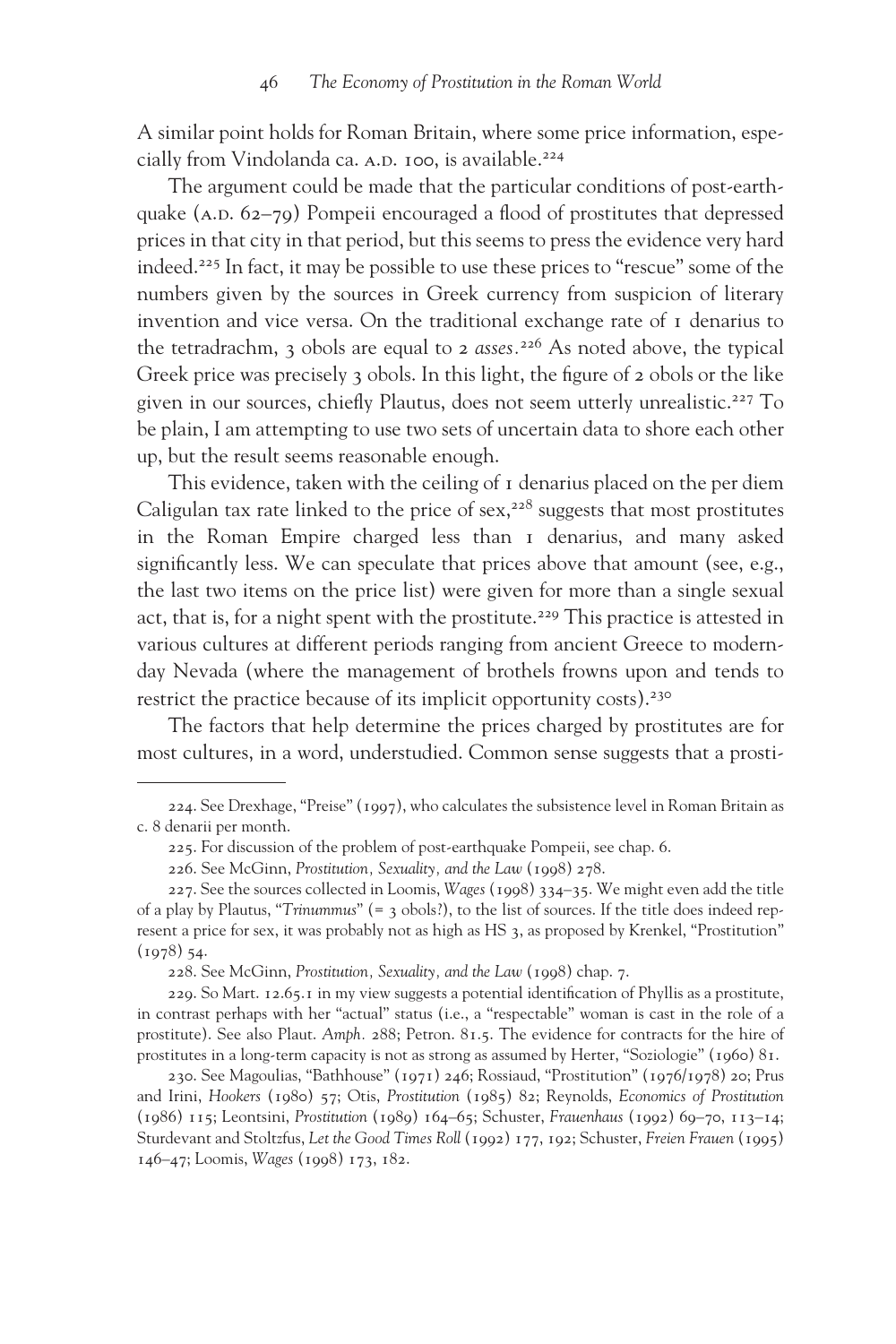A similar point holds for Roman Britain, where some price information, especially from Vindolanda ca. A.D. 100, is available.[224]

The argument could be made that the particular conditions of post-earthquake (A.D. 62–79) Pompeii encouraged a flood of prostitutes that depressed prices in that city in that period, but this seems to press the evidence very hard indeed.[225] In fact, it may be possible to use these prices to "rescue" some of the numbers given by the sources in Greek currency from suspicion of literary invention and vice versa. On the traditional exchange rate of 1 denarius to the tetradrachm, 3 obols are equal to 2 *asses*.[226] As noted above, the typical Greek price was precisely 3 obols. In this light, the figure of 2 obols or the like given in our sources, chiefly Plautus, does not seem utterly unrealistic.[227] To be plain, I am attempting to use two sets of uncertain data to shore each other up, but the result seems reasonable enough.

This evidence, taken with the ceiling of 1 denarius placed on the per diem Caligulan tax rate linked to the price of sex,[228] suggests that most prostitutes in the Roman Empire charged less than 1 denarius, and many asked significantly less. We can speculate that prices above that amount (see, e.g., the last two items on the price list) were given for more than a single sexual act, that is, for a night spent with the prostitute.[229] This practice is attested in various cultures at different periods ranging from ancient Greece to modern-day Nevada (where the management of brothels frowns upon and tends to restrict the practice because of its implicit opportunity costs).[230]

The factors that help determine the prices charged by prostitutes are for most cultures, in a word, understudied. Common sense suggests that a prosti-

---

224. See Drexhage, "Preise" (1997), who calculates the subsistence level in Roman Britain as c. 8 denarii per month.

225. For discussion of the problem of post-earthquake Pompeii, see chap. 6.

226. See McGinn, *Prostitution, Sexuality, and the Law* (1998) 278.

227. See the sources collected in Loomis, *Wages* (1998) 334–35. We might even add the title of a play by Plautus, "*Trinummus*" (= 3 obols?), to the list of sources. If the title does indeed represent a price for sex, it was probably not as high as HS 3, as proposed by Krenkel, "Prostitution" (1978) 54.

228. See McGinn, *Prostitution, Sexuality, and the Law* (1998) chap. 7.

229. So Mart. 12.65.1 in my view suggests a potential identification of Phyllis as a prostitute, in contrast perhaps with her "actual" status (i.e., a "respectable" woman is cast in the role of a prostitute). See also Plaut. *Amph.* 288; Petron. 81.5. The evidence for contracts for the hire of prostitutes in a long-term capacity is not as strong as assumed by Herter, "Soziologie" (1960) 81.

230. See Magoulias, "Bathhouse" (1971) 246; Rossiaud, "Prostitution" (1976/1978) 20; Prus and Irini, *Hookers* (1980) 57; Otis, *Prostitution* (1985) 82; Reynolds, *Economics of Prostitution* (1986) 115; Leontsini, *Prostitution* (1989) 164–65; Schuster, *Frauenhaus* (1992) 69–70, 113–14; Sturdevant and Stoltzfus, *Let the Good Times Roll* (1992) 177, 192; Schuster, *Freien Frauen* (1995) 146–47; Loomis, *Wages* (1998) 173, 182.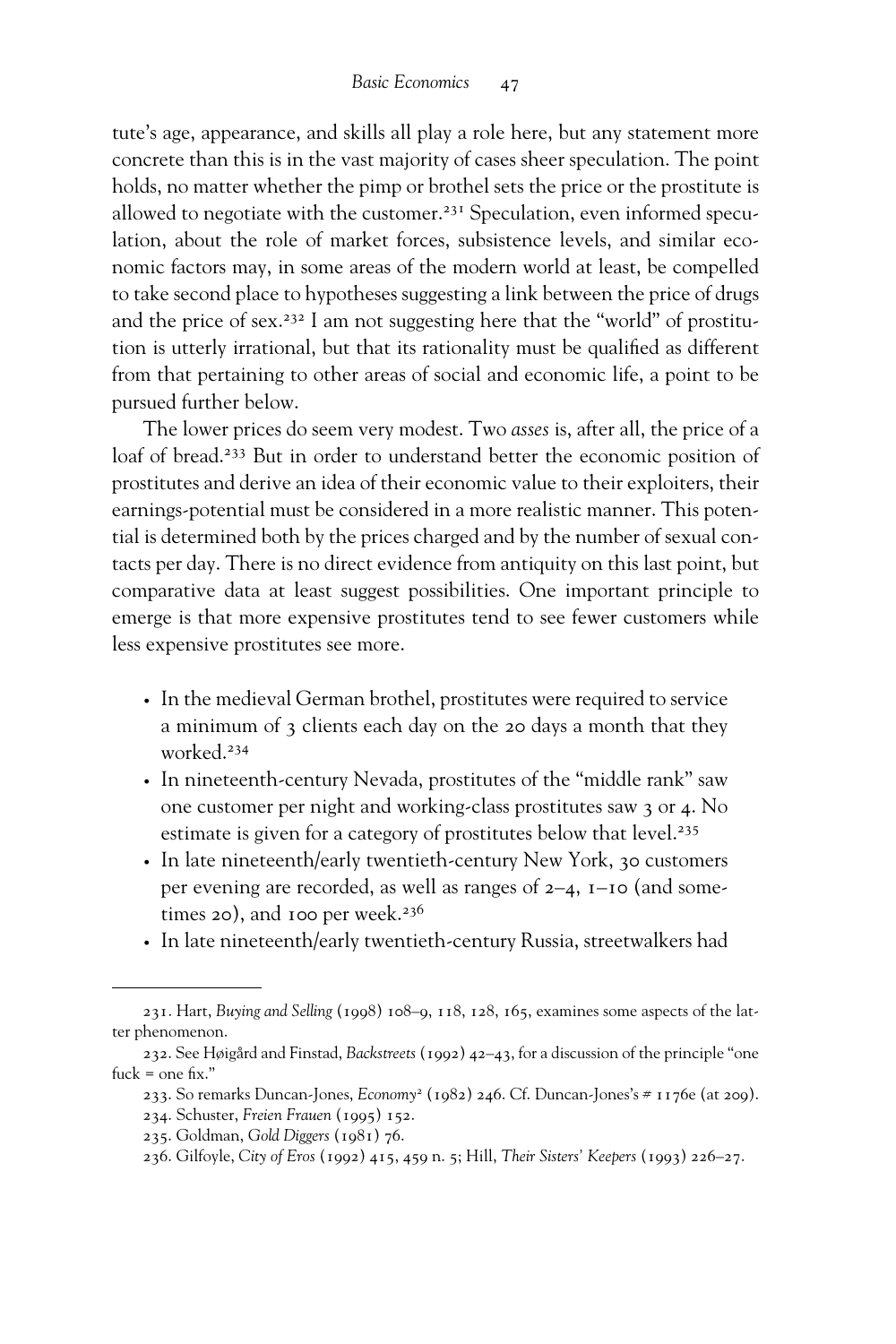tute's age, appearance, and skills all play a role here, but any statement more concrete than this is in the vast majority of cases sheer speculation. The point holds, no matter whether the pimp or brothel sets the price or the prostitute is allowed to negotiate with the customer.[231] Speculation, even informed speculation, about the role of market forces, subsistence levels, and similar economic factors may, in some areas of the modern world at least, be compelled to take second place to hypotheses suggesting a link between the price of drugs and the price of sex.[232] I am not suggesting here that the "world" of prostitution is utterly irrational, but that its rationality must be qualified as different from that pertaining to other areas of social and economic life, a point to be pursued further below.

The lower prices do seem very modest. Two *asses* is, after all, the price of a loaf of bread.[233] But in order to understand better the economic position of prostitutes and derive an idea of their economic value to their exploiters, their earnings-potential must be considered in a more realistic manner. This potential is determined both by the prices charged and by the number of sexual contacts per day. There is no direct evidence from antiquity on this last point, but comparative data at least suggest possibilities. One important principle to emerge is that more expensive prostitutes tend to see fewer customers while less expensive prostitutes see more.

- In the medieval German brothel, prostitutes were required to service a minimum of 3 clients each day on the 20 days a month that they worked.[234]
- In nineteenth-century Nevada, prostitutes of the "middle rank" saw one customer per night and working-class prostitutes saw 3 or 4. No estimate is given for a category of prostitutes below that level.[235]
- In late nineteenth/early twentieth-century New York, 30 customers per evening are recorded, as well as ranges of 2–4, 1–10 (and sometimes 20), and 100 per week.[236]
- In late nineteenth/early twentieth-century Russia, streetwalkers had

231. Hart, *Buying and Selling* (1998) 108–9, 118, 128, 165, examines some aspects of the latter phenomenon.

232. See Høigård and Finstad, *Backstreets* (1992) 42–43, for a discussion of the principle "one fuck = one fix."

233. So remarks Duncan-Jones, *Economy*[2] (1982) 246. Cf. Duncan-Jones's # 1176e (at 209).

234. Schuster, *Freien Frauen* (1995) 152.

235. Goldman, *Gold Diggers* (1981) 76.

236. Gilfoyle, *City of Eros* (1992) 415, 459 n. 5; Hill, *Their Sisters' Keepers* (1993) 226–27.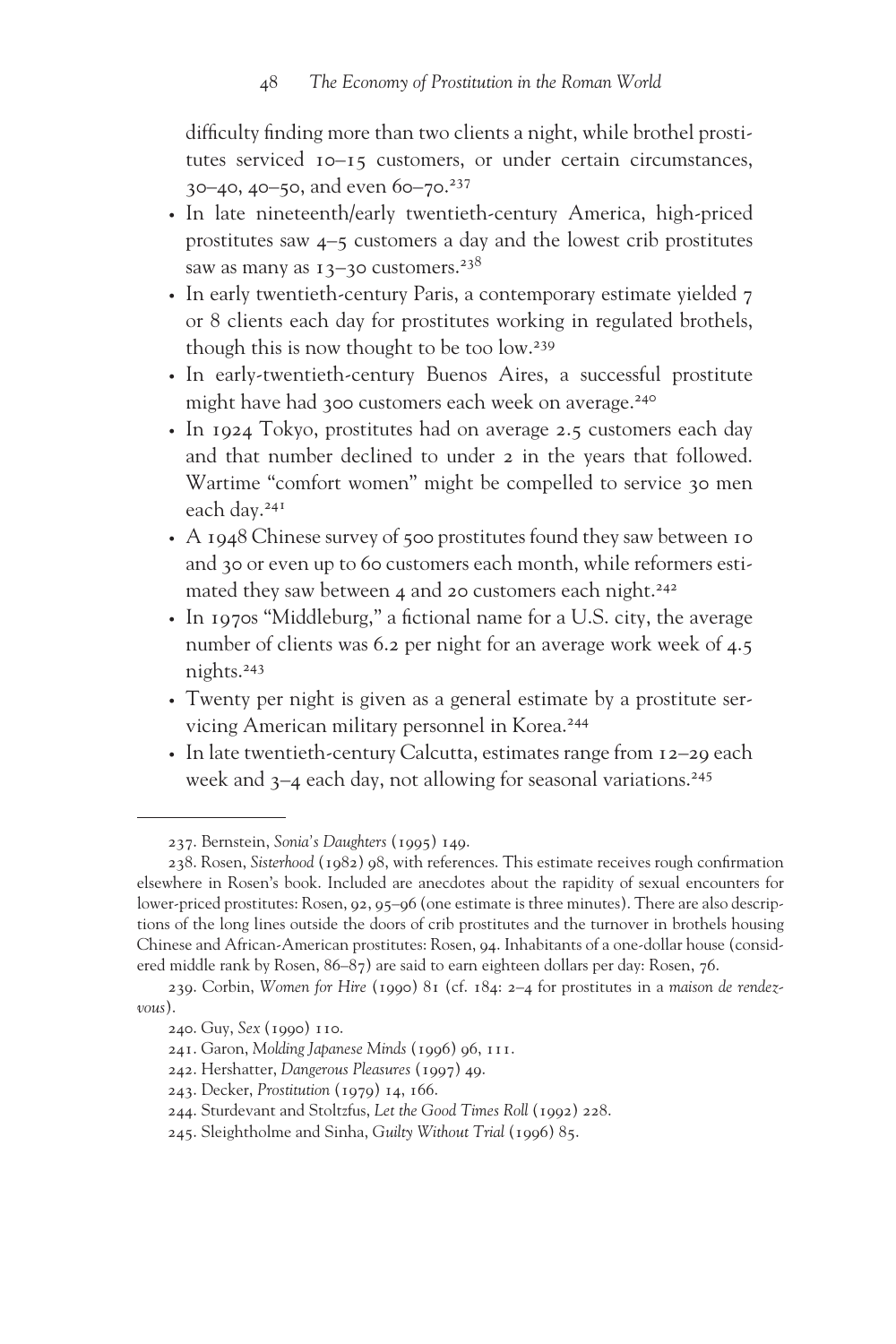difficulty finding more than two clients a night, while brothel prostitutes serviced 10–15 customers, or under certain circumstances, 30–40, 40–50, and even 60–70.[237]

- In late nineteenth/early twentieth-century America, high-priced prostitutes saw 4–5 customers a day and the lowest crib prostitutes saw as many as 13–30 customers.[238]
- In early twentieth-century Paris, a contemporary estimate yielded 7 or 8 clients each day for prostitutes working in regulated brothels, though this is now thought to be too low.[239]
- In early-twentieth-century Buenos Aires, a successful prostitute might have had 300 customers each week on average.[240]
- In 1924 Tokyo, prostitutes had on average 2.5 customers each day and that number declined to under 2 in the years that followed. Wartime "comfort women" might be compelled to service 30 men each day.[241]
- A 1948 Chinese survey of 500 prostitutes found they saw between 10 and 30 or even up to 60 customers each month, while reformers estimated they saw between 4 and 20 customers each night.[242]
- In 1970s "Middleburg," a fictional name for a U.S. city, the average number of clients was 6.2 per night for an average work week of 4.5 nights.[243]
- Twenty per night is given as a general estimate by a prostitute servicing American military personnel in Korea.[244]
- In late twentieth-century Calcutta, estimates range from 12–29 each week and 3–4 each day, not allowing for seasonal variations.[245]

---

237. Bernstein, *Sonia's Daughters* (1995) 149.

238. Rosen, *Sisterhood* (1982) 98, with references. This estimate receives rough confirmation elsewhere in Rosen's book. Included are anecdotes about the rapidity of sexual encounters for lower-priced prostitutes: Rosen, 92, 95–96 (one estimate is three minutes). There are also descriptions of the long lines outside the doors of crib prostitutes and the turnover in brothels housing Chinese and African-American prostitutes: Rosen, 94. Inhabitants of a one-dollar house (considered middle rank by Rosen, 86–87) are said to earn eighteen dollars per day: Rosen, 76.

239. Corbin, *Women for Hire* (1990) 81 (cf. 184: 2–4 for prostitutes in a *maison de rendez-vous*).

240. Guy, *Sex* (1990) 110.

241. Garon, *Molding Japanese Minds* (1996) 96, 111.

242. Hershatter, *Dangerous Pleasures* (1997) 49.

243. Decker, *Prostitution* (1979) 14, 166.

244. Sturdevant and Stoltzfus, *Let the Good Times Roll* (1992) 228.

245. Sleightholme and Sinha, *Guilty Without Trial* (1996) 85.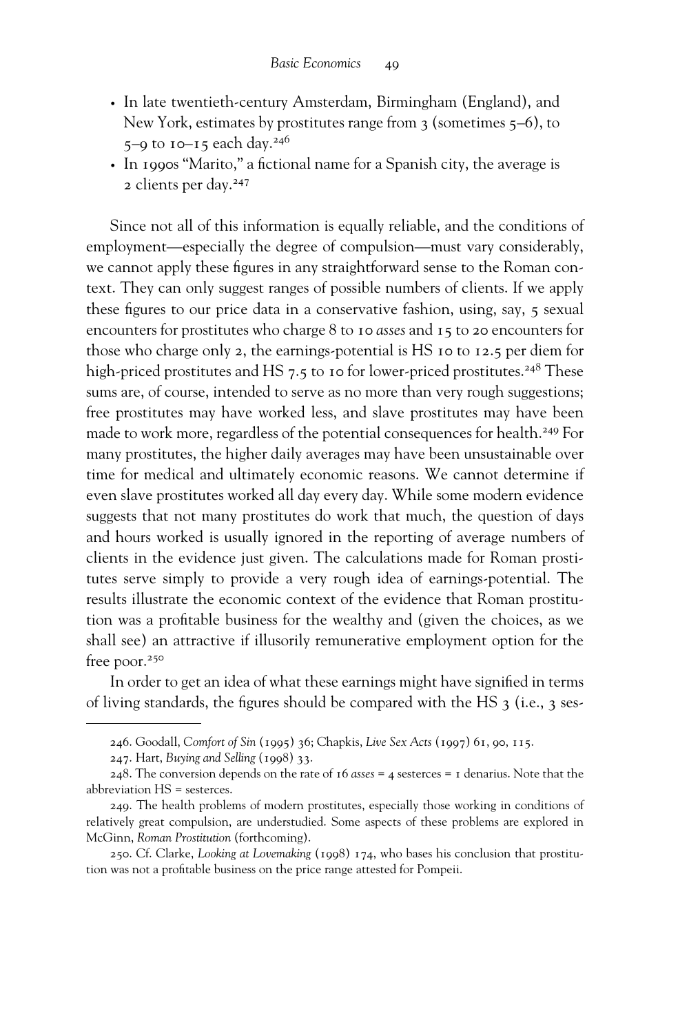- In late twentieth-century Amsterdam, Birmingham (England), and New York, estimates by prostitutes range from 3 (sometimes 5–6), to 5–9 to 10–15 each day.[246]
- In 1990s "Marito," a fictional name for a Spanish city, the average is 2 clients per day.[247]

Since not all of this information is equally reliable, and the conditions of employment—especially the degree of compulsion—must vary considerably, we cannot apply these figures in any straightforward sense to the Roman context. They can only suggest ranges of possible numbers of clients. If we apply these figures to our price data in a conservative fashion, using, say, 5 sexual encounters for prostitutes who charge 8 to 10 *asses* and 15 to 20 encounters for those who charge only 2, the earnings-potential is HS 10 to 12.5 per diem for high-priced prostitutes and HS 7.5 to 10 for lower-priced prostitutes.[248] These sums are, of course, intended to serve as no more than very rough suggestions; free prostitutes may have worked less, and slave prostitutes may have been made to work more, regardless of the potential consequences for health.[249] For many prostitutes, the higher daily averages may have been unsustainable over time for medical and ultimately economic reasons. We cannot determine if even slave prostitutes worked all day every day. While some modern evidence suggests that not many prostitutes do work that much, the question of days and hours worked is usually ignored in the reporting of average numbers of clients in the evidence just given. The calculations made for Roman prostitutes serve simply to provide a very rough idea of earnings-potential. The results illustrate the economic context of the evidence that Roman prostitution was a profitable business for the wealthy and (given the choices, as we shall see) an attractive if illusorily remunerative employment option for the free poor.[250]

In order to get an idea of what these earnings might have signified in terms of living standards, the figures should be compared with the HS 3 (i.e., 3 ses-

---

246. Goodall, *Comfort of Sin* (1995) 36; Chapkis, *Live Sex Acts* (1997) 61, 90, 115.

247. Hart, *Buying and Selling* (1998) 33.

248. The conversion depends on the rate of 16 *asses* = 4 sesterces = 1 denarius. Note that the abbreviation HS = sesterces.

249. The health problems of modern prostitutes, especially those working in conditions of relatively great compulsion, are understudied. Some aspects of these problems are explored in McGinn, *Roman Prostitution* (forthcoming).

250. Cf. Clarke, *Looking at Lovemaking* (1998) 174, who bases his conclusion that prostitution was not a profitable business on the price range attested for Pompeii.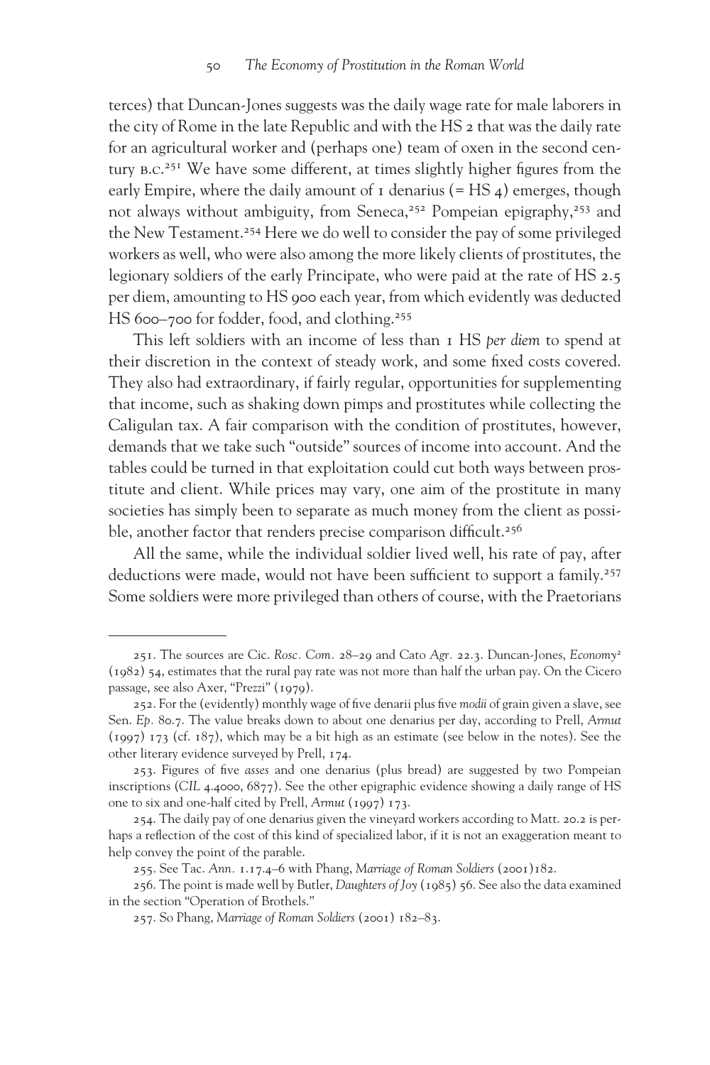terces) that Duncan-Jones suggests was the daily wage rate for male laborers in the city of Rome in the late Republic and with the HS 2 that was the daily rate for an agricultural worker and (perhaps one) team of oxen in the second century B.C.[251] We have some different, at times slightly higher figures from the early Empire, where the daily amount of 1 denarius (= HS 4) emerges, though not always without ambiguity, from Seneca,[252] Pompeian epigraphy,[253] and the New Testament.[254] Here we do well to consider the pay of some privileged workers as well, who were also among the more likely clients of prostitutes, the legionary soldiers of the early Principate, who were paid at the rate of HS 2.5 per diem, amounting to HS 900 each year, from which evidently was deducted HS 600–700 for fodder, food, and clothing.[255]

This left soldiers with an income of less than 1 HS *per diem* to spend at their discretion in the context of steady work, and some fixed costs covered. They also had extraordinary, if fairly regular, opportunities for supplementing that income, such as shaking down pimps and prostitutes while collecting the Caligulan tax. A fair comparison with the condition of prostitutes, however, demands that we take such "outside" sources of income into account. And the tables could be turned in that exploitation could cut both ways between prostitute and client. While prices may vary, one aim of the prostitute in many societies has simply been to separate as much money from the client as possible, another factor that renders precise comparison difficult.[256]

All the same, while the individual soldier lived well, his rate of pay, after deductions were made, would not have been sufficient to support a family.[257] Some soldiers were more privileged than others of course, with the Praetorians

---

251. The sources are Cic. *Rosc. Com.* 28–29 and Cato *Agr.* 22.3. Duncan-Jones, *Economy*² (1982) 54, estimates that the rural pay rate was not more than half the urban pay. On the Cicero passage, see also Axer, "Prezzi" (1979).

252. For the (evidently) monthly wage of five denarii plus five *modii* of grain given a slave, see Sen. *Ep.* 80.7. The value breaks down to about one denarius per day, according to Prell, *Armut* (1997) 173 (cf. 187), which may be a bit high as an estimate (see below in the notes). See the other literary evidence surveyed by Prell, 174.

253. Figures of five *asses* and one denarius (plus bread) are suggested by two Pompeian inscriptions (*CIL* 4.4000, 6877). See the other epigraphic evidence showing a daily range of HS one to six and one-half cited by Prell, *Armut* (1997) 173.

254. The daily pay of one denarius given the vineyard workers according to Matt. 20.2 is perhaps a reflection of the cost of this kind of specialized labor, if it is not an exaggeration meant to help convey the point of the parable.

255. See Tac. *Ann.* 1.17.4–6 with Phang, *Marriage of Roman Soldiers* (2001)182.

256. The point is made well by Butler, *Daughters of Joy* (1985) 56. See also the data examined in the section "Operation of Brothels."

257. So Phang, *Marriage of Roman Soldiers* (2001) 182–83.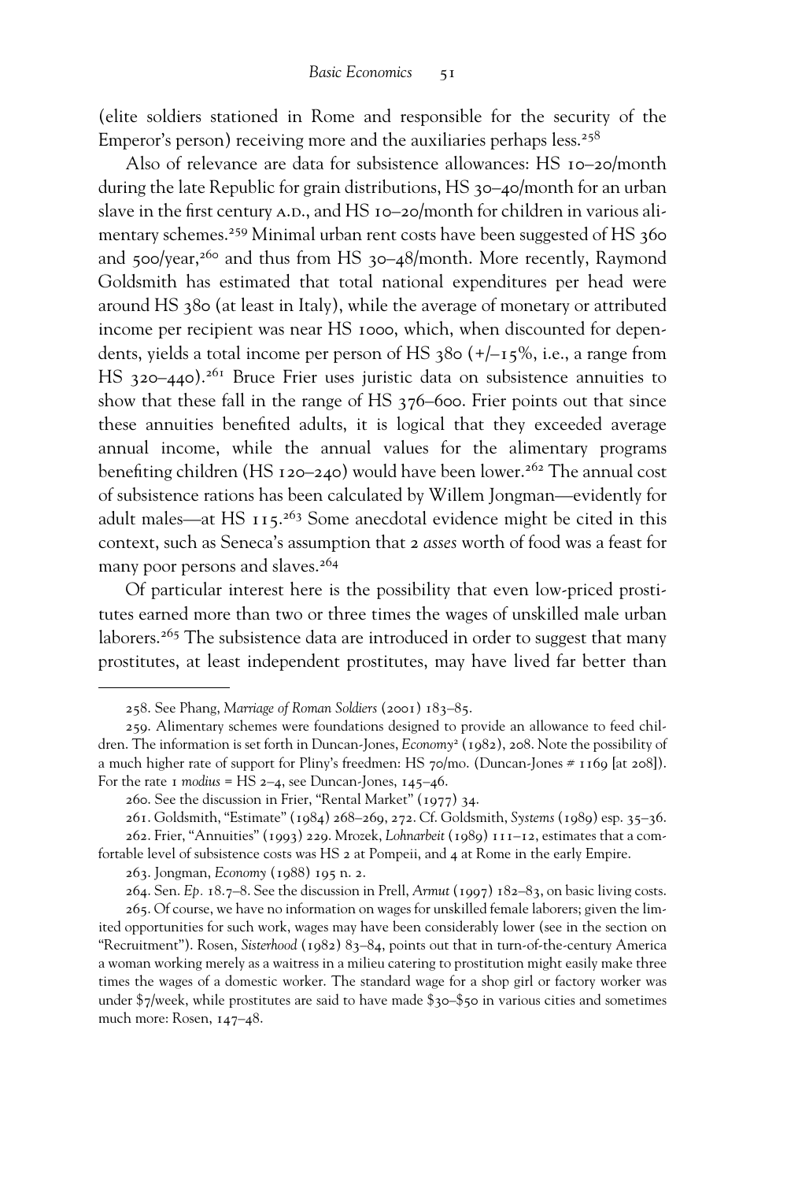(elite soldiers stationed in Rome and responsible for the security of the Emperor's person) receiving more and the auxiliaries perhaps less.[258]

Also of relevance are data for subsistence allowances: HS 10–20/month during the late Republic for grain distributions, HS 30–40/month for an urban slave in the first century A.D., and HS 10–20/month for children in various alimentary schemes.[259] Minimal urban rent costs have been suggested of HS 360 and 500/year,[260] and thus from HS 30–48/month. More recently, Raymond Goldsmith has estimated that total national expenditures per head were around HS 380 (at least in Italy), while the average of monetary or attributed income per recipient was near HS 1000, which, when discounted for dependents, yields a total income per person of HS 380 (+/–15%, i.e., a range from HS 320–440).[261] Bruce Frier uses juristic data on subsistence annuities to show that these fall in the range of HS 376–600. Frier points out that since these annuities benefited adults, it is logical that they exceeded average annual income, while the annual values for the alimentary programs benefiting children (HS 120–240) would have been lower.[262] The annual cost of subsistence rations has been calculated by Willem Jongman—evidently for adult males—at HS 115.[263] Some anecdotal evidence might be cited in this context, such as Seneca's assumption that 2 *asses* worth of food was a feast for many poor persons and slaves.[264]

Of particular interest here is the possibility that even low-priced prostitutes earned more than two or three times the wages of unskilled male urban laborers.[265] The subsistence data are introduced in order to suggest that many prostitutes, at least independent prostitutes, may have lived far better than

---

258. See Phang, *Marriage of Roman Soldiers* (2001) 183–85.

259. Alimentary schemes were foundations designed to provide an allowance to feed children. The information is set forth in Duncan-Jones, *Economy*² (1982), 208. Note the possibility of a much higher rate of support for Pliny's freedmen: HS 70/mo. (Duncan-Jones # 1169 [at 208]). For the rate 1 *modius* = HS 2–4, see Duncan-Jones, 145–46.

260. See the discussion in Frier, "Rental Market" (1977) 34.

261. Goldsmith, "Estimate" (1984) 268–269, 272. Cf. Goldsmith, *Systems* (1989) esp. 35–36.

262. Frier, "Annuities" (1993) 229. Mrozek, *Lohnarbeit* (1989) 111–12, estimates that a comfortable level of subsistence costs was HS 2 at Pompeii, and 4 at Rome in the early Empire.

263. Jongman, *Economy* (1988) 195 n. 2.

264. Sen. *Ep.* 18.7–8. See the discussion in Prell, *Armut* (1997) 182–83, on basic living costs.

265. Of course, we have no information on wages for unskilled female laborers; given the limited opportunities for such work, wages may have been considerably lower (see in the section on "Recruitment"). Rosen, *Sisterhood* (1982) 83–84, points out that in turn-of-the-century America a woman working merely as a waitress in a milieu catering to prostitution might easily make three times the wages of a domestic worker. The standard wage for a shop girl or factory worker was under $7/week, while prostitutes are said to have made $30–$50 in various cities and sometimes much more: Rosen, 147–48.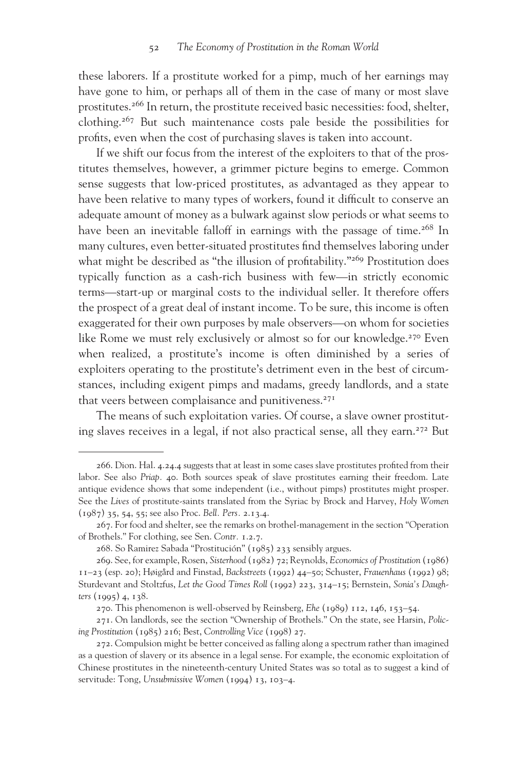these laborers. If a prostitute worked for a pimp, much of her earnings may have gone to him, or perhaps all of them in the case of many or most slave prostitutes.[266] In return, the prostitute received basic necessities: food, shelter, clothing.[267] But such maintenance costs pale beside the possibilities for profits, even when the cost of purchasing slaves is taken into account.

If we shift our focus from the interest of the exploiters to that of the prostitutes themselves, however, a grimmer picture begins to emerge. Common sense suggests that low-priced prostitutes, as advantaged as they appear to have been relative to many types of workers, found it difficult to conserve an adequate amount of money as a bulwark against slow periods or what seems to have been an inevitable falloff in earnings with the passage of time.[268] In many cultures, even better-situated prostitutes find themselves laboring under what might be described as "the illusion of profitability."[269] Prostitution does typically function as a cash-rich business with few—in strictly economic terms—start-up or marginal costs to the individual seller. It therefore offers the prospect of a great deal of instant income. To be sure, this income is often exaggerated for their own purposes by male observers—on whom for societies like Rome we must rely exclusively or almost so for our knowledge.[270] Even when realized, a prostitute's income is often diminished by a series of exploiters operating to the prostitute's detriment even in the best of circumstances, including exigent pimps and madams, greedy landlords, and a state that veers between complaisance and punitiveness.[271]

The means of such exploitation varies. Of course, a slave owner prostituting slaves receives in a legal, if not also practical sense, all they earn.[272] But

---

266. Dion. Hal. 4.24.4 suggests that at least in some cases slave prostitutes profited from their labor. See also *Priap.* 40. Both sources speak of slave prostitutes earning their freedom. Late antique evidence shows that some independent (i.e., without pimps) prostitutes might prosper. See the *Lives* of prostitute-saints translated from the Syriac by Brock and Harvey, *Holy Women* (1987) 35, 54, 55; see also Proc. *Bell. Pers.* 2.13.4.

267. For food and shelter, see the remarks on brothel-management in the section "Operation of Brothels." For clothing, see Sen. *Contr.* 1.2.7.

268. So Ramirez Sabada "Prostitución" (1985) 233 sensibly argues.

269. See, for example, Rosen, *Sisterhood* (1982) 72; Reynolds, *Economics of Prostitution* (1986) 11–23 (esp. 20); Høigård and Finstad, *Backstreets* (1992) 44–50; Schuster, *Frauenhaus* (1992) 98; Sturdevant and Stoltzfus, *Let the Good Times Roll* (1992) 223, 314–15; Bernstein, *Sonia's Daughters* (1995) 4, 138.

270. This phenomenon is well-observed by Reinsberg, *Ehe* (1989) 112, 146, 153–54.

271. On landlords, see the section "Ownership of Brothels." On the state, see Harsin, *Policing Prostitution* (1985) 216; Best, *Controlling Vice* (1998) 27.

272. Compulsion might be better conceived as falling along a spectrum rather than imagined as a question of slavery or its absence in a legal sense. For example, the economic exploitation of Chinese prostitutes in the nineteenth-century United States was so total as to suggest a kind of servitude: Tong, *Unsubmissive Women* (1994) 13, 103–4.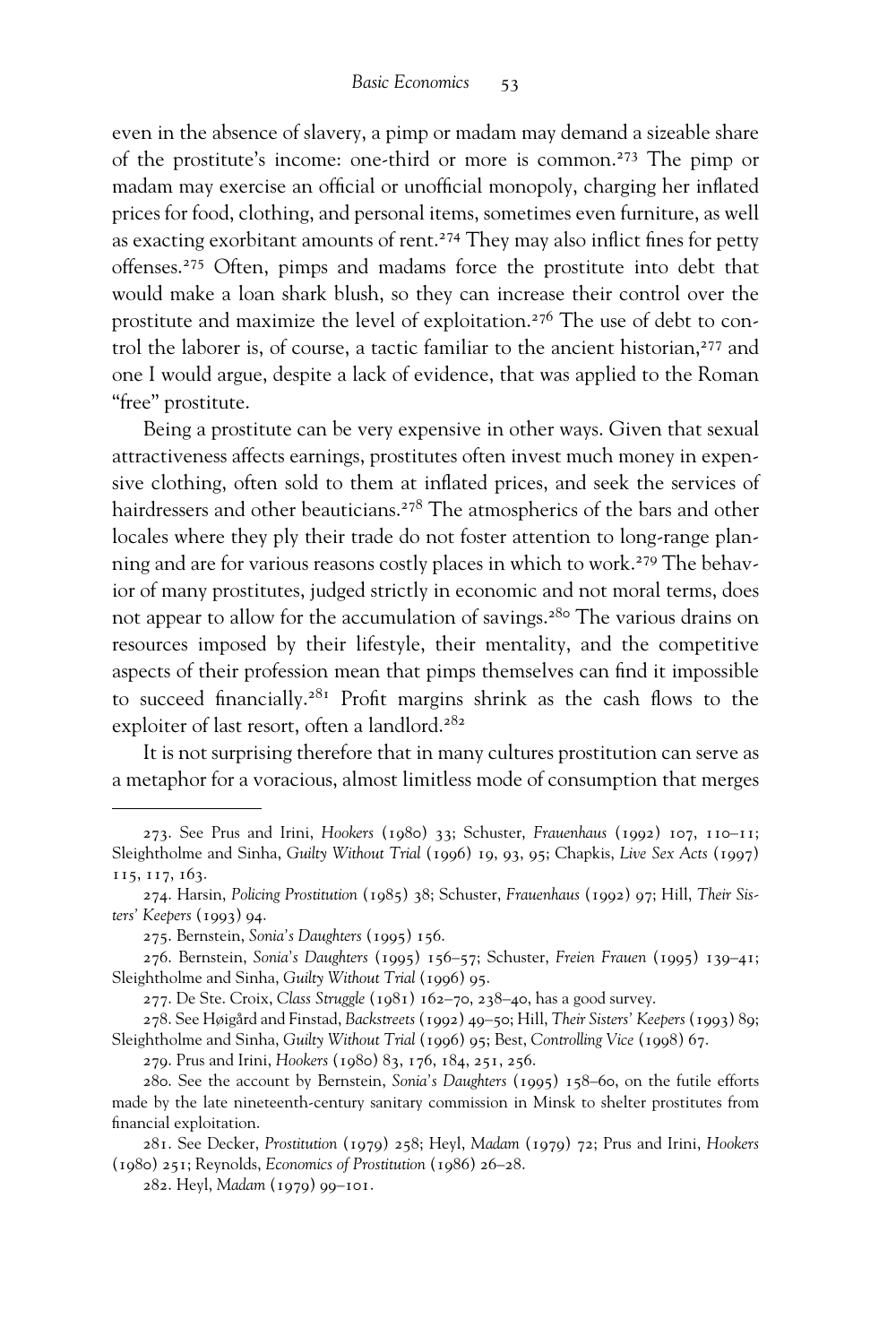even in the absence of slavery, a pimp or madam may demand a sizeable share of the prostitute's income: one-third or more is common.[273] The pimp or madam may exercise an official or unofficial monopoly, charging her inflated prices for food, clothing, and personal items, sometimes even furniture, as well as exacting exorbitant amounts of rent.[274] They may also inflict fines for petty offenses.[275] Often, pimps and madams force the prostitute into debt that would make a loan shark blush, so they can increase their control over the prostitute and maximize the level of exploitation.[276] The use of debt to control the laborer is, of course, a tactic familiar to the ancient historian,[277] and one I would argue, despite a lack of evidence, that was applied to the Roman "free" prostitute.

Being a prostitute can be very expensive in other ways. Given that sexual attractiveness affects earnings, prostitutes often invest much money in expensive clothing, often sold to them at inflated prices, and seek the services of hairdressers and other beauticians.[278] The atmospherics of the bars and other locales where they ply their trade do not foster attention to long-range planning and are for various reasons costly places in which to work.[279] The behavior of many prostitutes, judged strictly in economic and not moral terms, does not appear to allow for the accumulation of savings.[280] The various drains on resources imposed by their lifestyle, their mentality, and the competitive aspects of their profession mean that pimps themselves can find it impossible to succeed financially.[281] Profit margins shrink as the cash flows to the exploiter of last resort, often a landlord.[282]

It is not surprising therefore that in many cultures prostitution can serve as a metaphor for a voracious, almost limitless mode of consumption that merges

---

273. See Prus and Irini, *Hookers* (1980) 33; Schuster, *Frauenhaus* (1992) 107, 110–11; Sleightholme and Sinha, *Guilty Without Trial* (1996) 19, 93, 95; Chapkis, *Live Sex Acts* (1997) 115, 117, 163.

274. Harsin, *Policing Prostitution* (1985) 38; Schuster, *Frauenhaus* (1992) 97; Hill, *Their Sisters' Keepers* (1993) 94.

275. Bernstein, *Sonia's Daughters* (1995) 156.

276. Bernstein, *Sonia's Daughters* (1995) 156–57; Schuster, *Freien Frauen* (1995) 139–41; Sleightholme and Sinha, *Guilty Without Trial* (1996) 95.

277. De Ste. Croix, *Class Struggle* (1981) 162–70, 238–40, has a good survey.

278. See Høigård and Finstad, *Backstreets* (1992) 49–50; Hill, *Their Sisters' Keepers* (1993) 89; Sleightholme and Sinha, *Guilty Without Trial* (1996) 95; Best, *Controlling Vice* (1998) 67.

279. Prus and Irini, *Hookers* (1980) 83, 176, 184, 251, 256.

280. See the account by Bernstein, *Sonia's Daughters* (1995) 158–60, on the futile efforts made by the late nineteenth-century sanitary commission in Minsk to shelter prostitutes from financial exploitation.

281. See Decker, *Prostitution* (1979) 258; Heyl, *Madam* (1979) 72; Prus and Irini, *Hookers* (1980) 251; Reynolds, *Economics of Prostitution* (1986) 26–28.

282. Heyl, *Madam* (1979) 99–101.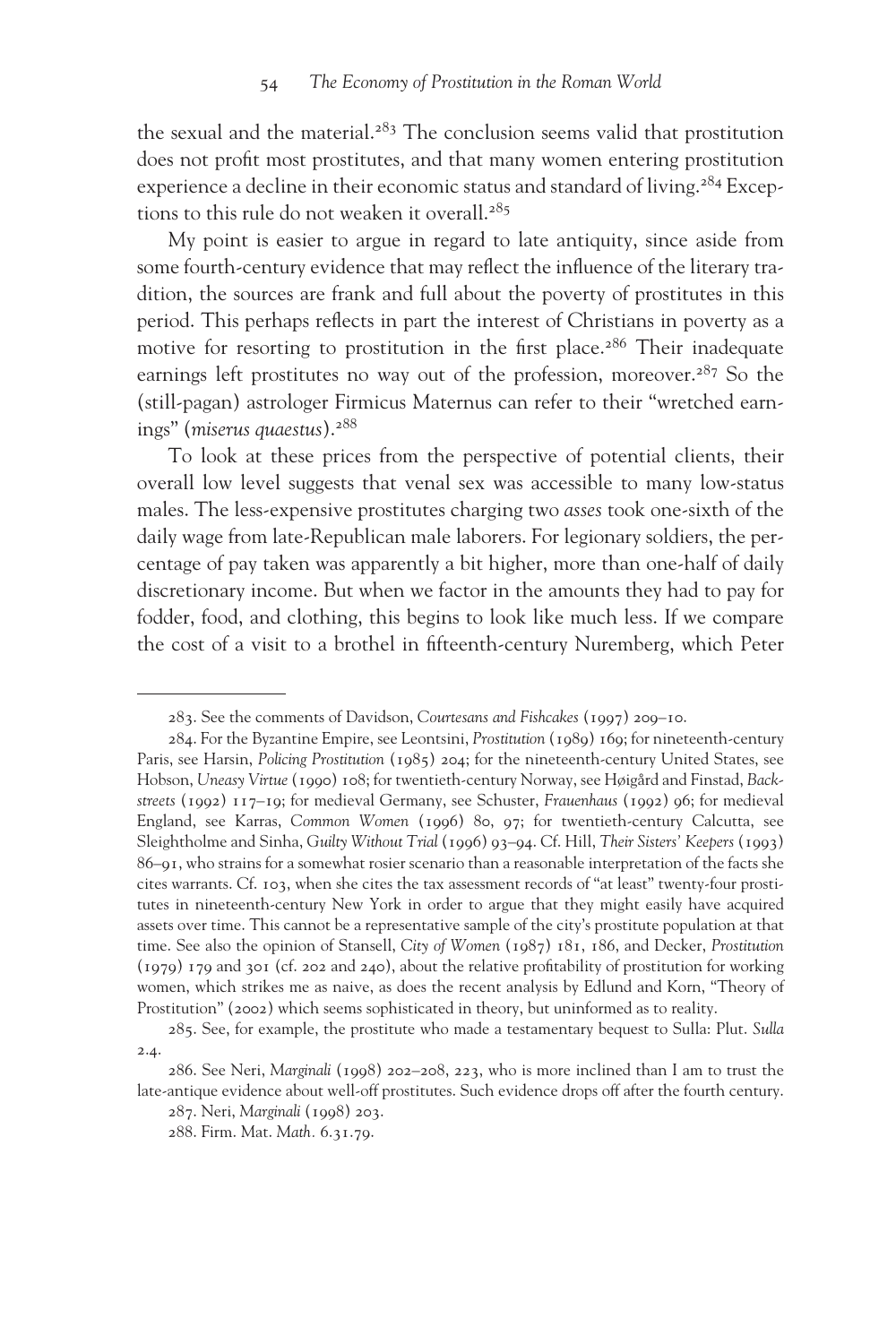the sexual and the material.[283] The conclusion seems valid that prostitution does not profit most prostitutes, and that many women entering prostitution experience a decline in their economic status and standard of living.[284] Exceptions to this rule do not weaken it overall.[285]

My point is easier to argue in regard to late antiquity, since aside from some fourth-century evidence that may reflect the influence of the literary tradition, the sources are frank and full about the poverty of prostitutes in this period. This perhaps reflects in part the interest of Christians in poverty as a motive for resorting to prostitution in the first place.[286] Their inadequate earnings left prostitutes no way out of the profession, moreover.[287] So the (still-pagan) astrologer Firmicus Maternus can refer to their "wretched earnings" (*miserus quaestus*).[288]

To look at these prices from the perspective of potential clients, their overall low level suggests that venal sex was accessible to many low-status males. The less-expensive prostitutes charging two *asses* took one-sixth of the daily wage from late-Republican male laborers. For legionary soldiers, the percentage of pay taken was apparently a bit higher, more than one-half of daily discretionary income. But when we factor in the amounts they had to pay for fodder, food, and clothing, this begins to look like much less. If we compare the cost of a visit to a brothel in fifteenth-century Nuremberg, which Peter

---

283. See the comments of Davidson, *Courtesans and Fishcakes* (1997) 209–10.

284. For the Byzantine Empire, see Leontsini, *Prostitution* (1989) 169; for nineteenth-century Paris, see Harsin, *Policing Prostitution* (1985) 204; for the nineteenth-century United States, see Hobson, *Uneasy Virtue* (1990) 108; for twentieth-century Norway, see Høigård and Finstad, *Backstreets* (1992) 117–19; for medieval Germany, see Schuster, *Frauenhaus* (1992) 96; for medieval England, see Karras, *Common Women* (1996) 80, 97; for twentieth-century Calcutta, see Sleightholme and Sinha, *Guilty Without Trial* (1996) 93–94. Cf. Hill, *Their Sisters' Keepers* (1993) 86–91, who strains for a somewhat rosier scenario than a reasonable interpretation of the facts she cites warrants. Cf. 103, when she cites the tax assessment records of "at least" twenty-four prostitutes in nineteenth-century New York in order to argue that they might easily have acquired assets over time. This cannot be a representative sample of the city's prostitute population at that time. See also the opinion of Stansell, *City of Women* (1987) 181, 186, and Decker, *Prostitution* (1979) 179 and 301 (cf. 202 and 240), about the relative profitability of prostitution for working women, which strikes me as naive, as does the recent analysis by Edlund and Korn, "Theory of Prostitution" (2002) which seems sophisticated in theory, but uninformed as to reality.

285. See, for example, the prostitute who made a testamentary bequest to Sulla: Plut. *Sulla* 2.4.

286. See Neri, *Marginali* (1998) 202–208, 223, who is more inclined than I am to trust the late-antique evidence about well-off prostitutes. Such evidence drops off after the fourth century.

287. Neri, *Marginali* (1998) 203.

288. Firm. Mat. *Math.* 6.31.79.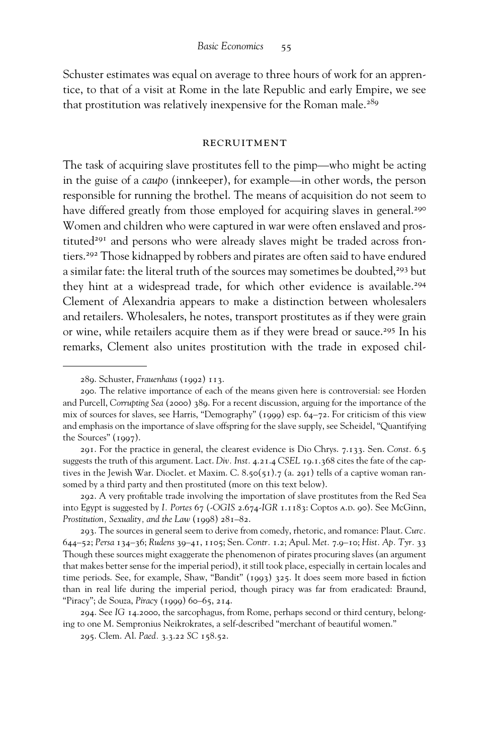Schuster estimates was equal on average to three hours of work for an apprentice, to that of a visit at Rome in the late Republic and early Empire, we see that prostitution was relatively inexpensive for the Roman male.[289]

## RECRUITMENT

The task of acquiring slave prostitutes fell to the pimp—who might be acting in the guise of a *caupo* (innkeeper), for example—in other words, the person responsible for running the brothel. The means of acquisition do not seem to have differed greatly from those employed for acquiring slaves in general.[290] Women and children who were captured in war were often enslaved and prostituted[291] and persons who were already slaves might be traded across frontiers.[292] Those kidnapped by robbers and pirates are often said to have endured a similar fate: the literal truth of the sources may sometimes be doubted,[293] but they hint at a widespread trade, for which other evidence is available.[294] Clement of Alexandria appears to make a distinction between wholesalers and retailers. Wholesalers, he notes, transport prostitutes as if they were grain or wine, while retailers acquire them as if they were bread or sauce.[295] In his remarks, Clement also unites prostitution with the trade in exposed chil-

---

289. Schuster, *Frauenhaus* (1992) 113.

290. The relative importance of each of the means given here is controversial: see Horden and Purcell, *Corrupting Sea* (2000) 389. For a recent discussion, arguing for the importance of the mix of sources for slaves, see Harris, "Demography" (1999) esp. 64–72. For criticism of this view and emphasis on the importance of slave offspring for the slave supply, see Scheidel, "Quantifying the Sources" (1997).

291. For the practice in general, the clearest evidence is Dio Chrys. 7.133. Sen. *Const.* 6.5 suggests the truth of this argument. Lact. *Div. Inst.* 4.21.4 *CSEL* 19.1.368 cites the fate of the captives in the Jewish War. Dioclet. et Maxim. C. 8.50(51).7 (a. 291) tells of a captive woman ransomed by a third party and then prostituted (more on this text below).

292. A very profitable trade involving the importation of slave prostitutes from the Red Sea into Egypt is suggested by *I. Portes* 67 (-*OGIS* 2.674-*IGR* 1.1183: Coptos A.D. 90). See McGinn, *Prostitution, Sexuality, and the Law* (1998) 281–82.

293. The sources in general seem to derive from comedy, rhetoric, and romance: Plaut. *Curc.* 644–52; *Persa* 134–36; *Rudens* 39–41, 1105; Sen. *Contr.* 1.2; Apul. *Met.* 7.9–10; *Hist. Ap. Tyr.* 33 Though these sources might exaggerate the phenomenon of pirates procuring slaves (an argument that makes better sense for the imperial period), it still took place, especially in certain locales and time periods. See, for example, Shaw, "Bandit" (1993) 325. It does seem more based in fiction than in real life during the imperial period, though piracy was far from eradicated: Braund, "Piracy"; de Souza, *Piracy* (1999) 60–65, 214.

294. See *IG* 14.2000, the sarcophagus, from Rome, perhaps second or third century, belonging to one M. Sempronius Neikrokrates, a self-described "merchant of beautiful women."

295. Clem. Al. *Paed.* 3.3.22 *SC* 158.52.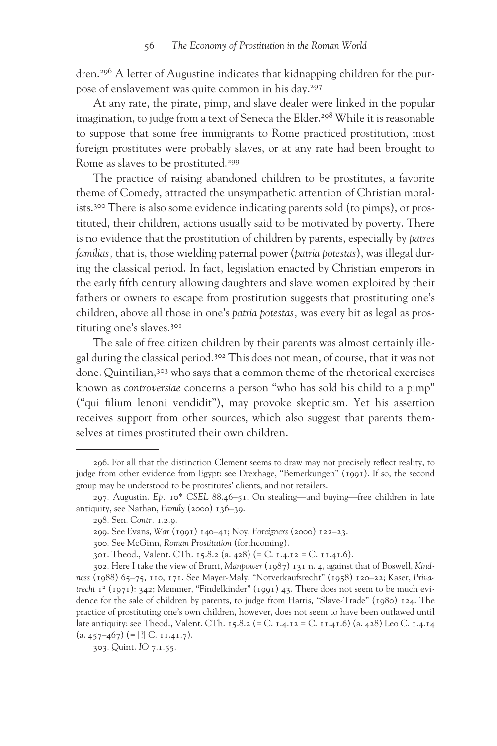dren.[296] A letter of Augustine indicates that kidnapping children for the purpose of enslavement was quite common in his day.[297]

At any rate, the pirate, pimp, and slave dealer were linked in the popular imagination, to judge from a text of Seneca the Elder.[298] While it is reasonable to suppose that some free immigrants to Rome practiced prostitution, most foreign prostitutes were probably slaves, or at any rate had been brought to Rome as slaves to be prostituted.[299]

The practice of raising abandoned children to be prostitutes, a favorite theme of Comedy, attracted the unsympathetic attention of Christian moralists.[300] There is also some evidence indicating parents sold (to pimps), or prostituted, their children, actions usually said to be motivated by poverty. There is no evidence that the prostitution of children by parents, especially by *patres familias,* that is, those wielding paternal power (*patria potestas*), was illegal during the classical period. In fact, legislation enacted by Christian emperors in the early fifth century allowing daughters and slave women exploited by their fathers or owners to escape from prostitution suggests that prostituting one's children, above all those in one's *patria potestas,* was every bit as legal as prostituting one's slaves.[301]

The sale of free citizen children by their parents was almost certainly illegal during the classical period.[302] This does not mean, of course, that it was not done. Quintilian,[303] who says that a common theme of the rhetorical exercises known as *controversiae* concerns a person "who has sold his child to a pimp" ("qui filium lenoni vendidit"), may provoke skepticism. Yet his assertion receives support from other sources, which also suggest that parents themselves at times prostituted their own children.

---

296. For all that the distinction Clement seems to draw may not precisely reflect reality, to judge from other evidence from Egypt: see Drexhage, "Bemerkungen" (1991). If so, the second group may be understood to be prostitutes' clients, and not retailers.

297. Augustin. *Ep.* 10* *CSEL* 88.46–51. On stealing—and buying—free children in late antiquity, see Nathan, *Family* (2000) 136–39.

298. Sen. *Contr.* 1.2.9.

299. See Evans, *War* (1991) 140–41; Noy, *Foreigners* (2000) 122–23.

300. See McGinn, *Roman Prostitution* (forthcoming).

301. Theod., Valent. CTh. 15.8.2 (a. 428) (= C. 1.4.12 = C. 11.41.6).

302. Here I take the view of Brunt, *Manpower* (1987) 131 n. 4, against that of Boswell, *Kindness* (1988) 65–75, 110, 171. See Mayer-Maly, "Notverkaufsrecht" (1958) 120–22; Kaser, *Privatrecht* 1² (1971): 342; Memmer, "Findelkinder" (1991) 43. There does not seem to be much evidence for the sale of children by parents, to judge from Harris, "Slave-Trade" (1980) 124. The practice of prostituting one's own children, however, does not seem to have been outlawed until late antiquity: see Theod., Valent. CTh. 15.8.2 (= C. 1.4.12 = C. 11.41.6) (a. 428) Leo C. 1.4.14 (a. 457–467) (= [?] C. 11.41.7).

303. Quint. *IO* 7.1.55.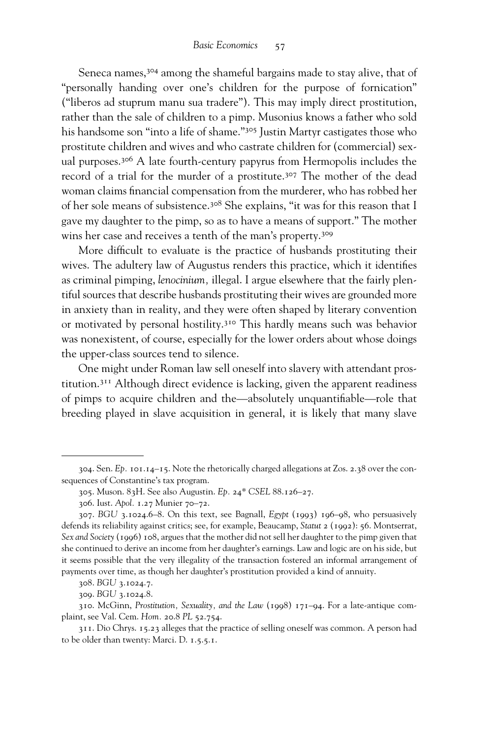Seneca names,[304] among the shameful bargains made to stay alive, that of "personally handing over one's children for the purpose of fornication" ("liberos ad stuprum manu sua tradere"). This may imply direct prostitution, rather than the sale of children to a pimp. Musonius knows a father who sold his handsome son "into a life of shame."[305] Justin Martyr castigates those who prostitute children and wives and who castrate children for (commercial) sexual purposes.[306] A late fourth-century papyrus from Hermopolis includes the record of a trial for the murder of a prostitute.[307] The mother of the dead woman claims financial compensation from the murderer, who has robbed her of her sole means of subsistence.[308] She explains, "it was for this reason that I gave my daughter to the pimp, so as to have a means of support." The mother wins her case and receives a tenth of the man's property.[309]

More difficult to evaluate is the practice of husbands prostituting their wives. The adultery law of Augustus renders this practice, which it identifies as criminal pimping, *lenocinium,* illegal. I argue elsewhere that the fairly plentiful sources that describe husbands prostituting their wives are grounded more in anxiety than in reality, and they were often shaped by literary convention or motivated by personal hostility.[310] This hardly means such was behavior was nonexistent, of course, especially for the lower orders about whose doings the upper-class sources tend to silence.

One might under Roman law sell oneself into slavery with attendant prostitution.[311] Although direct evidence is lacking, given the apparent readiness of pimps to acquire children and the—absolutely unquantifiable—role that breeding played in slave acquisition in general, it is likely that many slave

---

304. Sen. *Ep.* 101.14–15. Note the rhetorically charged allegations at Zos. 2.38 over the consequences of Constantine's tax program.

305. Muson. 83H. See also Augustin. *Ep.* 24* *CSEL* 88.126–27.

306. Iust. *Apol.* 1.27 Munier 70–72.

307. *BGU* 3.1024.6–8. On this text, see Bagnall, *Egypt* (1993) 196–98, who persuasively defends its reliability against critics; see, for example, Beaucamp, *Statut* 2 (1992): 56. Montserrat, *Sex and Society* (1996) 108, argues that the mother did not sell her daughter to the pimp given that she continued to derive an income from her daughter's earnings. Law and logic are on his side, but it seems possible that the very illegality of the transaction fostered an informal arrangement of payments over time, as though her daughter's prostitution provided a kind of annuity.

308. *BGU* 3.1024.7.

309. *BGU* 3.1024.8.

310. McGinn, *Prostitution, Sexuality, and the Law* (1998) 171–94. For a late-antique complaint, see Val. Cem. *Hom.* 20.8 *PL* 52.754.

311. Dio Chrys. 15.23 alleges that the practice of selling oneself was common. A person had to be older than twenty: Marci. D. 1.5.5.1.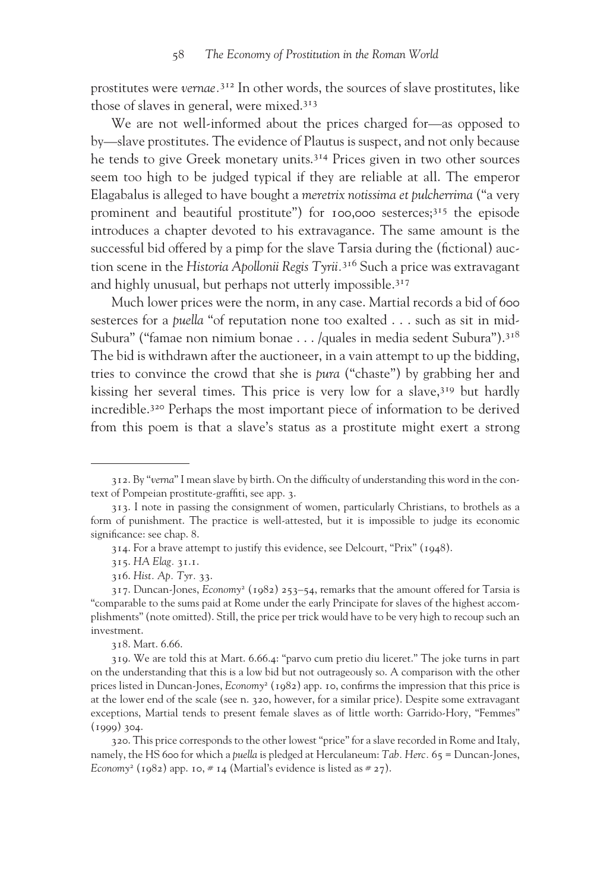prostitutes were *vernae*.[312] In other words, the sources of slave prostitutes, like those of slaves in general, were mixed.[313]

We are not well-informed about the prices charged for—as opposed to by—slave prostitutes. The evidence of Plautus is suspect, and not only because he tends to give Greek monetary units.[314] Prices given in two other sources seem too high to be judged typical if they are reliable at all. The emperor Elagabalus is alleged to have bought a *meretrix notissima et pulcherrima* ("a very prominent and beautiful prostitute") for 100,000 sesterces;[315] the episode introduces a chapter devoted to his extravagance. The same amount is the successful bid offered by a pimp for the slave Tarsia during the (fictional) auction scene in the *Historia Apollonii Regis Tyrii*.[316] Such a price was extravagant and highly unusual, but perhaps not utterly impossible.[317]

Much lower prices were the norm, in any case. Martial records a bid of 600 sesterces for a *puella* "of reputation none too exalted . . . such as sit in mid-Subura" ("famae non nimium bonae . . . /quales in media sedent Subura").[318] The bid is withdrawn after the auctioneer, in a vain attempt to up the bidding, tries to convince the crowd that she is *pura* ("chaste") by grabbing her and kissing her several times. This price is very low for a slave,[319] but hardly incredible.[320] Perhaps the most important piece of information to be derived from this poem is that a slave's status as a prostitute might exert a strong

---

312. By "*verna*" I mean slave by birth. On the difficulty of understanding this word in the context of Pompeian prostitute-graffiti, see app. 3.

313. I note in passing the consignment of women, particularly Christians, to brothels as a form of punishment. The practice is well-attested, but it is impossible to judge its economic significance: see chap. 8.

314. For a brave attempt to justify this evidence, see Delcourt, "Prix" (1948).

315. *HA Elag.* 31.1.

316. *Hist. Ap. Tyr.* 33.

317. Duncan-Jones, *Economy*² (1982) 253–54, remarks that the amount offered for Tarsia is "comparable to the sums paid at Rome under the early Principate for slaves of the highest accomplishments" (note omitted). Still, the price per trick would have to be very high to recoup such an investment.

318. Mart. 6.66.

319. We are told this at Mart. 6.66.4: "parvo cum pretio diu liceret." The joke turns in part on the understanding that this is a low bid but not outrageously so. A comparison with the other prices listed in Duncan-Jones, *Economy*² (1982) app. 10, confirms the impression that this price is at the lower end of the scale (see n. 320, however, for a similar price). Despite some extravagant exceptions, Martial tends to present female slaves as of little worth: Garrido-Hory, "Femmes" (1999) 304.

320. This price corresponds to the other lowest "price" for a slave recorded in Rome and Italy, namely, the HS 600 for which a *puella* is pledged at Herculaneum: *Tab. Herc.* 65 = Duncan-Jones, *Economy*² (1982) app. 10, # 14 (Martial's evidence is listed as # 27).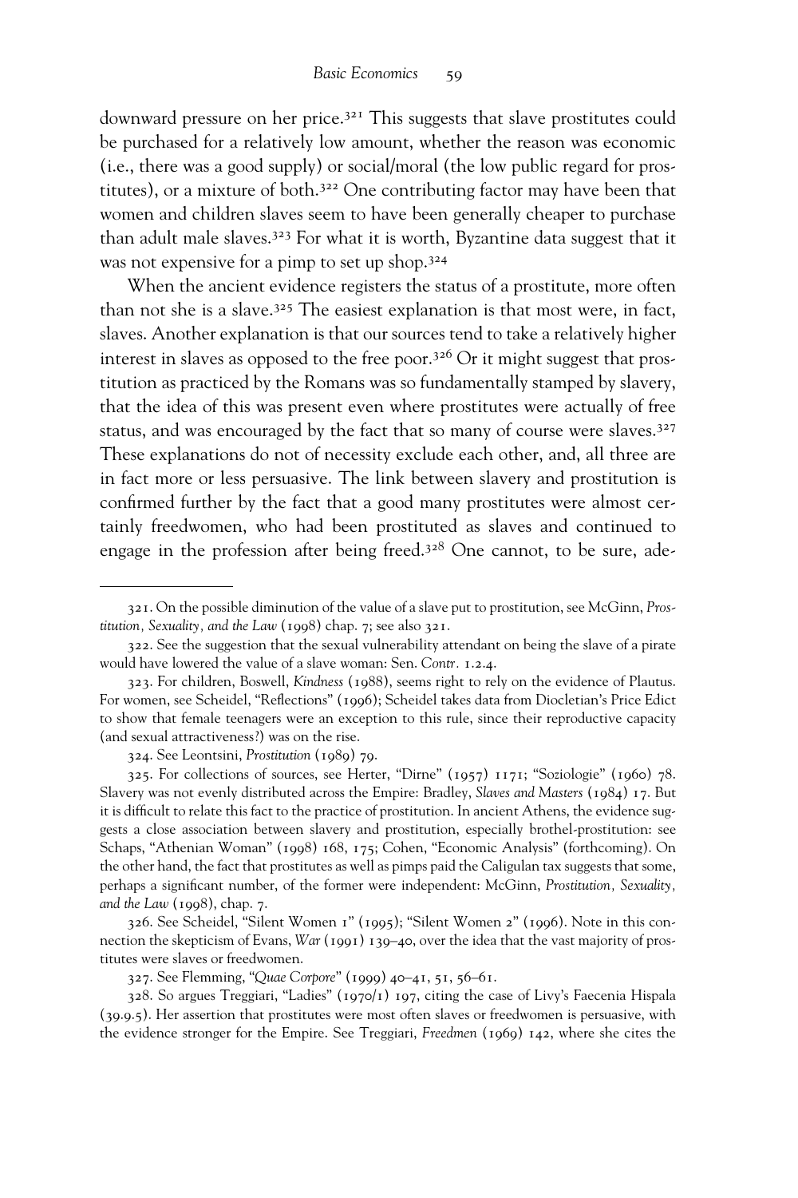downward pressure on her price.[321] This suggests that slave prostitutes could be purchased for a relatively low amount, whether the reason was economic (i.e., there was a good supply) or social/moral (the low public regard for prostitutes), or a mixture of both.[322] One contributing factor may have been that women and children slaves seem to have been generally cheaper to purchase than adult male slaves.[323] For what it is worth, Byzantine data suggest that it was not expensive for a pimp to set up shop.[324]

When the ancient evidence registers the status of a prostitute, more often than not she is a slave.[325] The easiest explanation is that most were, in fact, slaves. Another explanation is that our sources tend to take a relatively higher interest in slaves as opposed to the free poor.[326] Or it might suggest that prostitution as practiced by the Romans was so fundamentally stamped by slavery, that the idea of this was present even where prostitutes were actually of free status, and was encouraged by the fact that so many of course were slaves.[327] These explanations do not of necessity exclude each other, and, all three are in fact more or less persuasive. The link between slavery and prostitution is confirmed further by the fact that a good many prostitutes were almost certainly freedwomen, who had been prostituted as slaves and continued to engage in the profession after being freed.[328] One cannot, to be sure, ade-

---

321. On the possible diminution of the value of a slave put to prostitution, see McGinn, *Prostitution, Sexuality, and the Law* (1998) chap. 7; see also 321.

322. See the suggestion that the sexual vulnerability attendant on being the slave of a pirate would have lowered the value of a slave woman: Sen. *Contr.* 1.2.4.

323. For children, Boswell, *Kindness* (1988), seems right to rely on the evidence of Plautus. For women, see Scheidel, "Reflections" (1996); Scheidel takes data from Diocletian's Price Edict to show that female teenagers were an exception to this rule, since their reproductive capacity (and sexual attractiveness?) was on the rise.

324. See Leontsini, *Prostitution* (1989) 79.

325. For collections of sources, see Herter, "Dirne" (1957) 1171; "Soziologie" (1960) 78. Slavery was not evenly distributed across the Empire: Bradley, *Slaves and Masters* (1984) 17. But it is difficult to relate this fact to the practice of prostitution. In ancient Athens, the evidence suggests a close association between slavery and prostitution, especially brothel-prostitution: see Schaps, "Athenian Woman" (1998) 168, 175; Cohen, "Economic Analysis" (forthcoming). On the other hand, the fact that prostitutes as well as pimps paid the Caligulan tax suggests that some, perhaps a significant number, of the former were independent: McGinn, *Prostitution, Sexuality, and the Law* (1998), chap. 7.

326. See Scheidel, "Silent Women 1" (1995); "Silent Women 2" (1996). Note in this connection the skepticism of Evans, *War* (1991) 139–40, over the idea that the vast majority of prostitutes were slaves or freedwomen.

327. See Flemming, "*Quae Corpore*" (1999) 40–41, 51, 56–61.

328. So argues Treggiari, "Ladies" (1970/1) 197, citing the case of Livy's Faecenia Hispala (39.9.5). Her assertion that prostitutes were most often slaves or freedwomen is persuasive, with the evidence stronger for the Empire. See Treggiari, *Freedmen* (1969) 142, where she cites the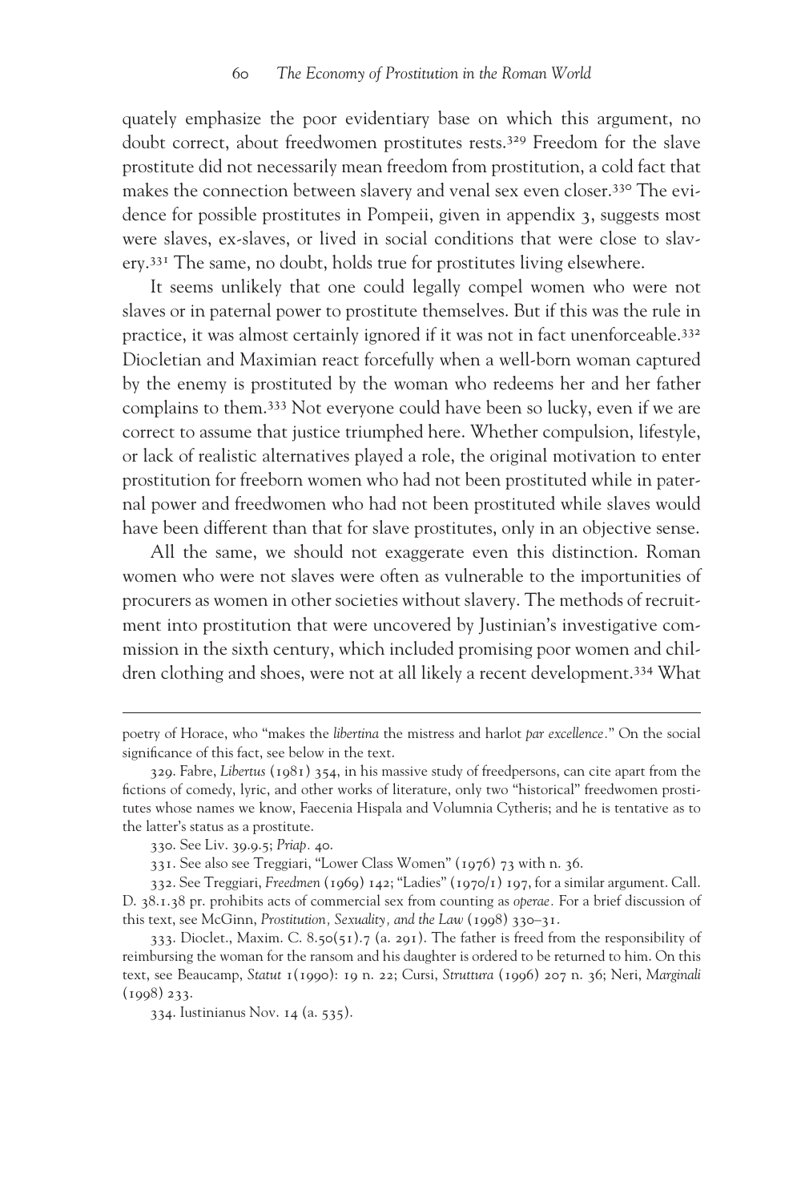quately emphasize the poor evidentiary base on which this argument, no doubt correct, about freedwomen prostitutes rests.[329] Freedom for the slave prostitute did not necessarily mean freedom from prostitution, a cold fact that makes the connection between slavery and venal sex even closer.[330] The evidence for possible prostitutes in Pompeii, given in appendix 3, suggests most were slaves, ex-slaves, or lived in social conditions that were close to slavery.[331] The same, no doubt, holds true for prostitutes living elsewhere.

It seems unlikely that one could legally compel women who were not slaves or in paternal power to prostitute themselves. But if this was the rule in practice, it was almost certainly ignored if it was not in fact unenforceable.[332] Diocletian and Maximian react forcefully when a well-born woman captured by the enemy is prostituted by the woman who redeems her and her father complains to them.[333] Not everyone could have been so lucky, even if we are correct to assume that justice triumphed here. Whether compulsion, lifestyle, or lack of realistic alternatives played a role, the original motivation to enter prostitution for freeborn women who had not been prostituted while in paternal power and freedwomen who had not been prostituted while slaves would have been different than that for slave prostitutes, only in an objective sense.

All the same, we should not exaggerate even this distinction. Roman women who were not slaves were often as vulnerable to the importunities of procurers as women in other societies without slavery. The methods of recruitment into prostitution that were uncovered by Justinian's investigative commission in the sixth century, which included promising poor women and children clothing and shoes, were not at all likely a recent development.[334] What

---

poetry of Horace, who "makes the *libertina* the mistress and harlot *par excellence*." On the social significance of this fact, see below in the text.

329. Fabre, *Libertus* (1981) 354, in his massive study of freedpersons, can cite apart from the fictions of comedy, lyric, and other works of literature, only two "historical" freedwomen prostitutes whose names we know, Faecenia Hispala and Volumnia Cytheris; and he is tentative as to the latter's status as a prostitute.

330. See Liv. 39.9.5; *Priap.* 40.

331. See also see Treggiari, "Lower Class Women" (1976) 73 with n. 36.

332. See Treggiari, *Freedmen* (1969) 142; "Ladies" (1970/1) 197, for a similar argument. Call. D. 38.1.38 pr. prohibits acts of commercial sex from counting as *operae*. For a brief discussion of this text, see McGinn, *Prostitution, Sexuality, and the Law* (1998) 330–31.

333. Dioclet., Maxim. C. 8.50(51).7 (a. 291). The father is freed from the responsibility of reimbursing the woman for the ransom and his daughter is ordered to be returned to him. On this text, see Beaucamp, *Statut* 1(1990): 19 n. 22; Cursi, *Struttura* (1996) 207 n. 36; Neri, *Marginali* (1998) 233.

334. Iustinianus Nov. 14 (a. 535).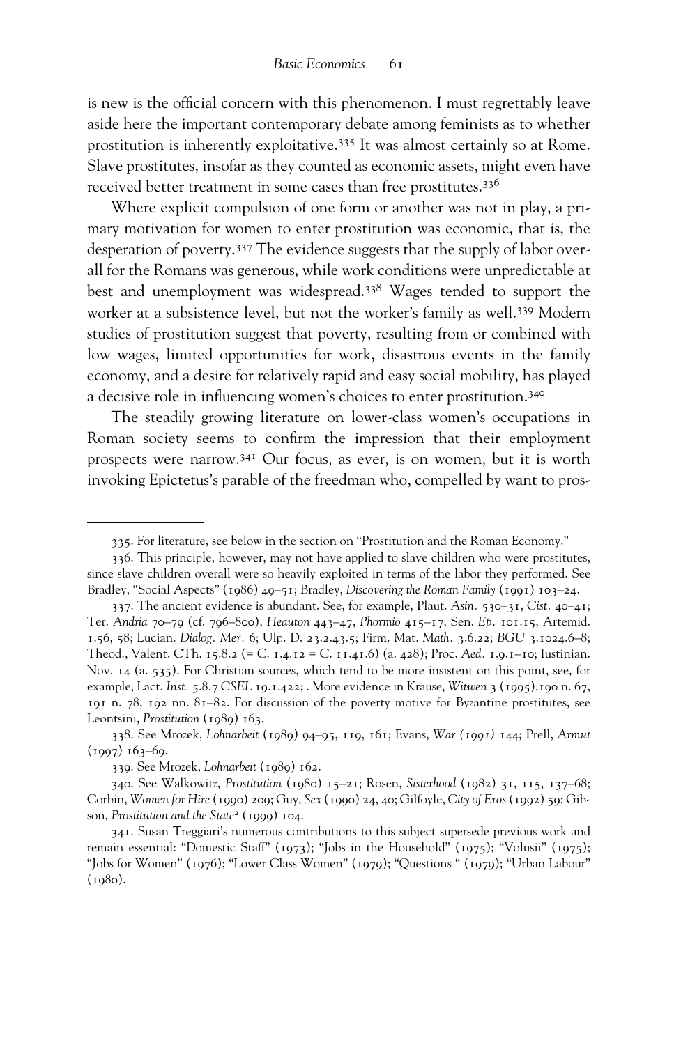is new is the official concern with this phenomenon. I must regrettably leave aside here the important contemporary debate among feminists as to whether prostitution is inherently exploitative.[335] It was almost certainly so at Rome. Slave prostitutes, insofar as they counted as economic assets, might even have received better treatment in some cases than free prostitutes.[336]

Where explicit compulsion of one form or another was not in play, a primary motivation for women to enter prostitution was economic, that is, the desperation of poverty.[337] The evidence suggests that the supply of labor overall for the Romans was generous, while work conditions were unpredictable at best and unemployment was widespread.[338] Wages tended to support the worker at a subsistence level, but not the worker's family as well.[339] Modern studies of prostitution suggest that poverty, resulting from or combined with low wages, limited opportunities for work, disastrous events in the family economy, and a desire for relatively rapid and easy social mobility, has played a decisive role in influencing women's choices to enter prostitution.[340]

The steadily growing literature on lower-class women's occupations in Roman society seems to confirm the impression that their employment prospects were narrow.[341] Our focus, as ever, is on women, but it is worth invoking Epictetus's parable of the freedman who, compelled by want to pros-

---

335. For literature, see below in the section on "Prostitution and the Roman Economy."

336. This principle, however, may not have applied to slave children who were prostitutes, since slave children overall were so heavily exploited in terms of the labor they performed. See Bradley, "Social Aspects" (1986) 49–51; Bradley, *Discovering the Roman Family* (1991) 103–24.

337. The ancient evidence is abundant. See, for example, Plaut. *Asin.* 530–31, *Cist.* 40–41; Ter. *Andria* 70–79 (cf. 796–800), *Heauton* 443–47, *Phormio* 415–17; Sen. *Ep.* 101.15; Artemid. 1.56, 58; Lucian. *Dialog. Mer.* 6; Ulp. D. 23.2.43.5; Firm. Mat. *Math.* 3.6.22; *BGU* 3.1024.6–8; Theod., Valent. CTh. 15.8.2 (= C. 1.4.12 = C. 11.41.6) (a. 428); Proc. *Aed.* 1.9.1–10; Iustinian. Nov. 14 (a. 535). For Christian sources, which tend to be more insistent on this point, see, for example, Lact. *Inst.* 5.8.7 *CSEL* 19.1.422; . More evidence in Krause, *Witwen* 3 (1995):190 n. 67, 191 n. 78, 192 nn. 81–82. For discussion of the poverty motive for Byzantine prostitutes, see Leontsini, *Prostitution* (1989) 163.

338. See Mrozek, *Lohnarbeit* (1989) 94–95, 119, 161; Evans, *War (1991)* 144; Prell, *Armut* (1997) 163–69.

339. See Mrozek, *Lohnarbeit* (1989) 162.

340. See Walkowitz, *Prostitution* (1980) 15–21; Rosen, *Sisterhood* (1982) 31, 115, 137–68; Corbin, *Women for Hire* (1990) 209; Guy, *Sex* (1990) 24, 40; Gilfoyle, *City of Eros* (1992) 59; Gibson, *Prostitution and the State*² (1999) 104.

341. Susan Treggiari's numerous contributions to this subject supersede previous work and remain essential: "Domestic Staff" (1973); "Jobs in the Household" (1975); "Volusii" (1975); "Jobs for Women" (1976); "Lower Class Women" (1979); "Questions " (1979); "Urban Labour" (1980).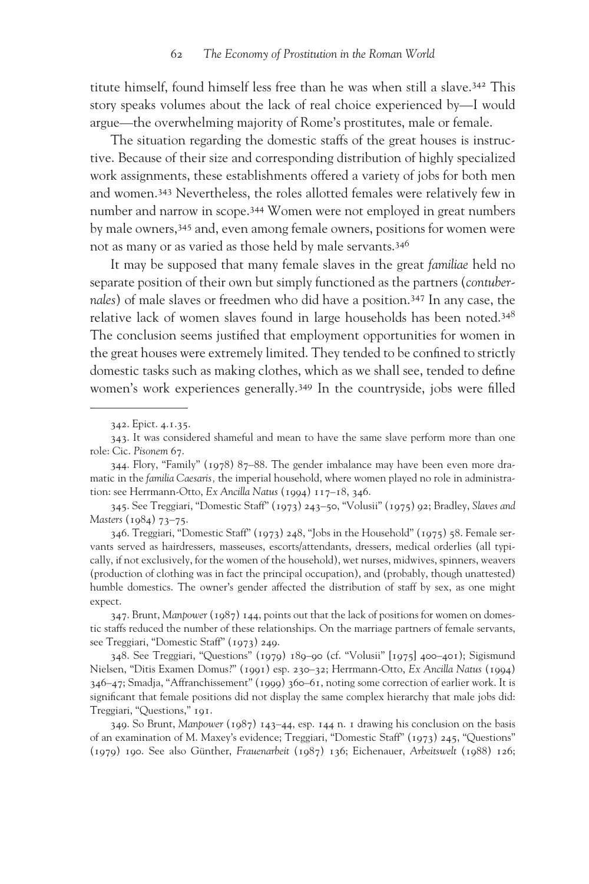titute himself, found himself less free than he was when still a slave.[342] This story speaks volumes about the lack of real choice experienced by—I would argue—the overwhelming majority of Rome's prostitutes, male or female.

The situation regarding the domestic staffs of the great houses is instructive. Because of their size and corresponding distribution of highly specialized work assignments, these establishments offered a variety of jobs for both men and women.[343] Nevertheless, the roles allotted females were relatively few in number and narrow in scope.[344] Women were not employed in great numbers by male owners,[345] and, even among female owners, positions for women were not as many or as varied as those held by male servants.[346]

It may be supposed that many female slaves in the great *familiae* held no separate position of their own but simply functioned as the partners (*contubernales*) of male slaves or freedmen who did have a position.[347] In any case, the relative lack of women slaves found in large households has been noted.[348] The conclusion seems justified that employment opportunities for women in the great houses were extremely limited. They tended to be confined to strictly domestic tasks such as making clothes, which as we shall see, tended to define women's work experiences generally.[349] In the countryside, jobs were filled

---

342. Epict. 4.1.35.

343. It was considered shameful and mean to have the same slave perform more than one role: Cic. *Pisonem* 67.

344. Flory, "Family" (1978) 87–88. The gender imbalance may have been even more dramatic in the *familia Caesaris*, the imperial household, where women played no role in administration: see Herrmann-Otto, *Ex Ancilla Natus* (1994) 117–18, 346.

345. See Treggiari, "Domestic Staff" (1973) 243–50, "Volusii" (1975) 92; Bradley, *Slaves and Masters* (1984) 73–75.

346. Treggiari, "Domestic Staff" (1973) 248, "Jobs in the Household" (1975) 58. Female servants served as hairdressers, masseuses, escorts/attendants, dressers, medical orderlies (all typically, if not exclusively, for the women of the household), wet nurses, midwives, spinners, weavers (production of clothing was in fact the principal occupation), and (probably, though unattested) humble domestics. The owner's gender affected the distribution of staff by sex, as one might expect.

347. Brunt, *Manpower* (1987) 144, points out that the lack of positions for women on domestic staffs reduced the number of these relationships. On the marriage partners of female servants, see Treggiari, "Domestic Staff" (1973) 249.

348. See Treggiari, "Questions" (1979) 189–90 (cf. "Volusii" [1975] 400–401); Sigismund Nielsen, "Ditis Examen Domus?" (1991) esp. 230–32; Herrmann-Otto, *Ex Ancilla Natus* (1994) 346–47; Smadja, "Affranchissement" (1999) 360–61, noting some correction of earlier work. It is significant that female positions did not display the same complex hierarchy that male jobs did: Treggiari, "Questions," 191.

349. So Brunt, *Manpower* (1987) 143–44, esp. 144 n. 1 drawing his conclusion on the basis of an examination of M. Maxey's evidence; Treggiari, "Domestic Staff" (1973) 245, "Questions" (1979) 190. See also Günther, *Frauenarbeit* (1987) 136; Eichenauer, *Arbeitswelt* (1988) 126;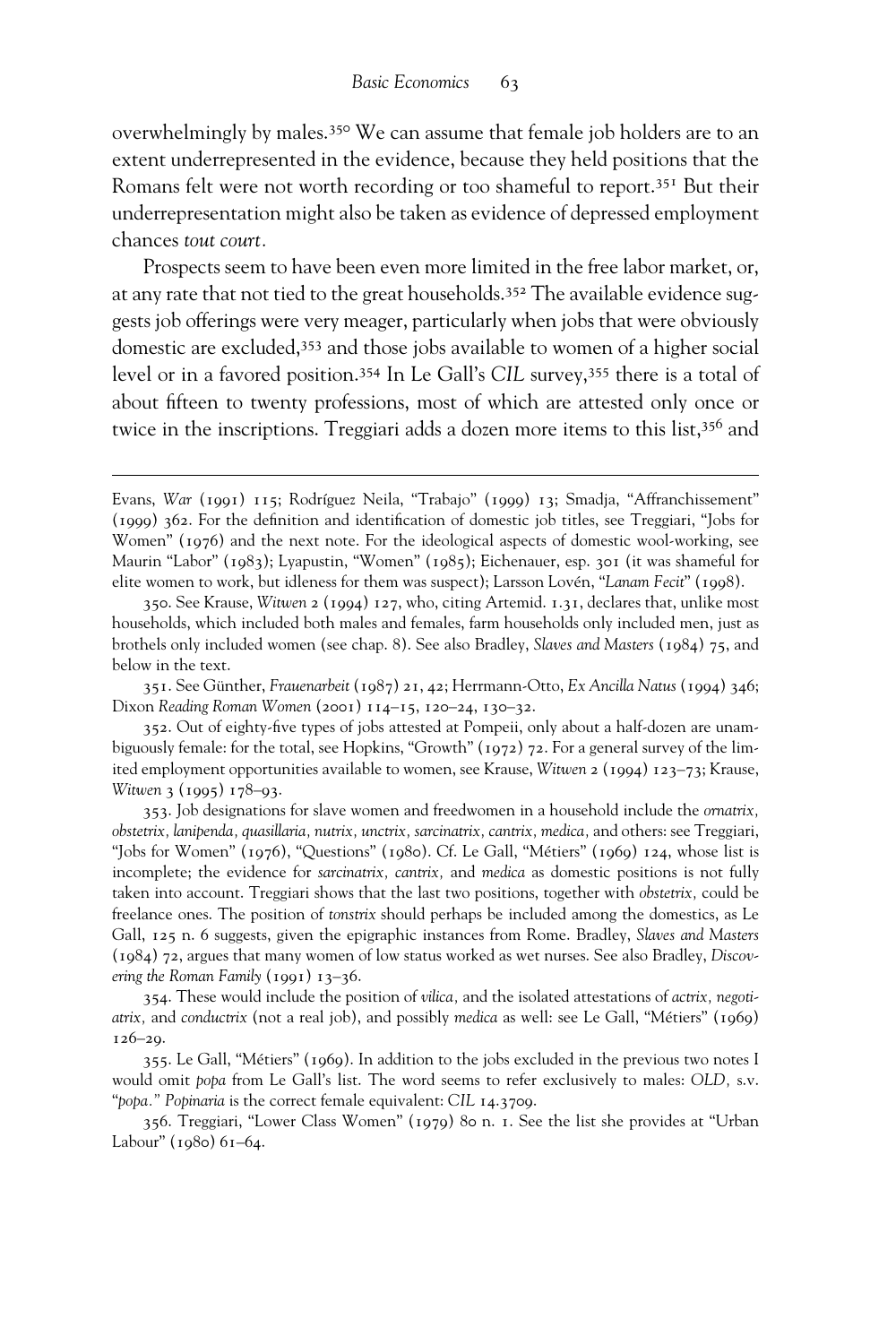overwhelmingly by males.[350] We can assume that female job holders are to an extent underrepresented in the evidence, because they held positions that the Romans felt were not worth recording or too shameful to report.[351] But their underrepresentation might also be taken as evidence of depressed employment chances *tout court*.

Prospects seem to have been even more limited in the free labor market, or, at any rate that not tied to the great households.[352] The available evidence suggests job offerings were very meager, particularly when jobs that were obviously domestic are excluded,[353] and those jobs available to women of a higher social level or in a favored position.[354] In Le Gall's *CIL* survey,[355] there is a total of about fifteen to twenty professions, most of which are attested only once or twice in the inscriptions. Treggiari adds a dozen more items to this list,[356] and

---

Evans, *War* (1991) 115; Rodríguez Neila, "Trabajo" (1999) 13; Smadja, "Affranchissement" (1999) 362. For the definition and identification of domestic job titles, see Treggiari, "Jobs for Women" (1976) and the next note. For the ideological aspects of domestic wool-working, see Maurin "Labor" (1983); Lyapustin, "Women" (1985); Eichenauer, esp. 301 (it was shameful for elite women to work, but idleness for them was suspect); Larsson Lovén, "*Lanam Fecit*" (1998).

350. See Krause, *Witwen 2* (1994) 127, who, citing Artemid. 1.31, declares that, unlike most households, which included both males and females, farm households only included men, just as brothels only included women (see chap. 8). See also Bradley, *Slaves and Masters* (1984) 75, and below in the text.

351. See Günther, *Frauenarbeit* (1987) 21, 42; Herrmann-Otto, *Ex Ancilla Natus* (1994) 346; Dixon *Reading Roman Women* (2001) 114–15, 120–24, 130–32.

352. Out of eighty-five types of jobs attested at Pompeii, only about a half-dozen are unambiguously female: for the total, see Hopkins, "Growth" (1972) 72. For a general survey of the limited employment opportunities available to women, see Krause, *Witwen 2* (1994) 123–73; Krause, *Witwen 3* (1995) 178–93.

353. Job designations for slave women and freedwomen in a household include the *ornatrix, obstetrix, lanipenda, quasillaria, nutrix, unctrix, sarcinatrix, cantrix, medica,* and others: see Treggiari, "Jobs for Women" (1976), "Questions" (1980). Cf. Le Gall, "Métiers" (1969) 124, whose list is incomplete; the evidence for *sarcinatrix, cantrix,* and *medica* as domestic positions is not fully taken into account. Treggiari shows that the last two positions, together with *obstetrix,* could be freelance ones. The position of *tonstrix* should perhaps be included among the domestics, as Le Gall, 125 n. 6 suggests, given the epigraphic instances from Rome. Bradley, *Slaves and Masters* (1984) 72, argues that many women of low status worked as wet nurses. See also Bradley, *Discovering the Roman Family* (1991) 13–36.

354. These would include the position of *vilica,* and the isolated attestations of *actrix, negotiatrix,* and *conductrix* (not a real job), and possibly *medica* as well: see Le Gall, "Métiers" (1969) 126–29.

355. Le Gall, "Métiers" (1969). In addition to the jobs excluded in the previous two notes I would omit *popa* from Le Gall's list. The word seems to refer exclusively to males: *OLD,* s.v. "*popa*." *Popinaria* is the correct female equivalent: *CIL* 14.3709.

356. Treggiari, "Lower Class Women" (1979) 80 n. 1. See the list she provides at "Urban Labour" (1980) 61–64.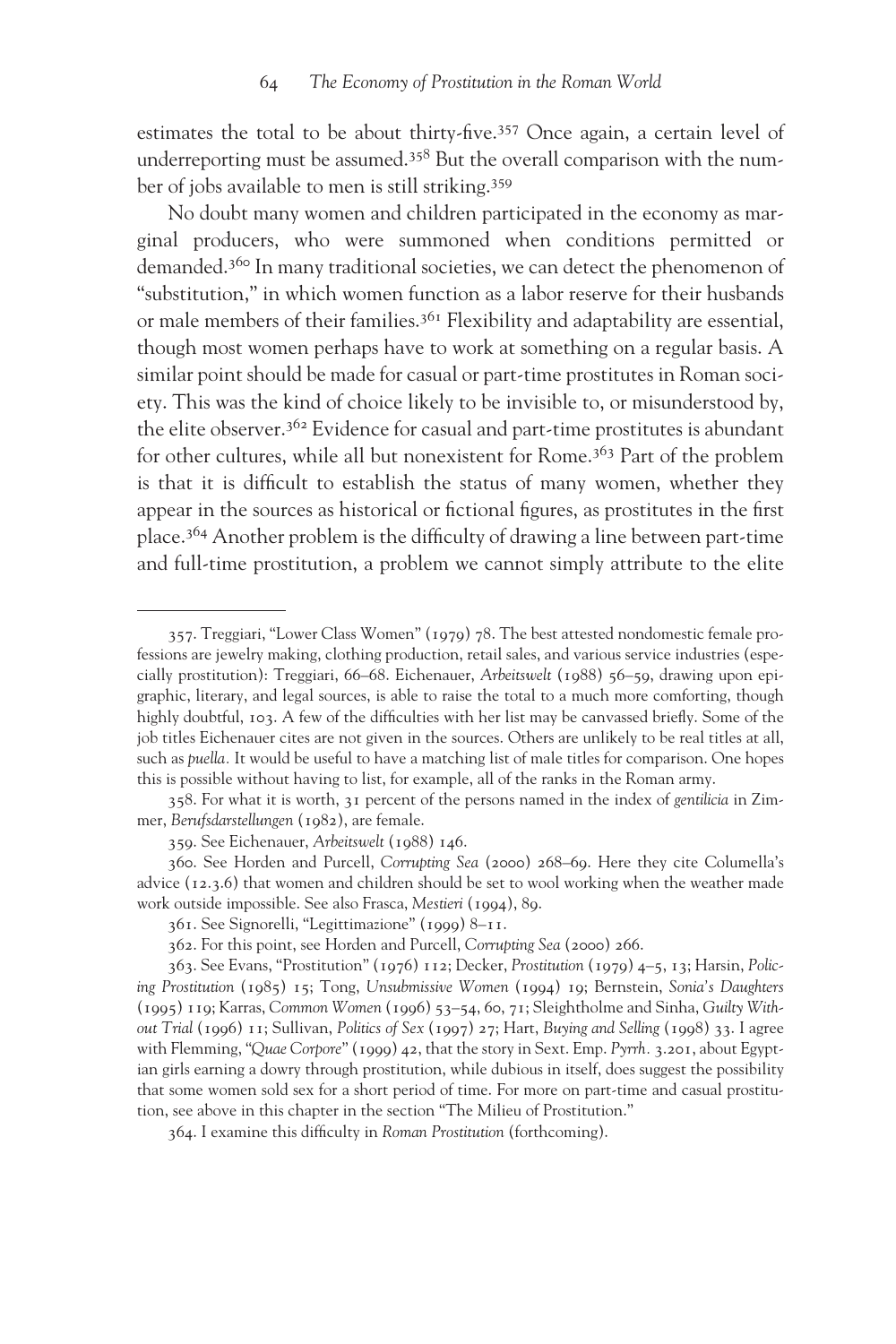estimates the total to be about thirty-five.[357] Once again, a certain level of underreporting must be assumed.[358] But the overall comparison with the number of jobs available to men is still striking.[359]

No doubt many women and children participated in the economy as marginal producers, who were summoned when conditions permitted or demanded.[360] In many traditional societies, we can detect the phenomenon of "substitution," in which women function as a labor reserve for their husbands or male members of their families.[361] Flexibility and adaptability are essential, though most women perhaps have to work at something on a regular basis. A similar point should be made for casual or part-time prostitutes in Roman society. This was the kind of choice likely to be invisible to, or misunderstood by, the elite observer.[362] Evidence for casual and part-time prostitutes is abundant for other cultures, while all but nonexistent for Rome.[363] Part of the problem is that it is difficult to establish the status of many women, whether they appear in the sources as historical or fictional figures, as prostitutes in the first place.[364] Another problem is the difficulty of drawing a line between part-time and full-time prostitution, a problem we cannot simply attribute to the elite

---

357. Treggiari, "Lower Class Women" (1979) 78. The best attested nondomestic female professions are jewelry making, clothing production, retail sales, and various service industries (especially prostitution): Treggiari, 66–68. Eichenauer, *Arbeitswelt* (1988) 56–59, drawing upon epigraphic, literary, and legal sources, is able to raise the total to a much more comforting, though highly doubtful, 103. A few of the difficulties with her list may be canvassed briefly. Some of the job titles Eichenauer cites are not given in the sources. Others are unlikely to be real titles at all, such as *puella*. It would be useful to have a matching list of male titles for comparison. One hopes this is possible without having to list, for example, all of the ranks in the Roman army.

358. For what it is worth, 31 percent of the persons named in the index of *gentilicia* in Zimmer, *Berufsdarstellungen* (1982), are female.

359. See Eichenauer, *Arbeitswelt* (1988) 146.

360. See Horden and Purcell, *Corrupting Sea* (2000) 268–69. Here they cite Columella's advice (12.3.6) that women and children should be set to wool working when the weather made work outside impossible. See also Frasca, *Mestieri* (1994), 89.

361. See Signorelli, "Legittimazione" (1999) 8–11.

362. For this point, see Horden and Purcell, *Corrupting Sea* (2000) 266.

363. See Evans, "Prostitution" (1976) 112; Decker, *Prostitution* (1979) 4–5, 13; Harsin, *Policing Prostitution* (1985) 15; Tong, *Unsubmissive Women* (1994) 19; Bernstein, *Sonia's Daughters* (1995) 119; Karras, *Common Women* (1996) 53–54, 60, 71; Sleightholme and Sinha, *Guilty Without Trial* (1996) 11; Sullivan, *Politics of Sex* (1997) 27; Hart, *Buying and Selling* (1998) 33. I agree with Flemming, "*Quae Corpore*" (1999) 42, that the story in Sext. Emp. *Pyrrh.* 3.201, about Egyptian girls earning a dowry through prostitution, while dubious in itself, does suggest the possibility that some women sold sex for a short period of time. For more on part-time and casual prostitution, see above in this chapter in the section "The Milieu of Prostitution."

364. I examine this difficulty in *Roman Prostitution* (forthcoming).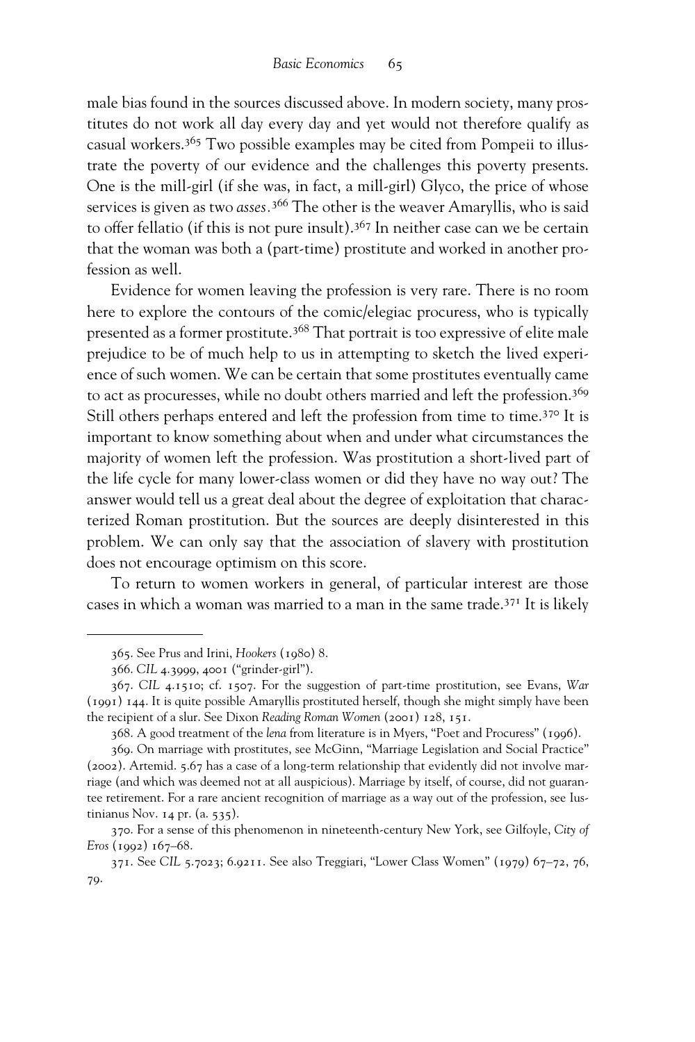male bias found in the sources discussed above. In modern society, many prostitutes do not work all day every day and yet would not therefore qualify as casual workers.[365] Two possible examples may be cited from Pompeii to illustrate the poverty of our evidence and the challenges this poverty presents. One is the mill-girl (if she was, in fact, a mill-girl) Glyco, the price of whose services is given as two *asses*.[366] The other is the weaver Amaryllis, who is said to offer fellatio (if this is not pure insult).[367] In neither case can we be certain that the woman was both a (part-time) prostitute and worked in another profession as well.

Evidence for women leaving the profession is very rare. There is no room here to explore the contours of the comic/elegiac procuress, who is typically presented as a former prostitute.[368] That portrait is too expressive of elite male prejudice to be of much help to us in attempting to sketch the lived experience of such women. We can be certain that some prostitutes eventually came to act as procuresses, while no doubt others married and left the profession.[369] Still others perhaps entered and left the profession from time to time.[370] It is important to know something about when and under what circumstances the majority of women left the profession. Was prostitution a short-lived part of the life cycle for many lower-class women or did they have no way out? The answer would tell us a great deal about the degree of exploitation that characterized Roman prostitution. But the sources are deeply disinterested in this problem. We can only say that the association of slavery with prostitution does not encourage optimism on this score.

To return to women workers in general, of particular interest are those cases in which a woman was married to a man in the same trade.[371] It is likely

---

365. See Prus and Irini, *Hookers* (1980) 8.

366. *CIL* 4.3999, 4001 ("grinder-girl").

367. *CIL* 4.1510; cf. 1507. For the suggestion of part-time prostitution, see Evans, *War* (1991) 144. It is quite possible Amaryllis prostituted herself, though she might simply have been the recipient of a slur. See Dixon *Reading Roman Women* (2001) 128, 151.

368. A good treatment of the *lena* from literature is in Myers, "Poet and Procuress" (1996).

369. On marriage with prostitutes, see McGinn, "Marriage Legislation and Social Practice" (2002). Artemid. 5.67 has a case of a long-term relationship that evidently did not involve marriage (and which was deemed not at all auspicious). Marriage by itself, of course, did not guarantee retirement. For a rare ancient recognition of marriage as a way out of the profession, see Iustinianus Nov. 14 pr. (a. 535).

370. For a sense of this phenomenon in nineteenth-century New York, see Gilfoyle, *City of Eros* (1992) 167–68.

371. See *CIL* 5.7023; 6.9211. See also Treggiari, "Lower Class Women" (1979) 67–72, 76, 79.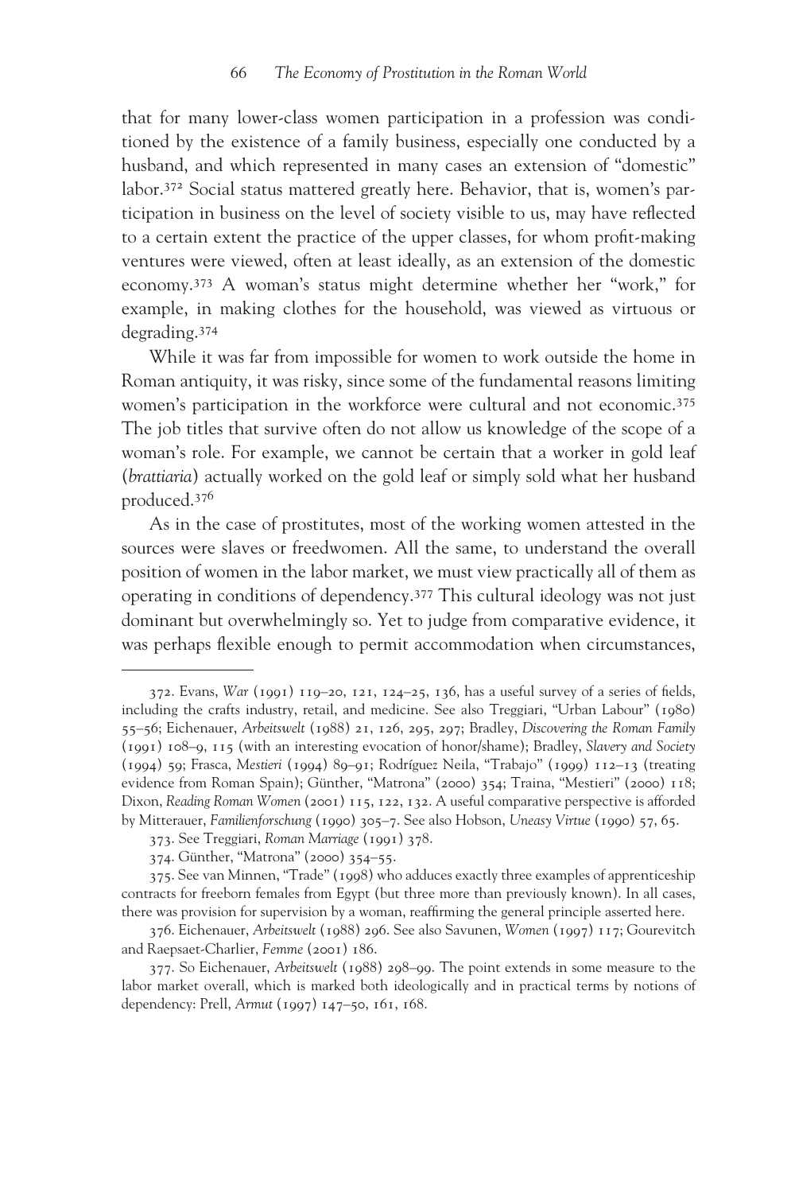that for many lower-class women participation in a profession was conditioned by the existence of a family business, especially one conducted by a husband, and which represented in many cases an extension of "domestic" labor.[372] Social status mattered greatly here. Behavior, that is, women's participation in business on the level of society visible to us, may have reflected to a certain extent the practice of the upper classes, for whom profit-making ventures were viewed, often at least ideally, as an extension of the domestic economy.[373] A woman's status might determine whether her "work," for example, in making clothes for the household, was viewed as virtuous or degrading.[374]

While it was far from impossible for women to work outside the home in Roman antiquity, it was risky, since some of the fundamental reasons limiting women's participation in the workforce were cultural and not economic.[375] The job titles that survive often do not allow us knowledge of the scope of a woman's role. For example, we cannot be certain that a worker in gold leaf (*brattiaria*) actually worked on the gold leaf or simply sold what her husband produced.[376]

As in the case of prostitutes, most of the working women attested in the sources were slaves or freedwomen. All the same, to understand the overall position of women in the labor market, we must view practically all of them as operating in conditions of dependency.[377] This cultural ideology was not just dominant but overwhelmingly so. Yet to judge from comparative evidence, it was perhaps flexible enough to permit accommodation when circumstances,

---

372. Evans, *War* (1991) 119–20, 121, 124–25, 136, has a useful survey of a series of fields, including the crafts industry, retail, and medicine. See also Treggiari, "Urban Labour" (1980) 55–56; Eichenauer, *Arbeitswelt* (1988) 21, 126, 295, 297; Bradley, *Discovering the Roman Family* (1991) 108–9, 115 (with an interesting evocation of honor/shame); Bradley, *Slavery and Society* (1994) 59; Frasca, *Mestieri* (1994) 89–91; Rodríguez Neila, "Trabajo" (1999) 112–13 (treating evidence from Roman Spain); Günther, "Matrona" (2000) 354; Traina, "Mestieri" (2000) 118; Dixon, *Reading Roman Women* (2001) 115, 122, 132. A useful comparative perspective is afforded by Mitterauer, *Familienforschung* (1990) 305–7. See also Hobson, *Uneasy Virtue* (1990) 57, 65.

373. See Treggiari, *Roman Marriage* (1991) 378.

374. Günther, "Matrona" (2000) 354–55.

375. See van Minnen, "Trade" (1998) who adduces exactly three examples of apprenticeship contracts for freeborn females from Egypt (but three more than previously known). In all cases, there was provision for supervision by a woman, reaffirming the general principle asserted here.

376. Eichenauer, *Arbeitswelt* (1988) 296. See also Savunen, *Women* (1997) 117; Gourevitch and Raepsaet-Charlier, *Femme* (2001) 186.

377. So Eichenauer, *Arbeitswelt* (1988) 298–99. The point extends in some measure to the labor market overall, which is marked both ideologically and in practical terms by notions of dependency: Prell, *Armut* (1997) 147–50, 161, 168.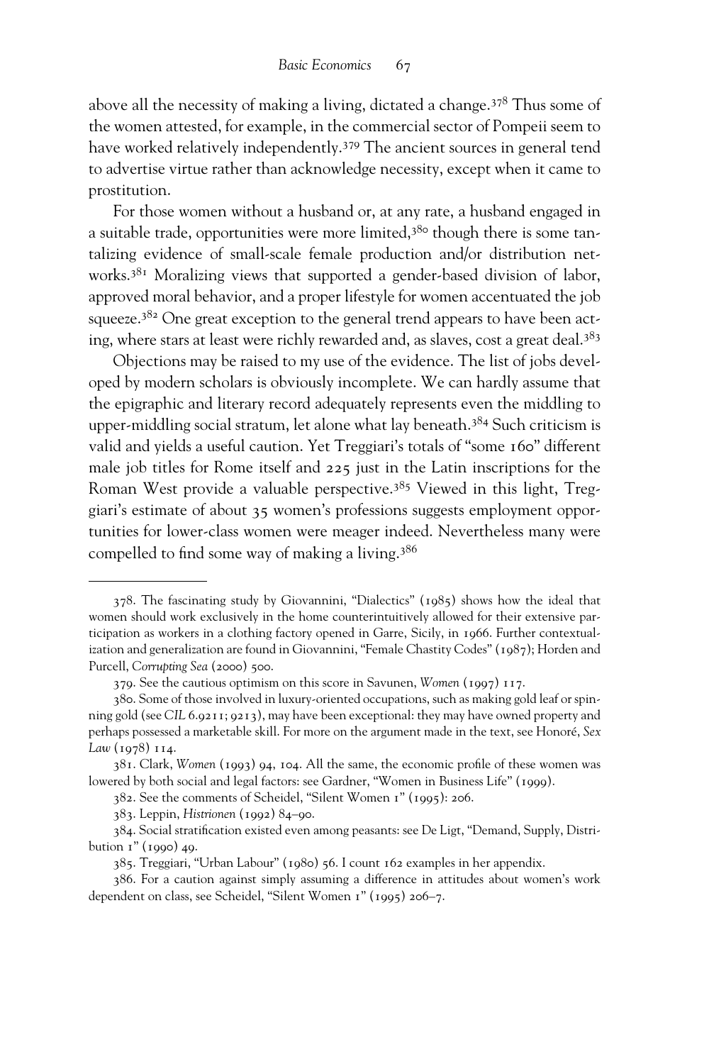above all the necessity of making a living, dictated a change.[378] Thus some of the women attested, for example, in the commercial sector of Pompeii seem to have worked relatively independently.[379] The ancient sources in general tend to advertise virtue rather than acknowledge necessity, except when it came to prostitution.

For those women without a husband or, at any rate, a husband engaged in a suitable trade, opportunities were more limited,[380] though there is some tantalizing evidence of small-scale female production and/or distribution networks.[381] Moralizing views that supported a gender-based division of labor, approved moral behavior, and a proper lifestyle for women accentuated the job squeeze.[382] One great exception to the general trend appears to have been acting, where stars at least were richly rewarded and, as slaves, cost a great deal.[383]

Objections may be raised to my use of the evidence. The list of jobs developed by modern scholars is obviously incomplete. We can hardly assume that the epigraphic and literary record adequately represents even the middling to upper-middling social stratum, let alone what lay beneath.[384] Such criticism is valid and yields a useful caution. Yet Treggiari's totals of "some 160" different male job titles for Rome itself and 225 just in the Latin inscriptions for the Roman West provide a valuable perspective.[385] Viewed in this light, Treggiari's estimate of about 35 women's professions suggests employment opportunities for lower-class women were meager indeed. Nevertheless many were compelled to find some way of making a living.[386]

---

378. The fascinating study by Giovannini, "Dialectics" (1985) shows how the ideal that women should work exclusively in the home counterintuitively allowed for their extensive participation as workers in a clothing factory opened in Garre, Sicily, in 1966. Further contextualization and generalization are found in Giovannini, "Female Chastity Codes" (1987); Horden and Purcell, *Corrupting Sea* (2000) 500.

379. See the cautious optimism on this score in Savunen, *Women* (1997) 117.

380. Some of those involved in luxury-oriented occupations, such as making gold leaf or spinning gold (see *CIL* 6.9211; 9213), may have been exceptional: they may have owned property and perhaps possessed a marketable skill. For more on the argument made in the text, see Honoré, *Sex Law* (1978) 114.

381. Clark, *Women* (1993) 94, 104. All the same, the economic profile of these women was lowered by both social and legal factors: see Gardner, "Women in Business Life" (1999).

382. See the comments of Scheidel, "Silent Women 1" (1995): 206.

383. Leppin, *Histrionen* (1992) 84–90.

384. Social stratification existed even among peasants: see De Ligt, "Demand, Supply, Distribution 1" (1990) 49.

385. Treggiari, "Urban Labour" (1980) 56. I count 162 examples in her appendix.

386. For a caution against simply assuming a difference in attitudes about women's work dependent on class, see Scheidel, "Silent Women 1" (1995) 206–7.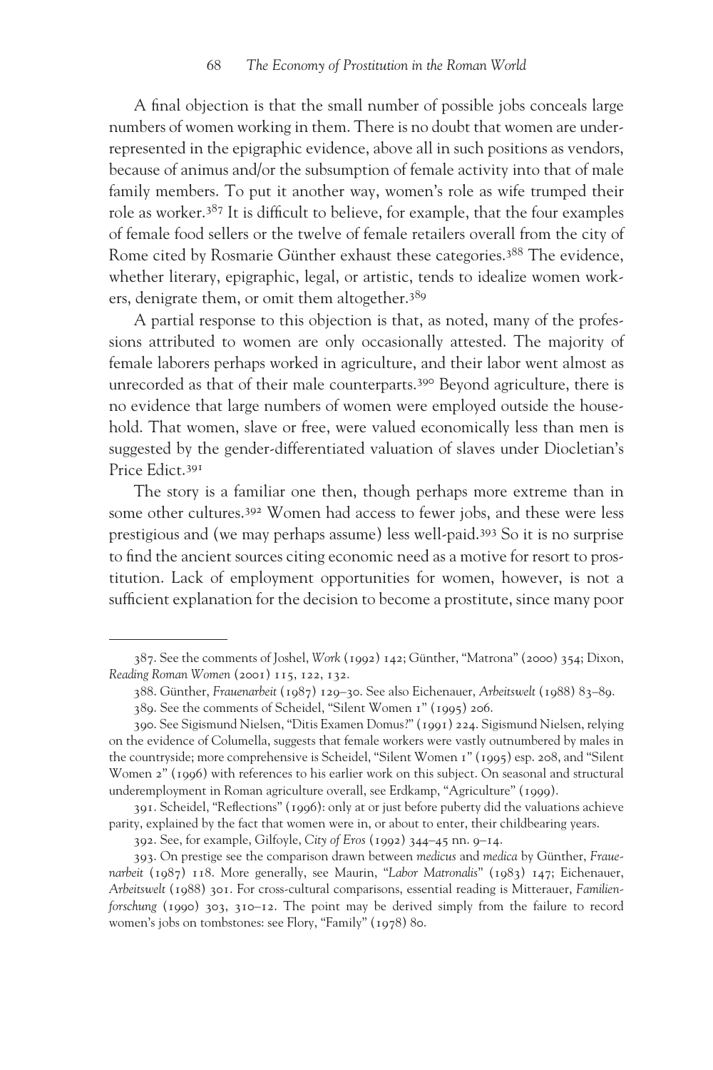A final objection is that the small number of possible jobs conceals large numbers of women working in them. There is no doubt that women are underrepresented in the epigraphic evidence, above all in such positions as vendors, because of animus and/or the subsumption of female activity into that of male family members. To put it another way, women's role as wife trumped their role as worker.[387] It is difficult to believe, for example, that the four examples of female food sellers or the twelve of female retailers overall from the city of Rome cited by Rosmarie Günther exhaust these categories.[388] The evidence, whether literary, epigraphic, legal, or artistic, tends to idealize women workers, denigrate them, or omit them altogether.[389]

A partial response to this objection is that, as noted, many of the professions attributed to women are only occasionally attested. The majority of female laborers perhaps worked in agriculture, and their labor went almost as unrecorded as that of their male counterparts.[390] Beyond agriculture, there is no evidence that large numbers of women were employed outside the household. That women, slave or free, were valued economically less than men is suggested by the gender-differentiated valuation of slaves under Diocletian's Price Edict.[391]

The story is a familiar one then, though perhaps more extreme than in some other cultures.[392] Women had access to fewer jobs, and these were less prestigious and (we may perhaps assume) less well-paid.[393] So it is no surprise to find the ancient sources citing economic need as a motive for resort to prostitution. Lack of employment opportunities for women, however, is not a sufficient explanation for the decision to become a prostitute, since many poor

---

387. See the comments of Joshel, *Work* (1992) 142; Günther, "Matrona" (2000) 354; Dixon, *Reading Roman Women* (2001) 115, 122, 132.

388. Günther, *Frauenarbeit* (1987) 129–30. See also Eichenauer, *Arbeitswelt* (1988) 83–89.

389. See the comments of Scheidel, "Silent Women 1" (1995) 206.

390. See Sigismund Nielsen, "Ditis Examen Domus?" (1991) 224. Sigismund Nielsen, relying on the evidence of Columella, suggests that female workers were vastly outnumbered by males in the countryside; more comprehensive is Scheidel, "Silent Women 1" (1995) esp. 208, and "Silent Women 2" (1996) with references to his earlier work on this subject. On seasonal and structural underemployment in Roman agriculture overall, see Erdkamp, "Agriculture" (1999).

391. Scheidel, "Reflections" (1996): only at or just before puberty did the valuations achieve parity, explained by the fact that women were in, or about to enter, their childbearing years.

392. See, for example, Gilfoyle, *City of Eros* (1992) 344–45 nn. 9–14.

393. On prestige see the comparison drawn between *medicus* and *medica* by Günther, *Frauenarbeit* (1987) 118. More generally, see Maurin, "*Labor Matronalis*" (1983) 147; Eichenauer, *Arbeitswelt* (1988) 301. For cross-cultural comparisons, essential reading is Mitterauer, *Familienforschung* (1990) 303, 310–12. The point may be derived simply from the failure to record women's jobs on tombstones: see Flory, "Family" (1978) 80.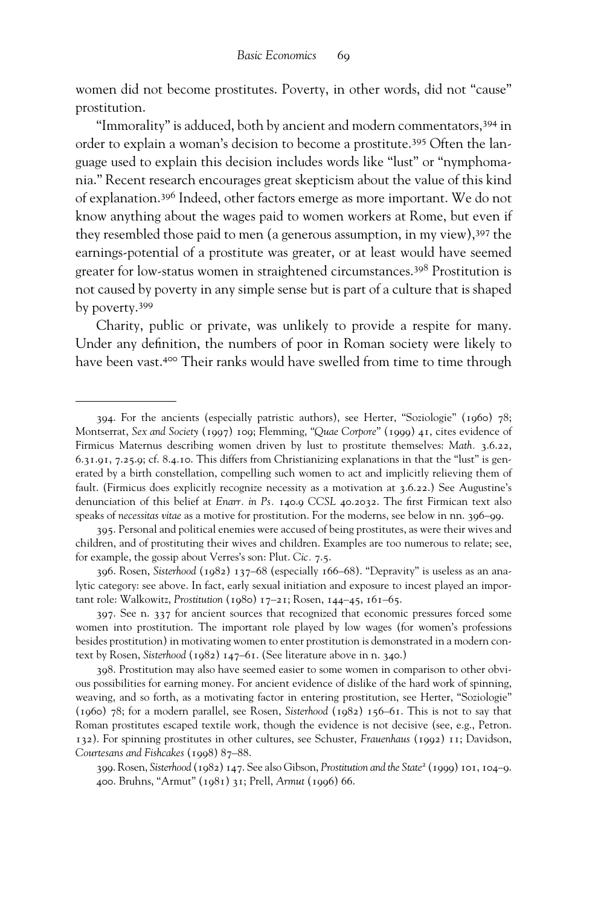women did not become prostitutes. Poverty, in other words, did not "cause" prostitution.

"Immorality" is adduced, both by ancient and modern commentators,[394] in order to explain a woman's decision to become a prostitute.[395] Often the language used to explain this decision includes words like "lust" or "nymphomania." Recent research encourages great skepticism about the value of this kind of explanation.[396] Indeed, other factors emerge as more important. We do not know anything about the wages paid to women workers at Rome, but even if they resembled those paid to men (a generous assumption, in my view),[397] the earnings-potential of a prostitute was greater, or at least would have seemed greater for low-status women in straightened circumstances.[398] Prostitution is not caused by poverty in any simple sense but is part of a culture that is shaped by poverty.[399]

Charity, public or private, was unlikely to provide a respite for many. Under any definition, the numbers of poor in Roman society were likely to have been vast.[400] Their ranks would have swelled from time to time through

---

394. For the ancients (especially patristic authors), see Herter, "Soziologie" (1960) 78; Montserrat, *Sex and Society* (1997) 109; Flemming, "*Quae Corpore*" (1999) 41, cites evidence of Firmicus Maternus describing women driven by lust to prostitute themselves: *Math.* 3.6.22, 6.31.91, 7.25.9; cf. 8.4.10. This differs from Christianizing explanations in that the "lust" is generated by a birth constellation, compelling such women to act and implicitly relieving them of fault. (Firmicus does explicitly recognize necessity as a motivation at 3.6.22.) See Augustine's denunciation of this belief at *Enarr. in Ps.* 140.9 *CCSL* 40.2032. The first Firmican text also speaks of *necessitas vitae* as a motive for prostitution. For the moderns, see below in nn. 396–99.

395. Personal and political enemies were accused of being prostitutes, as were their wives and children, and of prostituting their wives and children. Examples are too numerous to relate; see, for example, the gossip about Verres's son: Plut. *Cic.* 7.5.

396. Rosen, *Sisterhood* (1982) 137–68 (especially 166–68). "Depravity" is useless as an analytic category: see above. In fact, early sexual initiation and exposure to incest played an important role: Walkowitz, *Prostitution* (1980) 17–21; Rosen, 144–45, 161–65.

397. See n. 337 for ancient sources that recognized that economic pressures forced some women into prostitution. The important role played by low wages (for women's professions besides prostitution) in motivating women to enter prostitution is demonstrated in a modern context by Rosen, *Sisterhood* (1982) 147–61. (See literature above in n. 340.)

398. Prostitution may also have seemed easier to some women in comparison to other obvious possibilities for earning money. For ancient evidence of dislike of the hard work of spinning, weaving, and so forth, as a motivating factor in entering prostitution, see Herter, "Soziologie" (1960) 78; for a modern parallel, see Rosen, *Sisterhood* (1982) 156–61. This is not to say that Roman prostitutes escaped textile work, though the evidence is not decisive (see, e.g., Petron. 132). For spinning prostitutes in other cultures, see Schuster, *Frauenhaus* (1992) 11; Davidson, *Courtesans and Fishcakes* (1998) 87–88.

399. Rosen, *Sisterhood* (1982) 147. See also Gibson, *Prostitution and the State*[2] (1999) 101, 104–9.

400. Bruhns, "Armut" (1981) 31; Prell, *Armut* (1996) 66.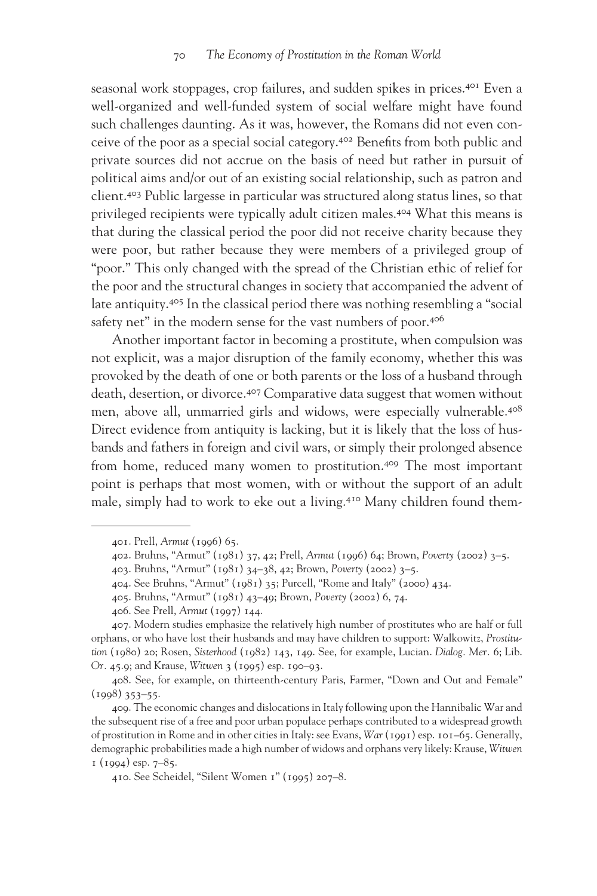seasonal work stoppages, crop failures, and sudden spikes in prices.[401] Even a well-organized and well-funded system of social welfare might have found such challenges daunting. As it was, however, the Romans did not even conceive of the poor as a special social category.[402] Benefits from both public and private sources did not accrue on the basis of need but rather in pursuit of political aims and/or out of an existing social relationship, such as patron and client.[403] Public largesse in particular was structured along status lines, so that privileged recipients were typically adult citizen males.[404] What this means is that during the classical period the poor did not receive charity because they were poor, but rather because they were members of a privileged group of "poor." This only changed with the spread of the Christian ethic of relief for the poor and the structural changes in society that accompanied the advent of late antiquity.[405] In the classical period there was nothing resembling a "social safety net" in the modern sense for the vast numbers of poor.[406]

Another important factor in becoming a prostitute, when compulsion was not explicit, was a major disruption of the family economy, whether this was provoked by the death of one or both parents or the loss of a husband through death, desertion, or divorce.[407] Comparative data suggest that women without men, above all, unmarried girls and widows, were especially vulnerable.[408] Direct evidence from antiquity is lacking, but it is likely that the loss of husbands and fathers in foreign and civil wars, or simply their prolonged absence from home, reduced many women to prostitution.[409] The most important point is perhaps that most women, with or without the support of an adult male, simply had to work to eke out a living.[410] Many children found them-

---

401. Prell, *Armut* (1996) 65.

402. Bruhns, "Armut" (1981) 37, 42; Prell, *Armut* (1996) 64; Brown, *Poverty* (2002) 3–5.

403. Bruhns, "Armut" (1981) 34–38, 42; Brown, *Poverty* (2002) 3–5.

404. See Bruhns, "Armut" (1981) 35; Purcell, "Rome and Italy" (2000) 434.

405. Bruhns, "Armut" (1981) 43–49; Brown, *Poverty* (2002) 6, 74.

406. See Prell, *Armut* (1997) 144.

407. Modern studies emphasize the relatively high number of prostitutes who are half or full orphans, or who have lost their husbands and may have children to support: Walkowitz, *Prostitution* (1980) 20; Rosen, *Sisterhood* (1982) 143, 149. See, for example, Lucian. *Dialog. Mer.* 6; Lib. *Or.* 45.9; and Krause, *Witwen* 3 (1995) esp. 190–93.

408. See, for example, on thirteenth-century Paris, Farmer, "Down and Out and Female" (1998) 353–55.

409. The economic changes and dislocations in Italy following upon the Hannibalic War and the subsequent rise of a free and poor urban populace perhaps contributed to a widespread growth of prostitution in Rome and in other cities in Italy: see Evans, *War* (1991) esp. 101–65. Generally, demographic probabilities made a high number of widows and orphans very likely: Krause, *Witwen* 1 (1994) esp. 7–85.

410. See Scheidel, "Silent Women 1" (1995) 207–8.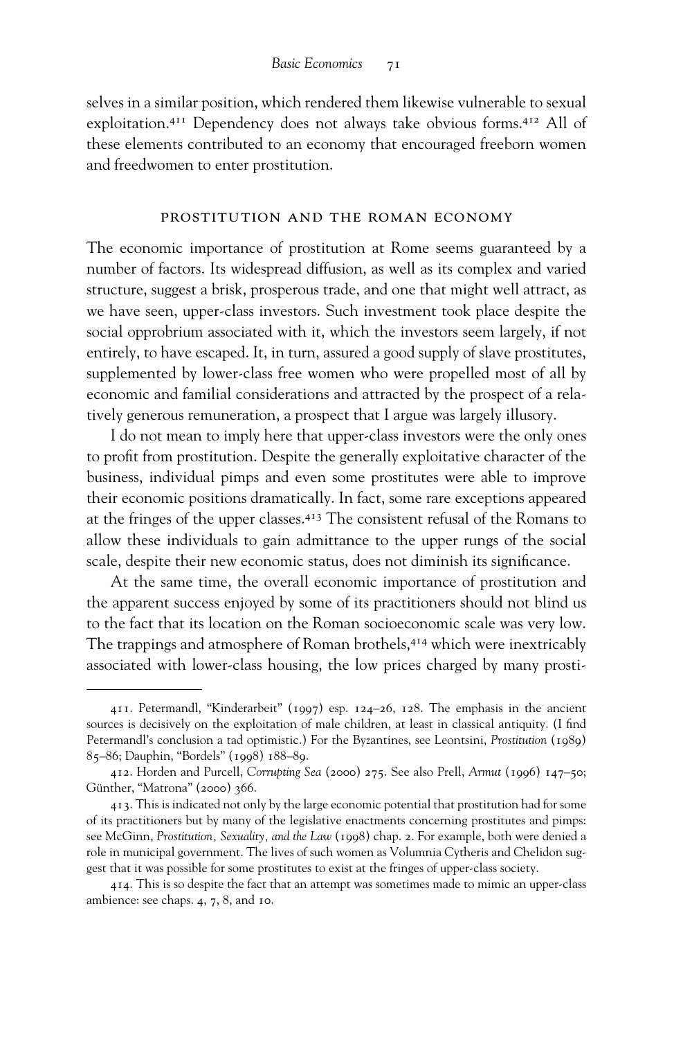selves in a similar position, which rendered them likewise vulnerable to sexual exploitation.[411] Dependency does not always take obvious forms.[412] All of these elements contributed to an economy that encouraged freeborn women and freedwomen to enter prostitution.

## PROSTITUTION AND THE ROMAN ECONOMY

The economic importance of prostitution at Rome seems guaranteed by a number of factors. Its widespread diffusion, as well as its complex and varied structure, suggest a brisk, prosperous trade, and one that might well attract, as we have seen, upper-class investors. Such investment took place despite the social opprobrium associated with it, which the investors seem largely, if not entirely, to have escaped. It, in turn, assured a good supply of slave prostitutes, supplemented by lower-class free women who were propelled most of all by economic and familial considerations and attracted by the prospect of a relatively generous remuneration, a prospect that I argue was largely illusory.

I do not mean to imply here that upper-class investors were the only ones to profit from prostitution. Despite the generally exploitative character of the business, individual pimps and even some prostitutes were able to improve their economic positions dramatically. In fact, some rare exceptions appeared at the fringes of the upper classes.[413] The consistent refusal of the Romans to allow these individuals to gain admittance to the upper rungs of the social scale, despite their new economic status, does not diminish its significance.

At the same time, the overall economic importance of prostitution and the apparent success enjoyed by some of its practitioners should not blind us to the fact that its location on the Roman socioeconomic scale was very low. The trappings and atmosphere of Roman brothels,[414] which were inextricably associated with lower-class housing, the low prices charged by many prosti-

---

411. Petermandl, "Kinderarbeit" (1997) esp. 124–26, 128. The emphasis in the ancient sources is decisively on the exploitation of male children, at least in classical antiquity. (I find Petermandl's conclusion a tad optimistic.) For the Byzantines, see Leontsini, *Prostitution* (1989) 85–86; Dauphin, "Bordels" (1998) 188–89.

412. Horden and Purcell, *Corrupting Sea* (2000) 275. See also Prell, *Armut* (1996) 147–50; Günther, "Matrona" (2000) 366.

413. This is indicated not only by the large economic potential that prostitution had for some of its practitioners but by many of the legislative enactments concerning prostitutes and pimps: see McGinn, *Prostitution, Sexuality, and the Law* (1998) chap. 2. For example, both were denied a role in municipal government. The lives of such women as Volumnia Cytheris and Chelidon suggest that it was possible for some prostitutes to exist at the fringes of upper-class society.

414. This is so despite the fact that an attempt was sometimes made to mimic an upper-class ambience: see chaps. 4, 7, 8, and 10.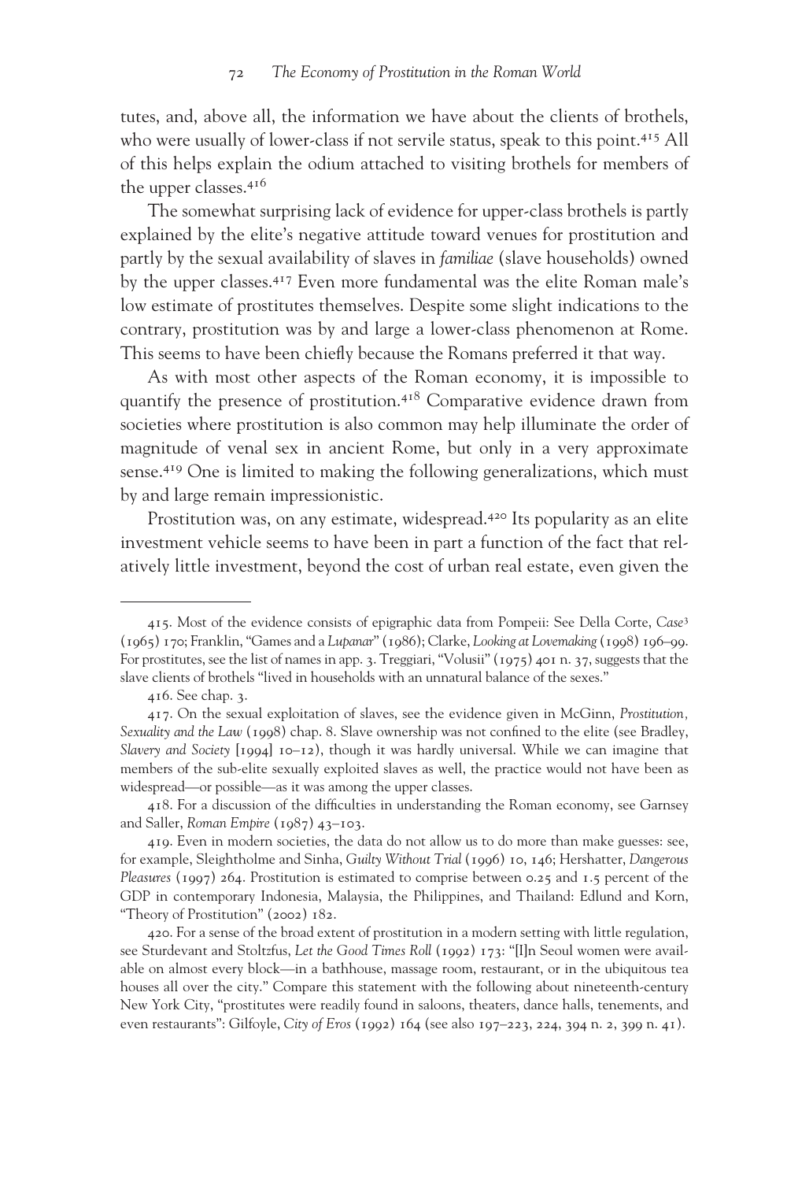tutes, and, above all, the information we have about the clients of brothels, who were usually of lower-class if not servile status, speak to this point.[415] All of this helps explain the odium attached to visiting brothels for members of the upper classes.[416]

The somewhat surprising lack of evidence for upper-class brothels is partly explained by the elite's negative attitude toward venues for prostitution and partly by the sexual availability of slaves in *familiae* (slave households) owned by the upper classes.[417] Even more fundamental was the elite Roman male's low estimate of prostitutes themselves. Despite some slight indications to the contrary, prostitution was by and large a lower-class phenomenon at Rome. This seems to have been chiefly because the Romans preferred it that way.

As with most other aspects of the Roman economy, it is impossible to quantify the presence of prostitution.[418] Comparative evidence drawn from societies where prostitution is also common may help illuminate the order of magnitude of venal sex in ancient Rome, but only in a very approximate sense.[419] One is limited to making the following generalizations, which must by and large remain impressionistic.

Prostitution was, on any estimate, widespread.[420] Its popularity as an elite investment vehicle seems to have been in part a function of the fact that relatively little investment, beyond the cost of urban real estate, even given the

---

415. Most of the evidence consists of epigraphic data from Pompeii: See Della Corte, *Case*³ (1965) 170; Franklin, "Games and a *Lupanar*" (1986); Clarke, *Looking at Lovemaking* (1998) 196–99. For prostitutes, see the list of names in app. 3. Treggiari, "Volusii" (1975) 401 n. 37, suggests that the slave clients of brothels "lived in households with an unnatural balance of the sexes."

416. See chap. 3.

417. On the sexual exploitation of slaves, see the evidence given in McGinn, *Prostitution, Sexuality and the Law* (1998) chap. 8. Slave ownership was not confined to the elite (see Bradley, *Slavery and Society* [1994] 10–12), though it was hardly universal. While we can imagine that members of the sub-elite sexually exploited slaves as well, the practice would not have been as widespread—or possible—as it was among the upper classes.

418. For a discussion of the difficulties in understanding the Roman economy, see Garnsey and Saller, *Roman Empire* (1987) 43–103.

419. Even in modern societies, the data do not allow us to do more than make guesses: see, for example, Sleightholme and Sinha, *Guilty Without Trial* (1996) 10, 146; Hershatter, *Dangerous Pleasures* (1997) 264. Prostitution is estimated to comprise between 0.25 and 1.5 percent of the GDP in contemporary Indonesia, Malaysia, the Philippines, and Thailand: Edlund and Korn, "Theory of Prostitution" (2002) 182.

420. For a sense of the broad extent of prostitution in a modern setting with little regulation, see Sturdevant and Stoltzfus, *Let the Good Times Roll* (1992) 173: "[I]n Seoul women were available on almost every block—in a bathhouse, massage room, restaurant, or in the ubiquitous tea houses all over the city." Compare this statement with the following about nineteenth-century New York City, "prostitutes were readily found in saloons, theaters, dance halls, tenements, and even restaurants": Gilfoyle, *City of Eros* (1992) 164 (see also 197–223, 224, 394 n. 2, 399 n. 41).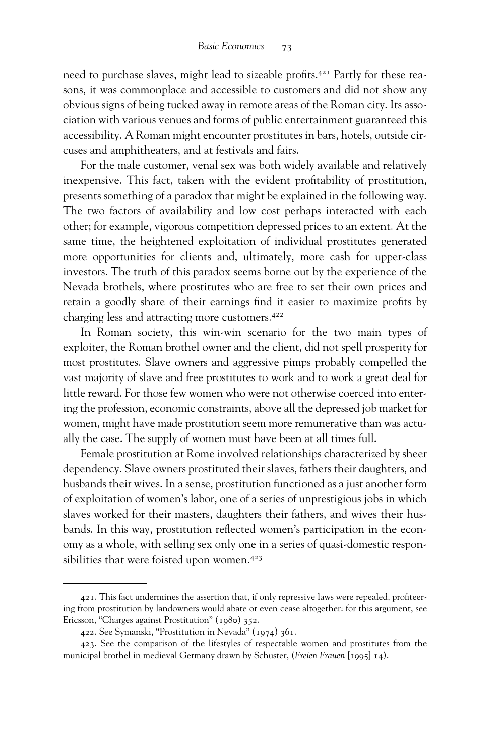need to purchase slaves, might lead to sizeable profits.[421] Partly for these reasons, it was commonplace and accessible to customers and did not show any obvious signs of being tucked away in remote areas of the Roman city. Its association with various venues and forms of public entertainment guaranteed this accessibility. A Roman might encounter prostitutes in bars, hotels, outside circuses and amphitheaters, and at festivals and fairs.

For the male customer, venal sex was both widely available and relatively inexpensive. This fact, taken with the evident profitability of prostitution, presents something of a paradox that might be explained in the following way. The two factors of availability and low cost perhaps interacted with each other; for example, vigorous competition depressed prices to an extent. At the same time, the heightened exploitation of individual prostitutes generated more opportunities for clients and, ultimately, more cash for upper-class investors. The truth of this paradox seems borne out by the experience of the Nevada brothels, where prostitutes who are free to set their own prices and retain a goodly share of their earnings find it easier to maximize profits by charging less and attracting more customers.[422]

In Roman society, this win-win scenario for the two main types of exploiter, the Roman brothel owner and the client, did not spell prosperity for most prostitutes. Slave owners and aggressive pimps probably compelled the vast majority of slave and free prostitutes to work and to work a great deal for little reward. For those few women who were not otherwise coerced into entering the profession, economic constraints, above all the depressed job market for women, might have made prostitution seem more remunerative than was actually the case. The supply of women must have been at all times full.

Female prostitution at Rome involved relationships characterized by sheer dependency. Slave owners prostituted their slaves, fathers their daughters, and husbands their wives. In a sense, prostitution functioned as a just another form of exploitation of women's labor, one of a series of unprestigious jobs in which slaves worked for their masters, daughters their fathers, and wives their husbands. In this way, prostitution reflected women's participation in the economy as a whole, with selling sex only one in a series of quasi-domestic responsibilities that were foisted upon women.[423]

---

421. This fact undermines the assertion that, if only repressive laws were repealed, profiteering from prostitution by landowners would abate or even cease altogether: for this argument, see Ericsson, "Charges against Prostitution" (1980) 352.

422. See Symanski, "Prostitution in Nevada" (1974) 361.

423. See the comparison of the lifestyles of respectable women and prostitutes from the municipal brothel in medieval Germany drawn by Schuster, (*Freien Frauen* [1995] 14).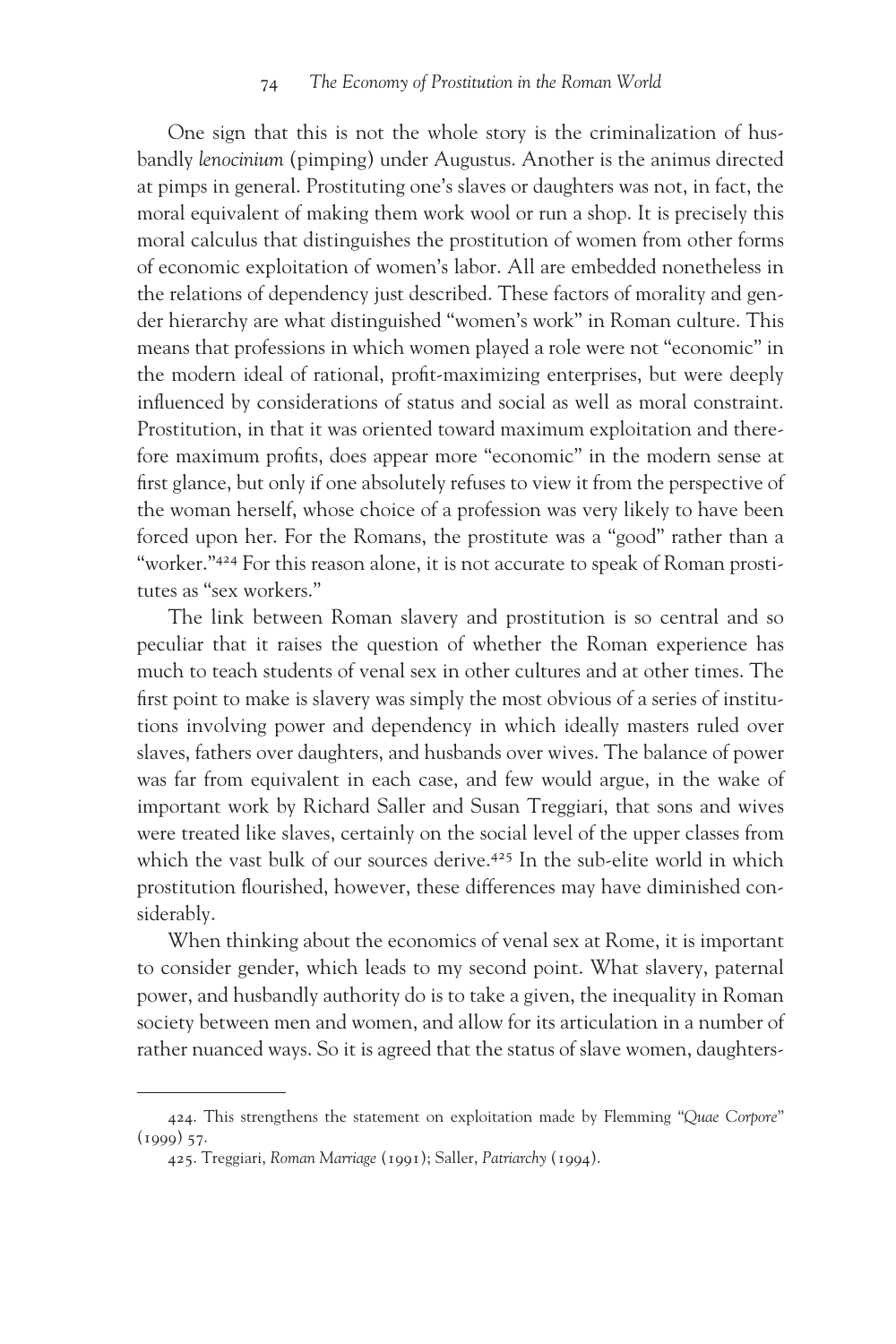One sign that this is not the whole story is the criminalization of husbandly *lenocinium* (pimping) under Augustus. Another is the animus directed at pimps in general. Prostituting one's slaves or daughters was not, in fact, the moral equivalent of making them work wool or run a shop. It is precisely this moral calculus that distinguishes the prostitution of women from other forms of economic exploitation of women's labor. All are embedded nonetheless in the relations of dependency just described. These factors of morality and gender hierarchy are what distinguished "women's work" in Roman culture. This means that professions in which women played a role were not "economic" in the modern ideal of rational, profit-maximizing enterprises, but were deeply influenced by considerations of status and social as well as moral constraint. Prostitution, in that it was oriented toward maximum exploitation and therefore maximum profits, does appear more "economic" in the modern sense at first glance, but only if one absolutely refuses to view it from the perspective of the woman herself, whose choice of a profession was very likely to have been forced upon her. For the Romans, the prostitute was a "good" rather than a "worker."[424] For this reason alone, it is not accurate to speak of Roman prostitutes as "sex workers."

The link between Roman slavery and prostitution is so central and so peculiar that it raises the question of whether the Roman experience has much to teach students of venal sex in other cultures and at other times. The first point to make is slavery was simply the most obvious of a series of institutions involving power and dependency in which ideally masters ruled over slaves, fathers over daughters, and husbands over wives. The balance of power was far from equivalent in each case, and few would argue, in the wake of important work by Richard Saller and Susan Treggiari, that sons and wives were treated like slaves, certainly on the social level of the upper classes from which the vast bulk of our sources derive.[425] In the sub-elite world in which prostitution flourished, however, these differences may have diminished considerably.

When thinking about the economics of venal sex at Rome, it is important to consider gender, which leads to my second point. What slavery, paternal power, and husbandly authority do is to take a given, the inequality in Roman society between men and women, and allow for its articulation in a number of rather nuanced ways. So it is agreed that the status of slave women, daughters-

---

424. This strengthens the statement on exploitation made by Flemming "*Quae Corpore*" (1999) 57.

425. Treggiari, *Roman Marriage* (1991); Saller, *Patriarchy* (1994).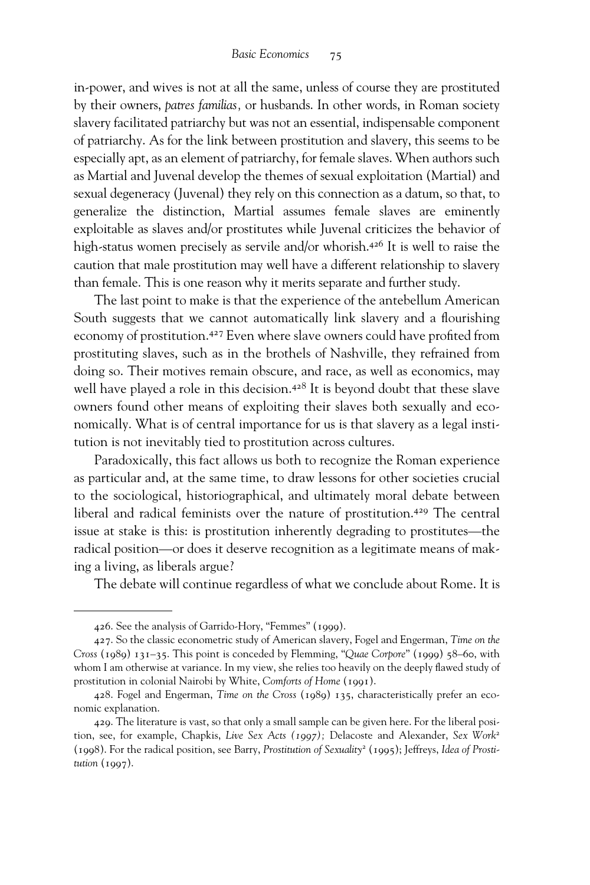in-power, and wives is not at all the same, unless of course they are prostituted by their owners, *patres familias,* or husbands. In other words, in Roman society slavery facilitated patriarchy but was not an essential, indispensable component of patriarchy. As for the link between prostitution and slavery, this seems to be especially apt, as an element of patriarchy, for female slaves. When authors such as Martial and Juvenal develop the themes of sexual exploitation (Martial) and sexual degeneracy (Juvenal) they rely on this connection as a datum, so that, to generalize the distinction, Martial assumes female slaves are eminently exploitable as slaves and/or prostitutes while Juvenal criticizes the behavior of high-status women precisely as servile and/or whorish.[426] It is well to raise the caution that male prostitution may well have a different relationship to slavery than female. This is one reason why it merits separate and further study.

The last point to make is that the experience of the antebellum American South suggests that we cannot automatically link slavery and a flourishing economy of prostitution.[427] Even where slave owners could have profited from prostituting slaves, such as in the brothels of Nashville, they refrained from doing so. Their motives remain obscure, and race, as well as economics, may well have played a role in this decision.[428] It is beyond doubt that these slave owners found other means of exploiting their slaves both sexually and economically. What is of central importance for us is that slavery as a legal institution is not inevitably tied to prostitution across cultures.

Paradoxically, this fact allows us both to recognize the Roman experience as particular and, at the same time, to draw lessons for other societies crucial to the sociological, historiographical, and ultimately moral debate between liberal and radical feminists over the nature of prostitution.[429] The central issue at stake is this: is prostitution inherently degrading to prostitutes—the radical position—or does it deserve recognition as a legitimate means of making a living, as liberals argue?

The debate will continue regardless of what we conclude about Rome. It is

---

426. See the analysis of Garrido-Hory, "Femmes" (1999).

427. So the classic econometric study of American slavery, Fogel and Engerman, *Time on the Cross* (1989) 131–35. This point is conceded by Flemming, "*Quae Corpore*" (1999) 58–60, with whom I am otherwise at variance. In my view, she relies too heavily on the deeply flawed study of prostitution in colonial Nairobi by White, *Comforts of Home* (1991).

428. Fogel and Engerman, *Time on the Cross* (1989) 135, characteristically prefer an economic explanation.

429. The literature is vast, so that only a small sample can be given here. For the liberal position, see, for example, Chapkis, *Live Sex Acts (1997);* Delacoste and Alexander, *Sex Work*[2] (1998). For the radical position, see Barry, *Prostitution of Sexuality*[2] (1995); Jeffreys, *Idea of Prostitution* (1997).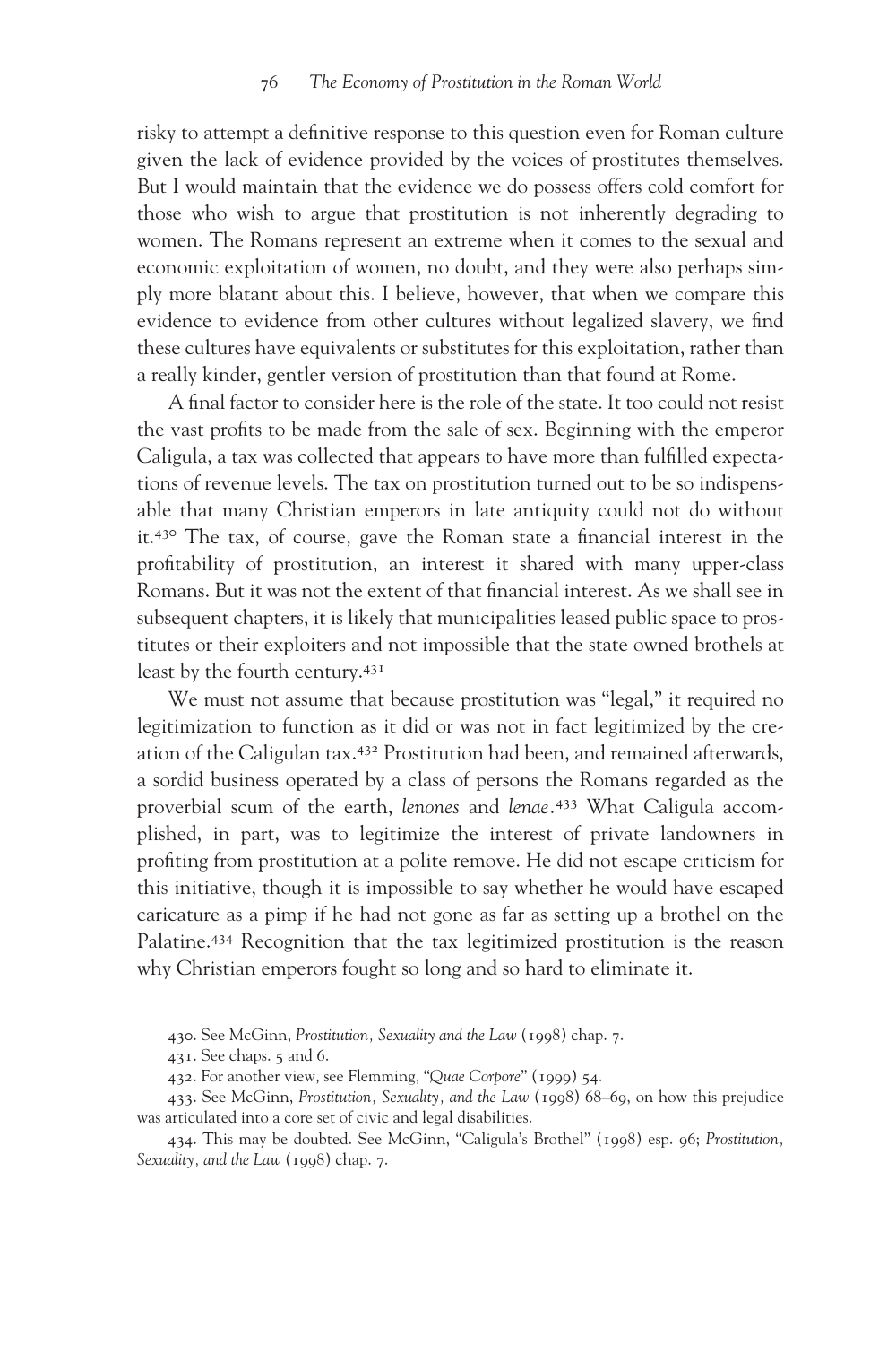risky to attempt a definitive response to this question even for Roman culture given the lack of evidence provided by the voices of prostitutes themselves. But I would maintain that the evidence we do possess offers cold comfort for those who wish to argue that prostitution is not inherently degrading to women. The Romans represent an extreme when it comes to the sexual and economic exploitation of women, no doubt, and they were also perhaps simply more blatant about this. I believe, however, that when we compare this evidence to evidence from other cultures without legalized slavery, we find these cultures have equivalents or substitutes for this exploitation, rather than a really kinder, gentler version of prostitution than that found at Rome.

A final factor to consider here is the role of the state. It too could not resist the vast profits to be made from the sale of sex. Beginning with the emperor Caligula, a tax was collected that appears to have more than fulfilled expectations of revenue levels. The tax on prostitution turned out to be so indispensable that many Christian emperors in late antiquity could not do without it.[430] The tax, of course, gave the Roman state a financial interest in the profitability of prostitution, an interest it shared with many upper-class Romans. But it was not the extent of that financial interest. As we shall see in subsequent chapters, it is likely that municipalities leased public space to prostitutes or their exploiters and not impossible that the state owned brothels at least by the fourth century.[431]

We must not assume that because prostitution was "legal," it required no legitimization to function as it did or was not in fact legitimized by the creation of the Caligulan tax.[432] Prostitution had been, and remained afterwards, a sordid business operated by a class of persons the Romans regarded as the proverbial scum of the earth, *lenones* and *lenae*.[433] What Caligula accomplished, in part, was to legitimize the interest of private landowners in profiting from prostitution at a polite remove. He did not escape criticism for this initiative, though it is impossible to say whether he would have escaped caricature as a pimp if he had not gone as far as setting up a brothel on the Palatine.[434] Recognition that the tax legitimized prostitution is the reason why Christian emperors fought so long and so hard to eliminate it.

---

430. See McGinn, *Prostitution, Sexuality and the Law* (1998) chap. 7.

431. See chaps. 5 and 6.

432. For another view, see Flemming, "*Quae Corpore*" (1999) 54.

433. See McGinn, *Prostitution, Sexuality, and the Law* (1998) 68–69, on how this prejudice was articulated into a core set of civic and legal disabilities.

434. This may be doubted. See McGinn, "Caligula's Brothel" (1998) esp. 96; *Prostitution, Sexuality, and the Law* (1998) chap. 7.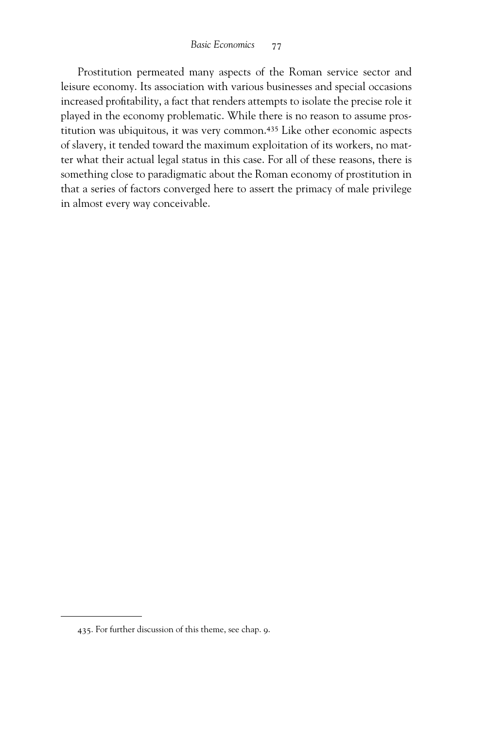Prostitution permeated many aspects of the Roman service sector and leisure economy. Its association with various businesses and special occasions increased profitability, a fact that renders attempts to isolate the precise role it played in the economy problematic. While there is no reason to assume prostitution was ubiquitous, it was very common.[435] Like other economic aspects of slavery, it tended toward the maximum exploitation of its workers, no matter what their actual legal status in this case. For all of these reasons, there is something close to paradigmatic about the Roman economy of prostitution in that a series of factors converged here to assert the primacy of male privilege in almost every way conceivable.

---

435. For further discussion of this theme, see chap. 9.